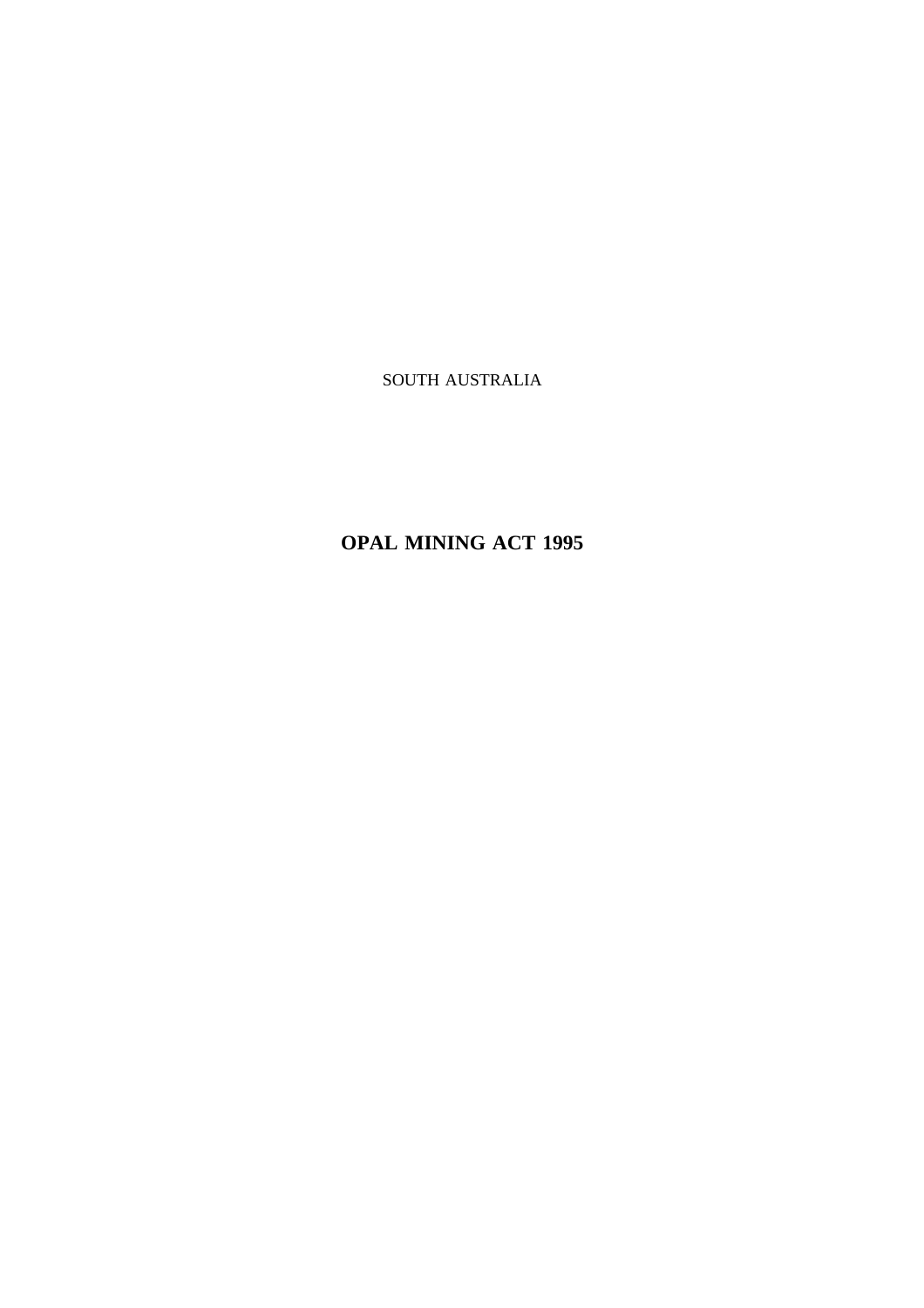SOUTH AUSTRALIA

# OPAL MINING ACT 1995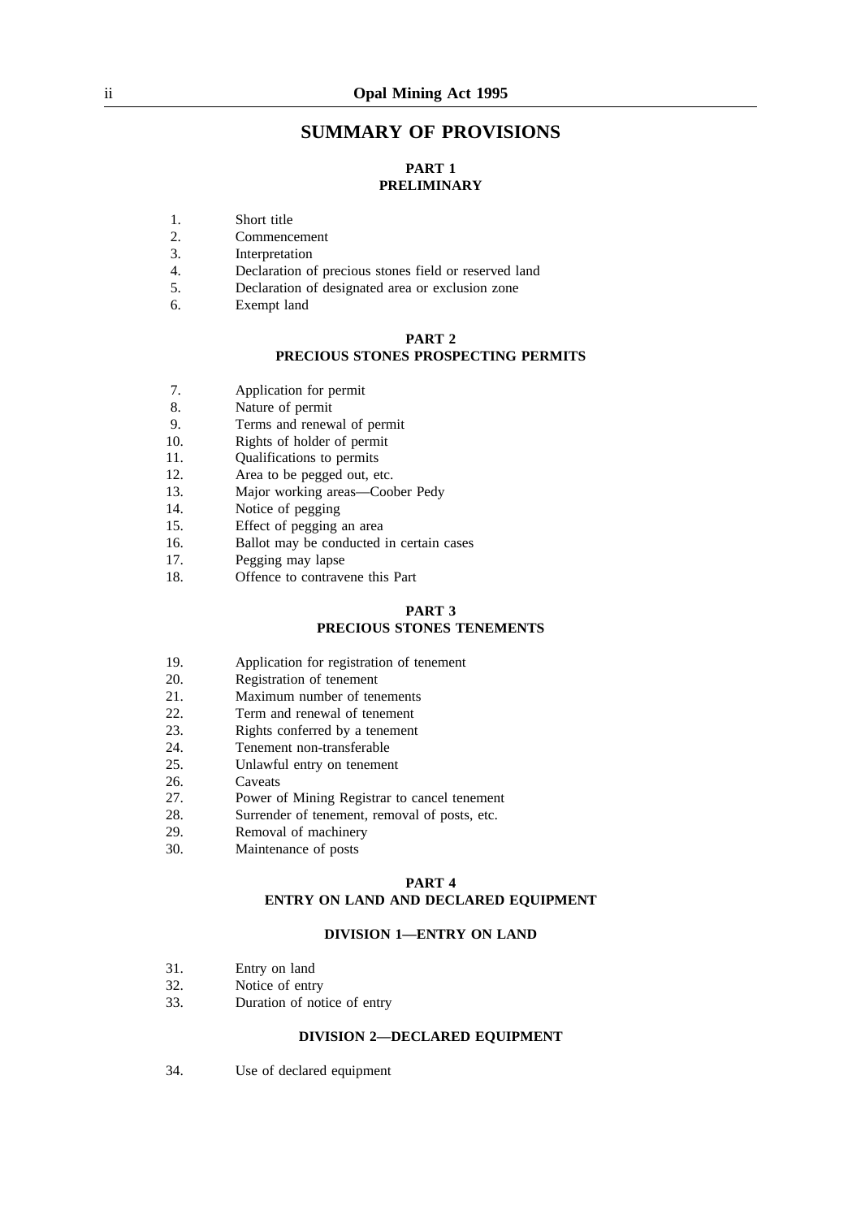## SUMMARY OF PROVISIONS

### PART 1
### PRELIMINARY

1. Short title
2. Commencement
3. Interpretation
4. Declaration of precious stones field or reserved land
5. Declaration of designated area or exclusion zone
6. Exempt land

### PART 2
### PRECIOUS STONES PROSPECTING PERMITS

7. Application for permit
8. Nature of permit
9. Terms and renewal of permit
10. Rights of holder of permit
11. Qualifications to permits
12. Area to be pegged out, etc.
13. Major working areas—Coober Pedy
14. Notice of pegging
15. Effect of pegging an area
16. Ballot may be conducted in certain cases
17. Pegging may lapse
18. Offence to contravene this Part

### PART 3
### PRECIOUS STONES TENEMENTS

19. Application for registration of tenement
20. Registration of tenement
21. Maximum number of tenements
22. Term and renewal of tenement
23. Rights conferred by a tenement
24. Tenement non-transferable
25. Unlawful entry on tenement
26. Caveats
27. Power of Mining Registrar to cancel tenement
28. Surrender of tenement, removal of posts, etc.
29. Removal of machinery
30. Maintenance of posts

### PART 4
### ENTRY ON LAND AND DECLARED EQUIPMENT

#### DIVISION 1—ENTRY ON LAND

31. Entry on land
32. Notice of entry
33. Duration of notice of entry

#### DIVISION 2—DECLARED EQUIPMENT

34. Use of declared equipment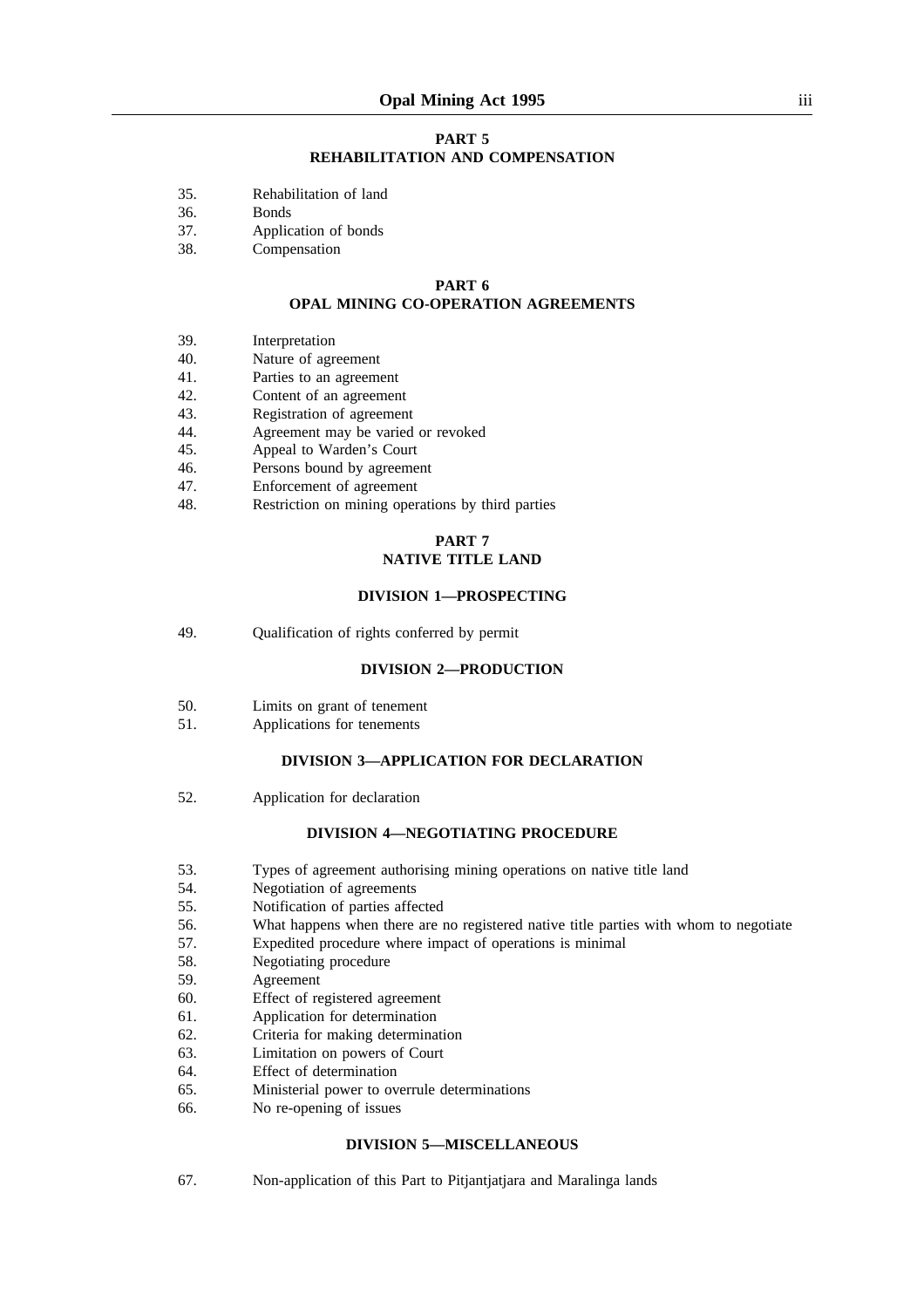## PART 5
## REHABILITATION AND COMPENSATION

35. Rehabilitation of land
36. Bonds
37. Application of bonds
38. Compensation

## PART 6
## OPAL MINING CO-OPERATION AGREEMENTS

39. Interpretation
40. Nature of agreement
41. Parties to an agreement
42. Content of an agreement
43. Registration of agreement
44. Agreement may be varied or revoked
45. Appeal to Warden's Court
46. Persons bound by agreement
47. Enforcement of agreement
48. Restriction on mining operations by third parties

## PART 7
## NATIVE TITLE LAND

### DIVISION 1—PROSPECTING

49. Qualification of rights conferred by permit

### DIVISION 2—PRODUCTION

50. Limits on grant of tenement
51. Applications for tenements

### DIVISION 3—APPLICATION FOR DECLARATION

52. Application for declaration

### DIVISION 4—NEGOTIATING PROCEDURE

53. Types of agreement authorising mining operations on native title land
54. Negotiation of agreements
55. Notification of parties affected
56. What happens when there are no registered native title parties with whom to negotiate
57. Expedited procedure where impact of operations is minimal
58. Negotiating procedure
59. Agreement
60. Effect of registered agreement
61. Application for determination
62. Criteria for making determination
63. Limitation on powers of Court
64. Effect of determination
65. Ministerial power to overrule determinations
66. No re-opening of issues

### DIVISION 5—MISCELLANEOUS

67. Non-application of this Part to Pitjantjatjara and Maralinga lands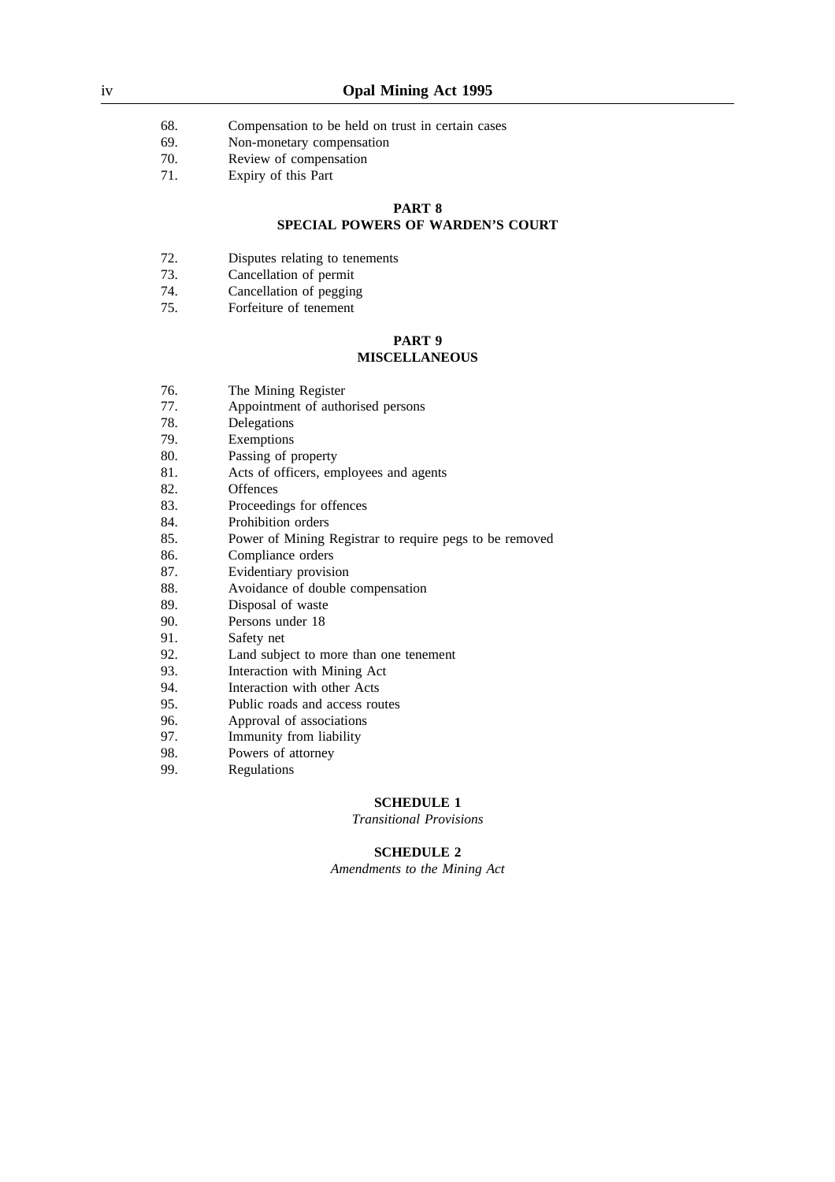68. Compensation to be held on trust in certain cases
69. Non-monetary compensation
70. Review of compensation
71. Expiry of this Part

**PART 8**
**SPECIAL POWERS OF WARDEN'S COURT**

72. Disputes relating to tenements
73. Cancellation of permit
74. Cancellation of pegging
75. Forfeiture of tenement

**PART 9**
**MISCELLANEOUS**

76. The Mining Register
77. Appointment of authorised persons
78. Delegations
79. Exemptions
80. Passing of property
81. Acts of officers, employees and agents
82. Offences
83. Proceedings for offences
84. Prohibition orders
85. Power of Mining Registrar to require pegs to be removed
86. Compliance orders
87. Evidentiary provision
88. Avoidance of double compensation
89. Disposal of waste
90. Persons under 18
91. Safety net
92. Land subject to more than one tenement
93. Interaction with Mining Act
94. Interaction with other Acts
95. Public roads and access routes
96. Approval of associations
97. Immunity from liability
98. Powers of attorney
99. Regulations

**SCHEDULE 1**
*Transitional Provisions*

**SCHEDULE 2**
*Amendments to the Mining Act*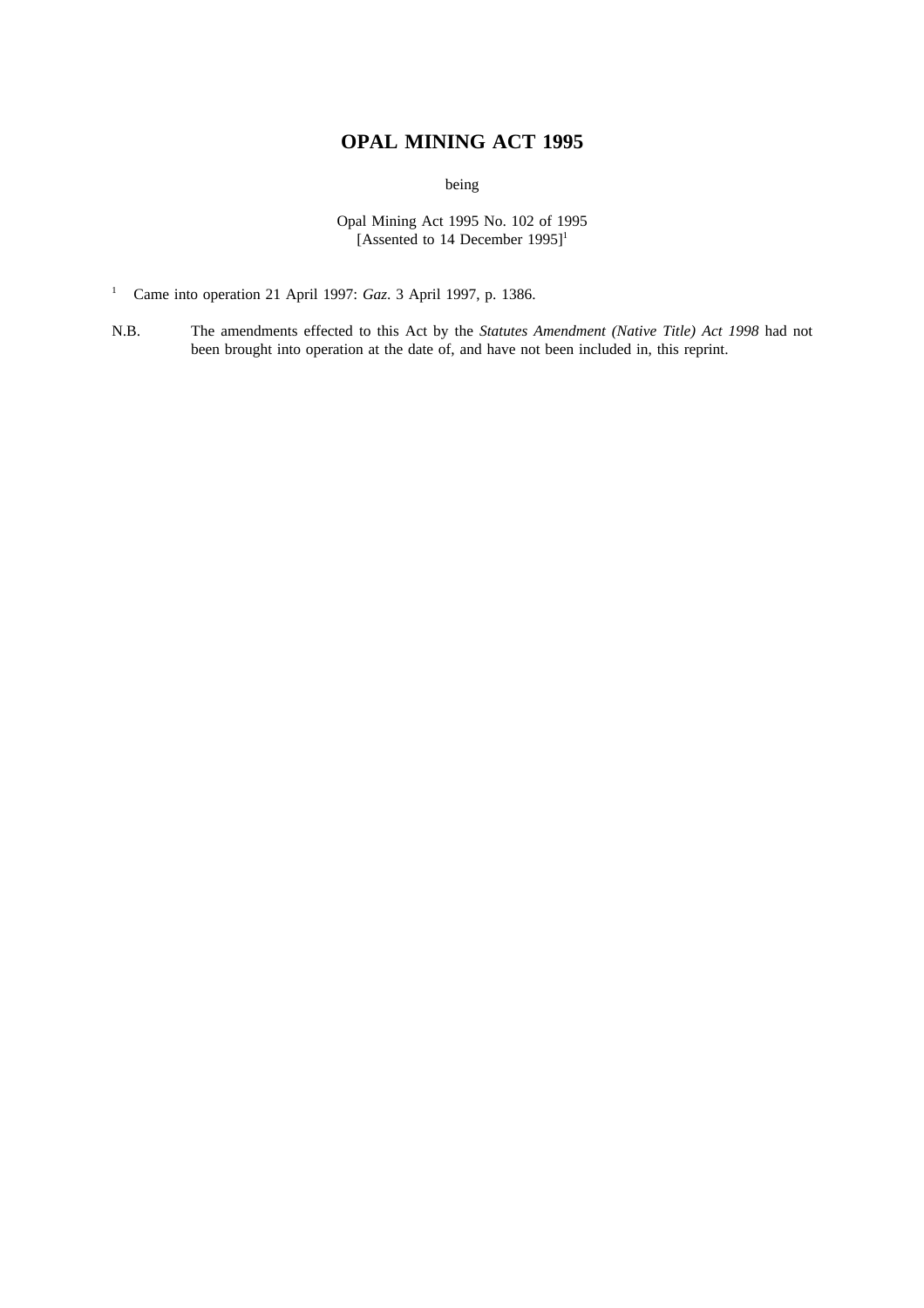# OPAL MINING ACT 1995

being

Opal Mining Act 1995 No. 102 of 1995
[Assented to 14 December 1995][1]

[1] Came into operation 21 April 1997: *Gaz*. 3 April 1997, p. 1386.

N.B. The amendments effected to this Act by the *Statutes Amendment (Native Title) Act 1998* had not been brought into operation at the date of, and have not been included in, this reprint.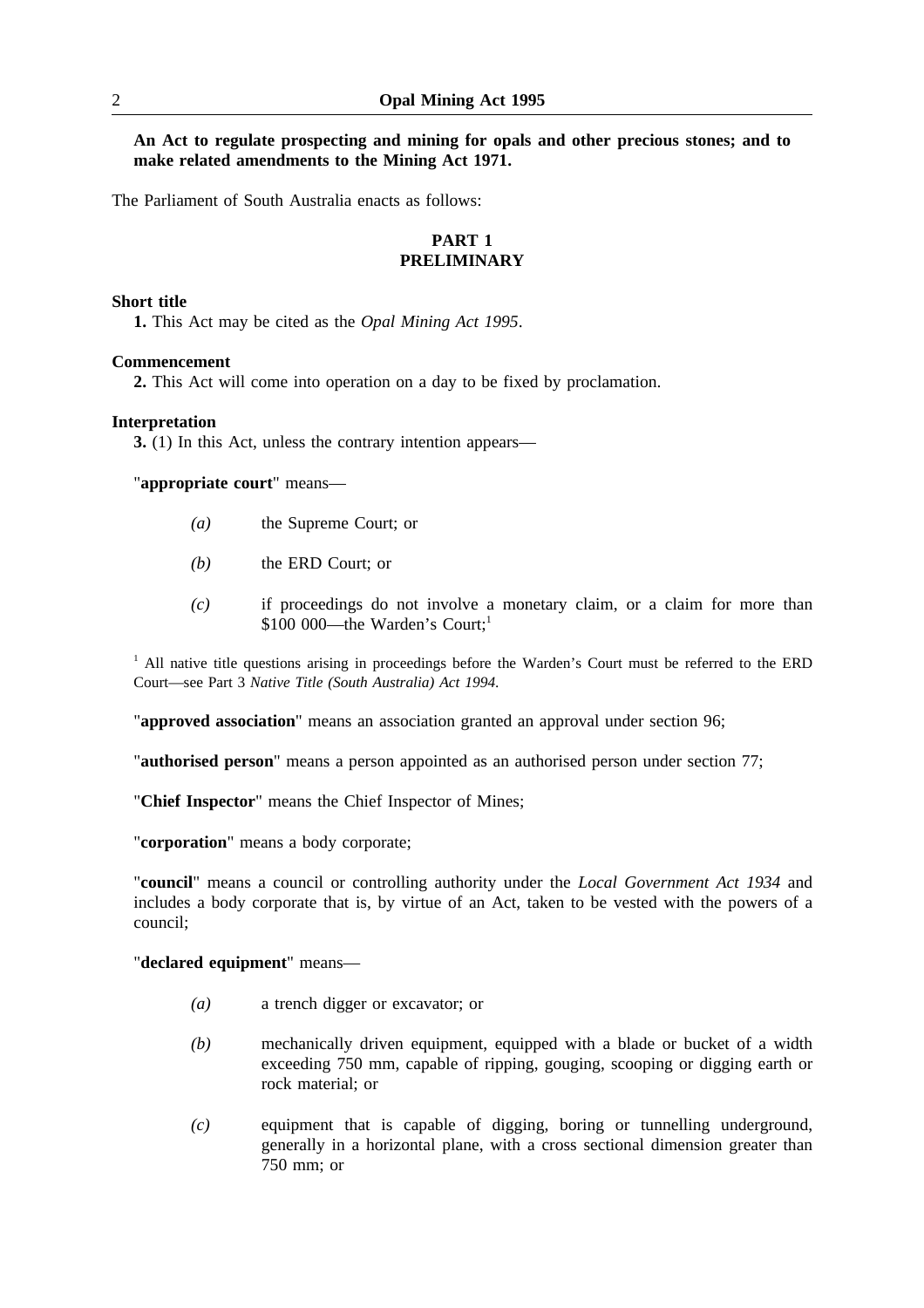**An Act to regulate prospecting and mining for opals and other precious stones; and to make related amendments to the Mining Act 1971.**

The Parliament of South Australia enacts as follows:

## PART 1
## PRELIMINARY

**Short title**

**1.** This Act may be cited as the *Opal Mining Act 1995*.

**Commencement**

**2.** This Act will come into operation on a day to be fixed by proclamation.

**Interpretation**

**3.** (1) In this Act, unless the contrary intention appears—

"**appropriate court**" means—

- *(a)* the Supreme Court; or
- *(b)* the ERD Court; or
- *(c)* if proceedings do not involve a monetary claim, or a claim for more than $100 000—the Warden's Court;[1]

[1] All native title questions arising in proceedings before the Warden's Court must be referred to the ERD Court—see Part 3 *Native Title (South Australia) Act 1994*.

"**approved association**" means an association granted an approval under section 96;

"**authorised person**" means a person appointed as an authorised person under section 77;

"**Chief Inspector**" means the Chief Inspector of Mines;

"**corporation**" means a body corporate;

"**council**" means a council or controlling authority under the *Local Government Act 1934* and includes a body corporate that is, by virtue of an Act, taken to be vested with the powers of a council;

"**declared equipment**" means—

- *(a)* a trench digger or excavator; or
- *(b)* mechanically driven equipment, equipped with a blade or bucket of a width exceeding 750 mm, capable of ripping, gouging, scooping or digging earth or rock material; or
- *(c)* equipment that is capable of digging, boring or tunnelling underground, generally in a horizontal plane, with a cross sectional dimension greater than 750 mm; or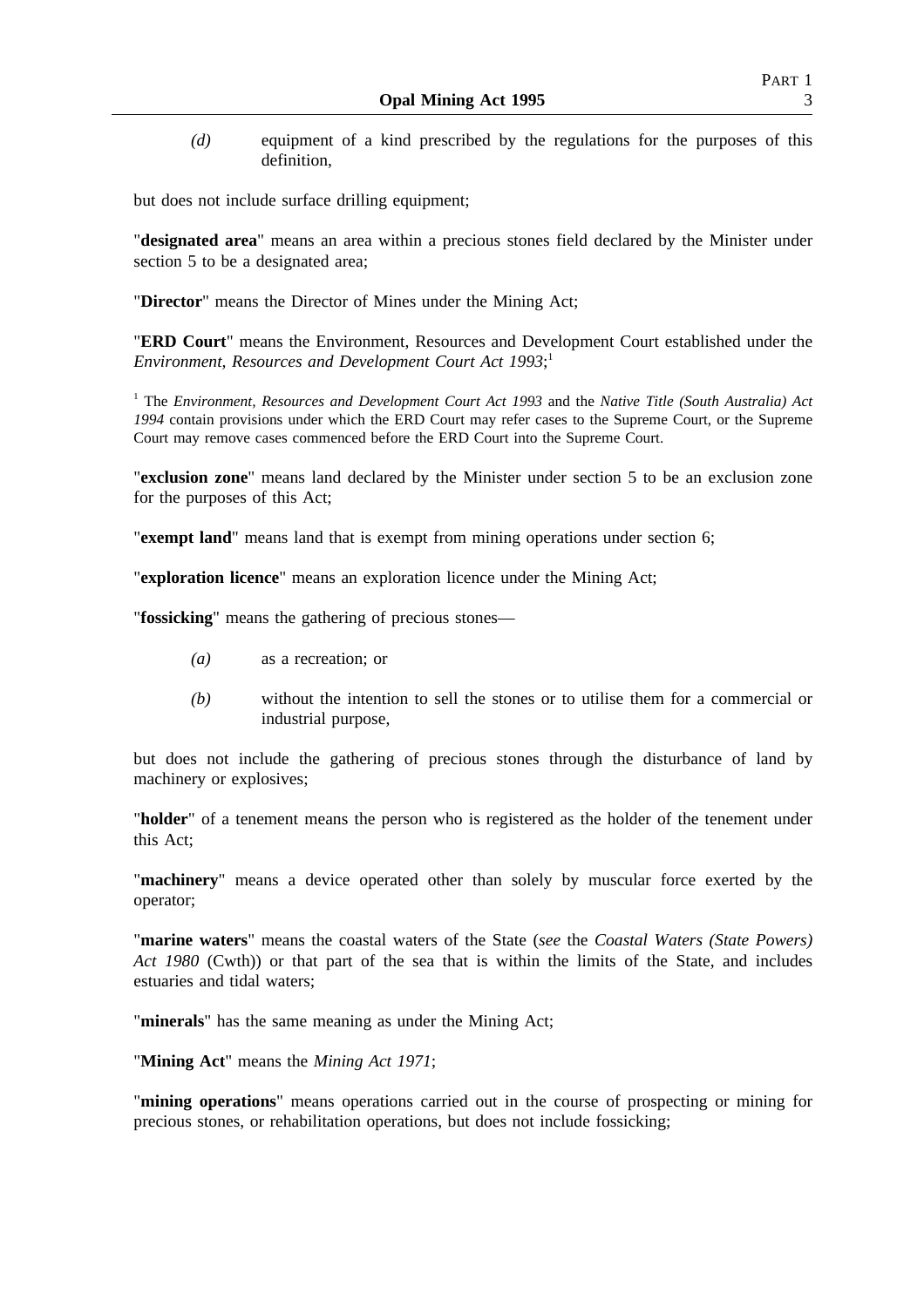*(d)* equipment of a kind prescribed by the regulations for the purposes of this definition,

but does not include surface drilling equipment;

"**designated area**" means an area within a precious stones field declared by the Minister under section 5 to be a designated area;

"**Director**" means the Director of Mines under the Mining Act;

"**ERD Court**" means the Environment, Resources and Development Court established under the *Environment, Resources and Development Court Act 1993*;[1]

[1] The *Environment, Resources and Development Court Act 1993* and the *Native Title (South Australia) Act 1994* contain provisions under which the ERD Court may refer cases to the Supreme Court, or the Supreme Court may remove cases commenced before the ERD Court into the Supreme Court.

"**exclusion zone**" means land declared by the Minister under section 5 to be an exclusion zone for the purposes of this Act;

"**exempt land**" means land that is exempt from mining operations under section 6;

"**exploration licence**" means an exploration licence under the Mining Act;

"**fossicking**" means the gathering of precious stones—

*(a)* as a recreation; or

*(b)* without the intention to sell the stones or to utilise them for a commercial or industrial purpose,

but does not include the gathering of precious stones through the disturbance of land by machinery or explosives;

"**holder**" of a tenement means the person who is registered as the holder of the tenement under this Act;

"**machinery**" means a device operated other than solely by muscular force exerted by the operator;

"**marine waters**" means the coastal waters of the State (*see* the *Coastal Waters (State Powers) Act 1980* (Cwth)) or that part of the sea that is within the limits of the State, and includes estuaries and tidal waters;

"**minerals**" has the same meaning as under the Mining Act;

"**Mining Act**" means the *Mining Act 1971*;

"**mining operations**" means operations carried out in the course of prospecting or mining for precious stones, or rehabilitation operations, but does not include fossicking;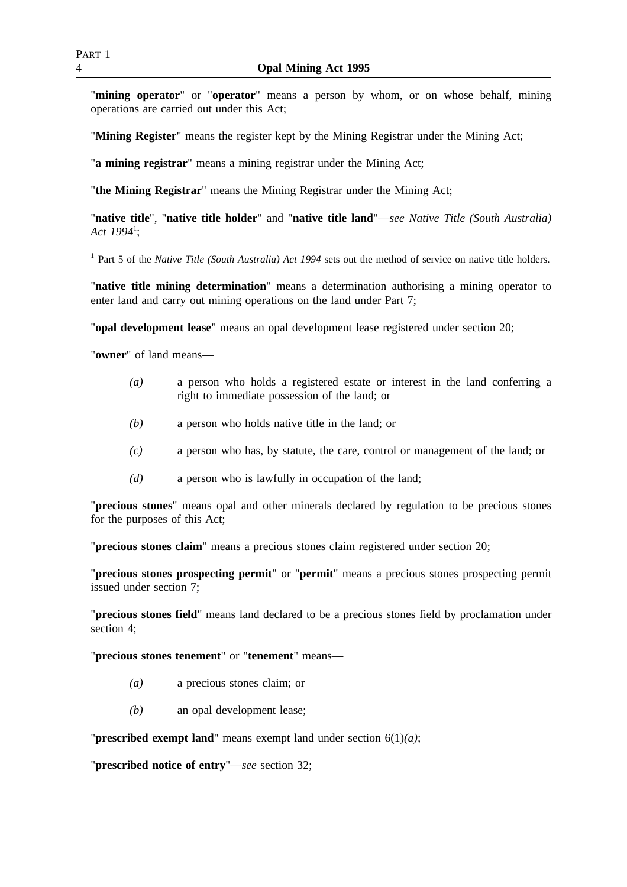"**mining operator**" or "**operator**" means a person by whom, or on whose behalf, mining operations are carried out under this Act;

"**Mining Register**" means the register kept by the Mining Registrar under the Mining Act;

"**a mining registrar**" means a mining registrar under the Mining Act;

"**the Mining Registrar**" means the Mining Registrar under the Mining Act;

"**native title**", "**native title holder**" and "**native title land**"—*see Native Title (South Australia) Act 1994*[1];

[1] Part 5 of the *Native Title (South Australia) Act 1994* sets out the method of service on native title holders.

"**native title mining determination**" means a determination authorising a mining operator to enter land and carry out mining operations on the land under Part 7;

"**opal development lease**" means an opal development lease registered under section 20;

"**owner**" of land means—

- *(a)* a person who holds a registered estate or interest in the land conferring a right to immediate possession of the land; or
- *(b)* a person who holds native title in the land; or
- *(c)* a person who has, by statute, the care, control or management of the land; or
- *(d)* a person who is lawfully in occupation of the land;

"**precious stones**" means opal and other minerals declared by regulation to be precious stones for the purposes of this Act;

"**precious stones claim**" means a precious stones claim registered under section 20;

"**precious stones prospecting permit**" or "**permit**" means a precious stones prospecting permit issued under section 7;

"**precious stones field**" means land declared to be a precious stones field by proclamation under section 4;

"**precious stones tenement**" or "**tenement**" means—

- *(a)* a precious stones claim; or
- *(b)* an opal development lease;

"**prescribed exempt land**" means exempt land under section 6(1)*(a)*;

"**prescribed notice of entry**"—*see* section 32;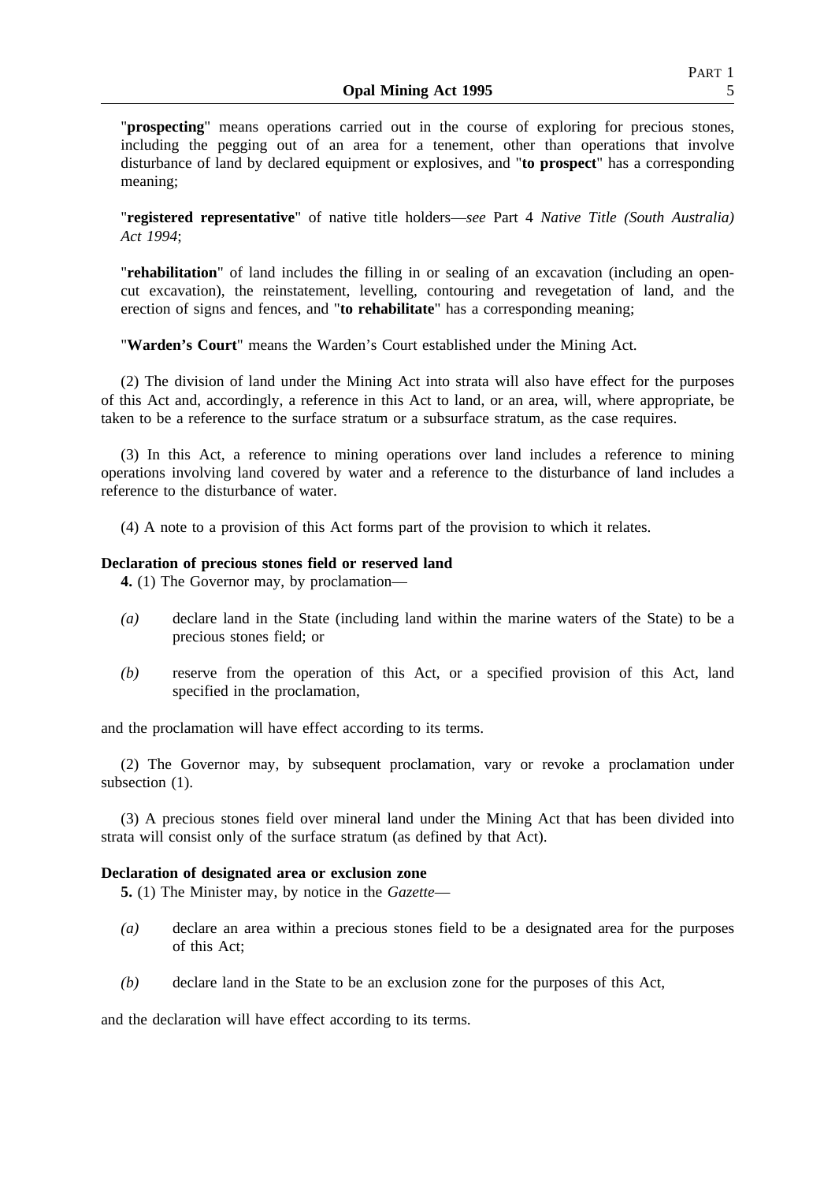"**prospecting**" means operations carried out in the course of exploring for precious stones, including the pegging out of an area for a tenement, other than operations that involve disturbance of land by declared equipment or explosives, and "**to prospect**" has a corresponding meaning;

"**registered representative**" of native title holders—*see* Part 4 *Native Title (South Australia) Act 1994*;

"**rehabilitation**" of land includes the filling in or sealing of an excavation (including an open-cut excavation), the reinstatement, levelling, contouring and revegetation of land, and the erection of signs and fences, and "**to rehabilitate**" has a corresponding meaning;

"**Warden's Court**" means the Warden's Court established under the Mining Act.

(2) The division of land under the Mining Act into strata will also have effect for the purposes of this Act and, accordingly, a reference in this Act to land, or an area, will, where appropriate, be taken to be a reference to the surface stratum or a subsurface stratum, as the case requires.

(3) In this Act, a reference to mining operations over land includes a reference to mining operations involving land covered by water and a reference to the disturbance of land includes a reference to the disturbance of water.

(4) A note to a provision of this Act forms part of the provision to which it relates.

**Declaration of precious stones field or reserved land**

**4.** (1) The Governor may, by proclamation—

*(a)* declare land in the State (including land within the marine waters of the State) to be a precious stones field; or

*(b)* reserve from the operation of this Act, or a specified provision of this Act, land specified in the proclamation,

and the proclamation will have effect according to its terms.

(2) The Governor may, by subsequent proclamation, vary or revoke a proclamation under subsection (1).

(3) A precious stones field over mineral land under the Mining Act that has been divided into strata will consist only of the surface stratum (as defined by that Act).

**Declaration of designated area or exclusion zone**

**5.** (1) The Minister may, by notice in the *Gazette*—

*(a)* declare an area within a precious stones field to be a designated area for the purposes of this Act;

*(b)* declare land in the State to be an exclusion zone for the purposes of this Act,

and the declaration will have effect according to its terms.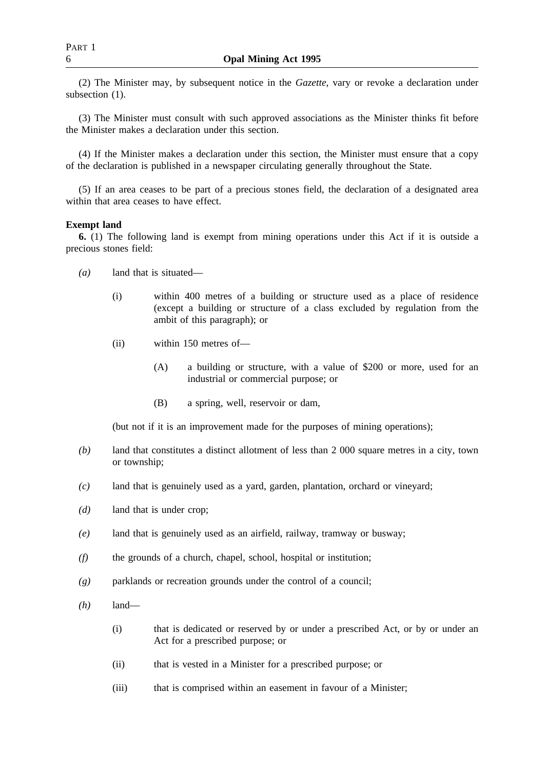(2) The Minister may, by subsequent notice in the *Gazette*, vary or revoke a declaration under subsection (1).

(3) The Minister must consult with such approved associations as the Minister thinks fit before the Minister makes a declaration under this section.

(4) If the Minister makes a declaration under this section, the Minister must ensure that a copy of the declaration is published in a newspaper circulating generally throughout the State.

(5) If an area ceases to be part of a precious stones field, the declaration of a designated area within that area ceases to have effect.

**Exempt land**

**6.** (1) The following land is exempt from mining operations under this Act if it is outside a precious stones field:

*(a)* land that is situated—

(i) within 400 metres of a building or structure used as a place of residence (except a building or structure of a class excluded by regulation from the ambit of this paragraph); or

(ii) within 150 metres of—

(A) a building or structure, with a value of $200 or more, used for an industrial or commercial purpose; or

(B) a spring, well, reservoir or dam,

(but not if it is an improvement made for the purposes of mining operations);

*(b)* land that constitutes a distinct allotment of less than 2 000 square metres in a city, town or township;

*(c)* land that is genuinely used as a yard, garden, plantation, orchard or vineyard;

*(d)* land that is under crop;

*(e)* land that is genuinely used as an airfield, railway, tramway or busway;

*(f)* the grounds of a church, chapel, school, hospital or institution;

*(g)* parklands or recreation grounds under the control of a council;

*(h)* land—

(i) that is dedicated or reserved by or under a prescribed Act, or by or under an Act for a prescribed purpose; or

(ii) that is vested in a Minister for a prescribed purpose; or

(iii) that is comprised within an easement in favour of a Minister;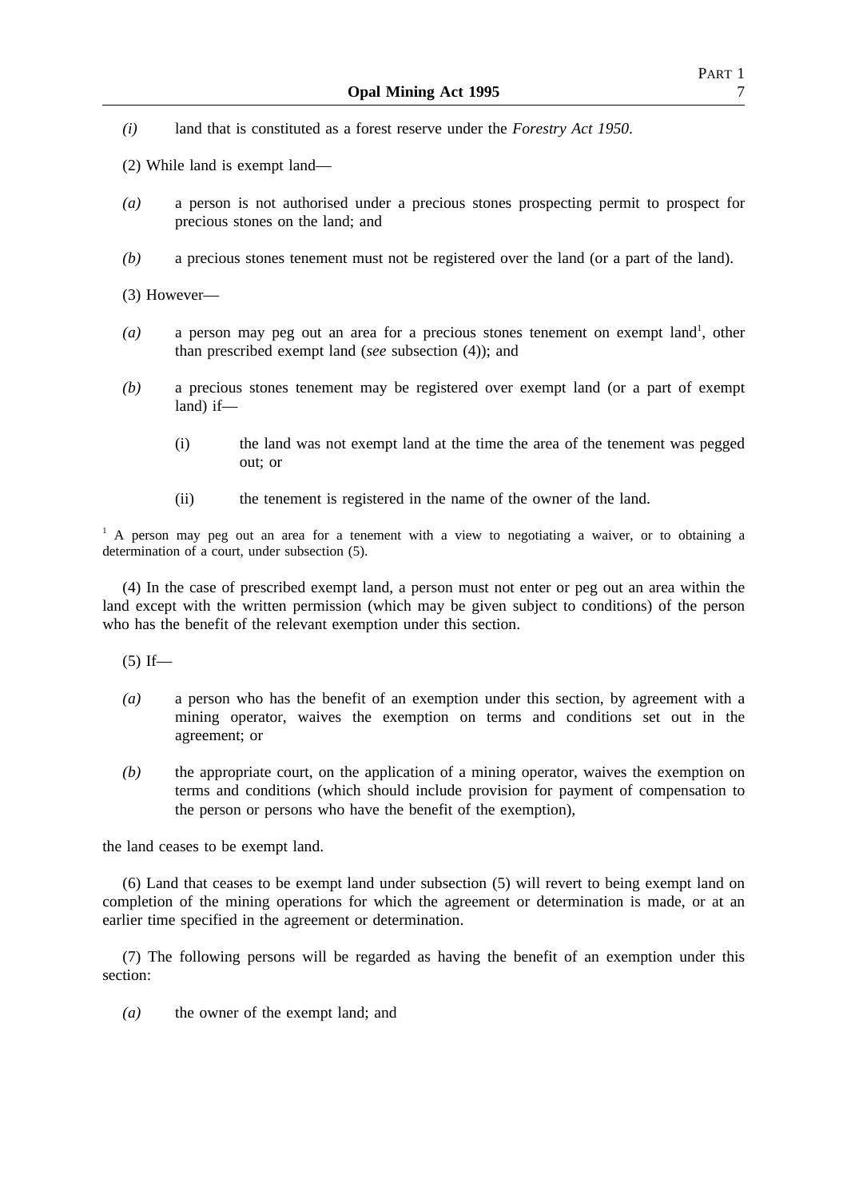*(i)* land that is constituted as a forest reserve under the *Forestry Act 1950*.

(2) While land is exempt land—

*(a)* a person is not authorised under a precious stones prospecting permit to prospect for precious stones on the land; and

*(b)* a precious stones tenement must not be registered over the land (or a part of the land).

(3) However—

*(a)* a person may peg out an area for a precious stones tenement on exempt land[1], other than prescribed exempt land (*see* subsection (4)); and

*(b)* a precious stones tenement may be registered over exempt land (or a part of exempt land) if—

(i) the land was not exempt land at the time the area of the tenement was pegged out; or

(ii) the tenement is registered in the name of the owner of the land.

[1] A person may peg out an area for a tenement with a view to negotiating a waiver, or to obtaining a determination of a court, under subsection (5).

(4) In the case of prescribed exempt land, a person must not enter or peg out an area within the land except with the written permission (which may be given subject to conditions) of the person who has the benefit of the relevant exemption under this section.

(5) If—

*(a)* a person who has the benefit of an exemption under this section, by agreement with a mining operator, waives the exemption on terms and conditions set out in the agreement; or

*(b)* the appropriate court, on the application of a mining operator, waives the exemption on terms and conditions (which should include provision for payment of compensation to the person or persons who have the benefit of the exemption),

the land ceases to be exempt land.

(6) Land that ceases to be exempt land under subsection (5) will revert to being exempt land on completion of the mining operations for which the agreement or determination is made, or at an earlier time specified in the agreement or determination.

(7) The following persons will be regarded as having the benefit of an exemption under this section:

*(a)* the owner of the exempt land; and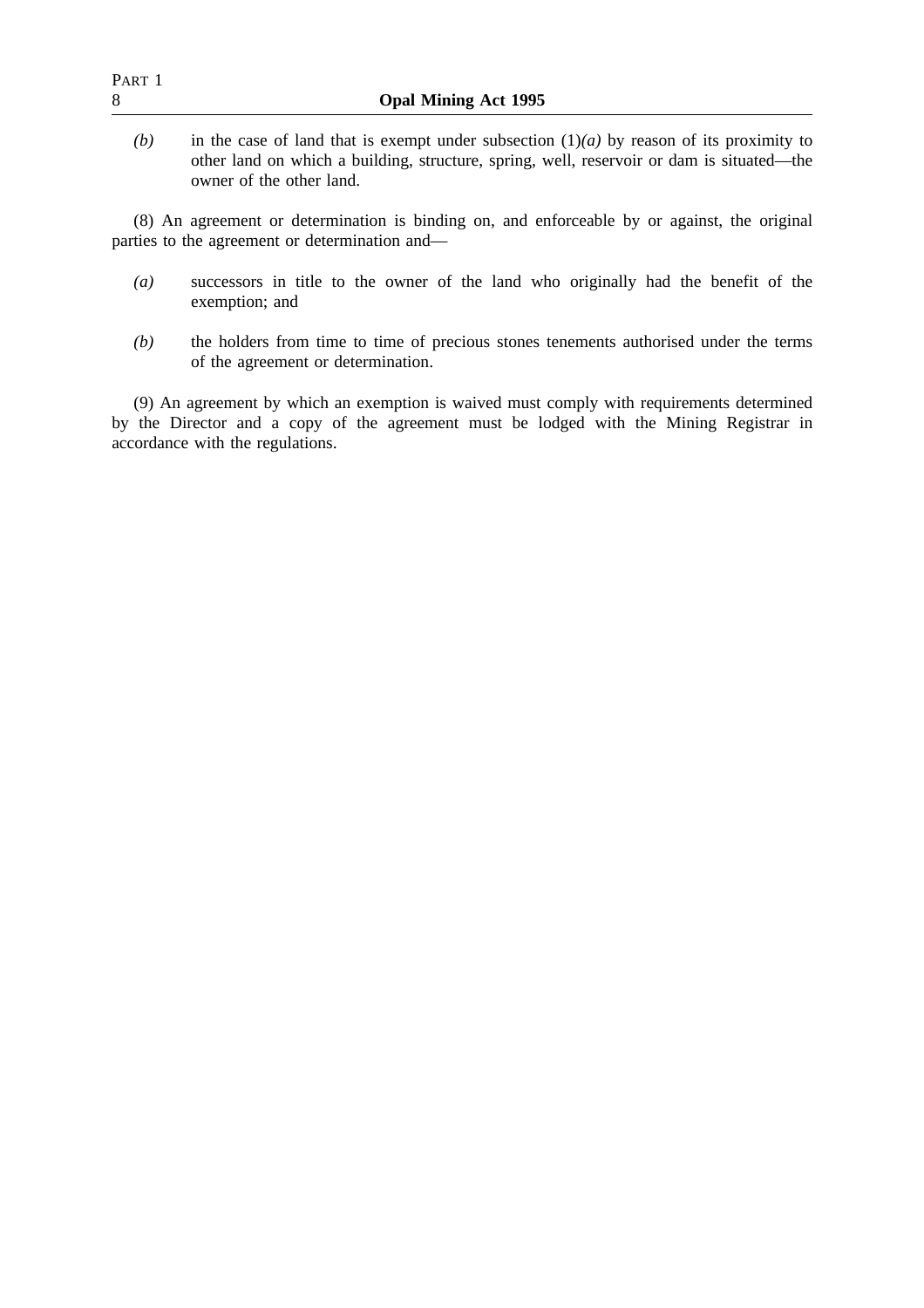*(b)* in the case of land that is exempt under subsection (1)*(a)* by reason of its proximity to other land on which a building, structure, spring, well, reservoir or dam is situated—the owner of the other land.

(8) An agreement or determination is binding on, and enforceable by or against, the original parties to the agreement or determination and—

*(a)* successors in title to the owner of the land who originally had the benefit of the exemption; and

*(b)* the holders from time to time of precious stones tenements authorised under the terms of the agreement or determination.

(9) An agreement by which an exemption is waived must comply with requirements determined by the Director and a copy of the agreement must be lodged with the Mining Registrar in accordance with the regulations.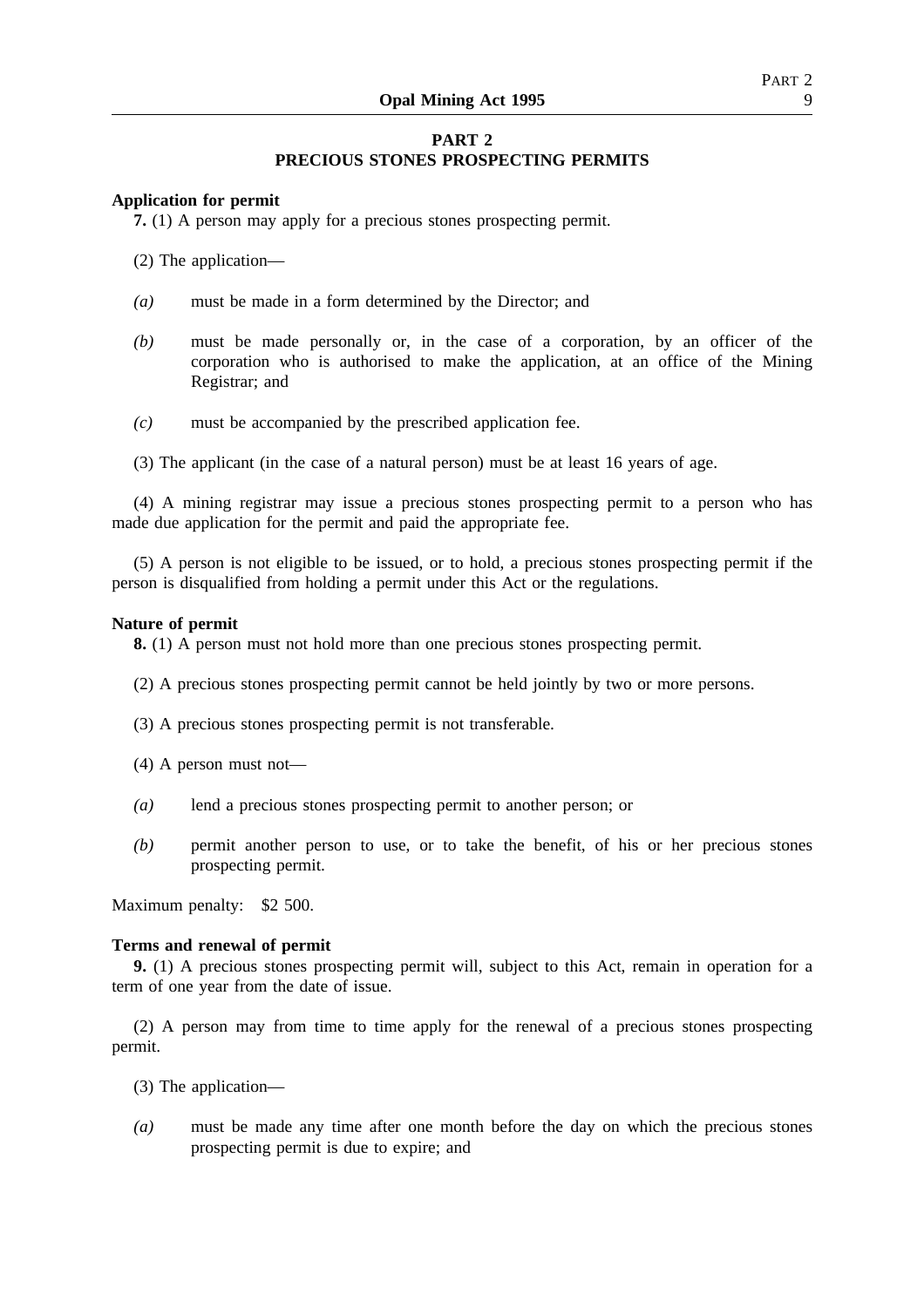## PART 2
## PRECIOUS STONES PROSPECTING PERMITS

**Application for permit**

**7.** (1) A person may apply for a precious stones prospecting permit.

(2) The application—

*(a)* must be made in a form determined by the Director; and

*(b)* must be made personally or, in the case of a corporation, by an officer of the corporation who is authorised to make the application, at an office of the Mining Registrar; and

*(c)* must be accompanied by the prescribed application fee.

(3) The applicant (in the case of a natural person) must be at least 16 years of age.

(4) A mining registrar may issue a precious stones prospecting permit to a person who has made due application for the permit and paid the appropriate fee.

(5) A person is not eligible to be issued, or to hold, a precious stones prospecting permit if the person is disqualified from holding a permit under this Act or the regulations.

**Nature of permit**

**8.** (1) A person must not hold more than one precious stones prospecting permit.

(2) A precious stones prospecting permit cannot be held jointly by two or more persons.

(3) A precious stones prospecting permit is not transferable.

(4) A person must not—

*(a)* lend a precious stones prospecting permit to another person; or

*(b)* permit another person to use, or to take the benefit, of his or her precious stones prospecting permit.

Maximum penalty: $2 500.

**Terms and renewal of permit**

**9.** (1) A precious stones prospecting permit will, subject to this Act, remain in operation for a term of one year from the date of issue.

(2) A person may from time to time apply for the renewal of a precious stones prospecting permit.

(3) The application—

*(a)* must be made any time after one month before the day on which the precious stones prospecting permit is due to expire; and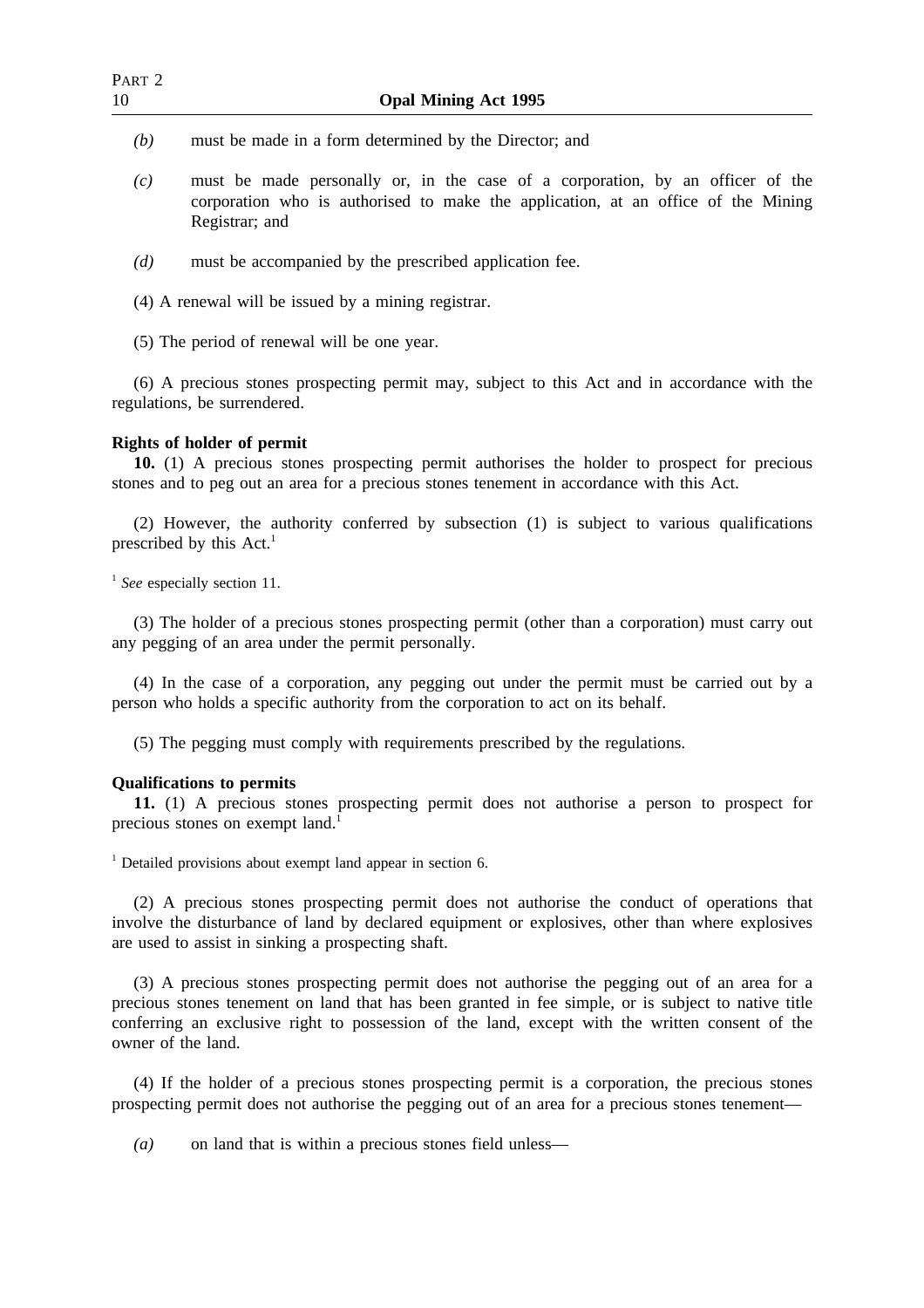*(b)* must be made in a form determined by the Director; and

*(c)* must be made personally or, in the case of a corporation, by an officer of the corporation who is authorised to make the application, at an office of the Mining Registrar; and

*(d)* must be accompanied by the prescribed application fee.

(4) A renewal will be issued by a mining registrar.

(5) The period of renewal will be one year.

(6) A precious stones prospecting permit may, subject to this Act and in accordance with the regulations, be surrendered.

**Rights of holder of permit**

**10.** (1) A precious stones prospecting permit authorises the holder to prospect for precious stones and to peg out an area for a precious stones tenement in accordance with this Act.

(2) However, the authority conferred by subsection (1) is subject to various qualifications prescribed by this Act.[1]

[1] *See* especially section 11.

(3) The holder of a precious stones prospecting permit (other than a corporation) must carry out any pegging of an area under the permit personally.

(4) In the case of a corporation, any pegging out under the permit must be carried out by a person who holds a specific authority from the corporation to act on its behalf.

(5) The pegging must comply with requirements prescribed by the regulations.

**Qualifications to permits**

**11.** (1) A precious stones prospecting permit does not authorise a person to prospect for precious stones on exempt land.[1]

[1] Detailed provisions about exempt land appear in section 6.

(2) A precious stones prospecting permit does not authorise the conduct of operations that involve the disturbance of land by declared equipment or explosives, other than where explosives are used to assist in sinking a prospecting shaft.

(3) A precious stones prospecting permit does not authorise the pegging out of an area for a precious stones tenement on land that has been granted in fee simple, or is subject to native title conferring an exclusive right to possession of the land, except with the written consent of the owner of the land.

(4) If the holder of a precious stones prospecting permit is a corporation, the precious stones prospecting permit does not authorise the pegging out of an area for a precious stones tenement—

*(a)* on land that is within a precious stones field unless—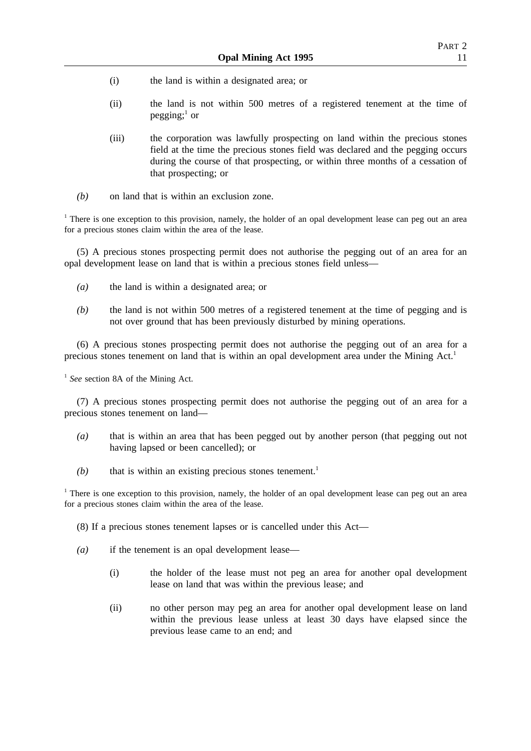(i) the land is within a designated area; or

(ii) the land is not within 500 metres of a registered tenement at the time of pegging;[1] or

(iii) the corporation was lawfully prospecting on land within the precious stones field at the time the precious stones field was declared and the pegging occurs during the course of that prospecting, or within three months of a cessation of that prospecting; or

*(b)* on land that is within an exclusion zone.

[1] There is one exception to this provision, namely, the holder of an opal development lease can peg out an area for a precious stones claim within the area of the lease.

(5) A precious stones prospecting permit does not authorise the pegging out of an area for an opal development lease on land that is within a precious stones field unless—

*(a)* the land is within a designated area; or

*(b)* the land is not within 500 metres of a registered tenement at the time of pegging and is not over ground that has been previously disturbed by mining operations.

(6) A precious stones prospecting permit does not authorise the pegging out of an area for a precious stones tenement on land that is within an opal development area under the Mining Act.[1]

[1] *See* section 8A of the Mining Act.

(7) A precious stones prospecting permit does not authorise the pegging out of an area for a precious stones tenement on land—

*(a)* that is within an area that has been pegged out by another person (that pegging out not having lapsed or been cancelled); or

*(b)* that is within an existing precious stones tenement.[1]

[1] There is one exception to this provision, namely, the holder of an opal development lease can peg out an area for a precious stones claim within the area of the lease.

(8) If a precious stones tenement lapses or is cancelled under this Act—

*(a)* if the tenement is an opal development lease—

(i) the holder of the lease must not peg an area for another opal development lease on land that was within the previous lease; and

(ii) no other person may peg an area for another opal development lease on land within the previous lease unless at least 30 days have elapsed since the previous lease came to an end; and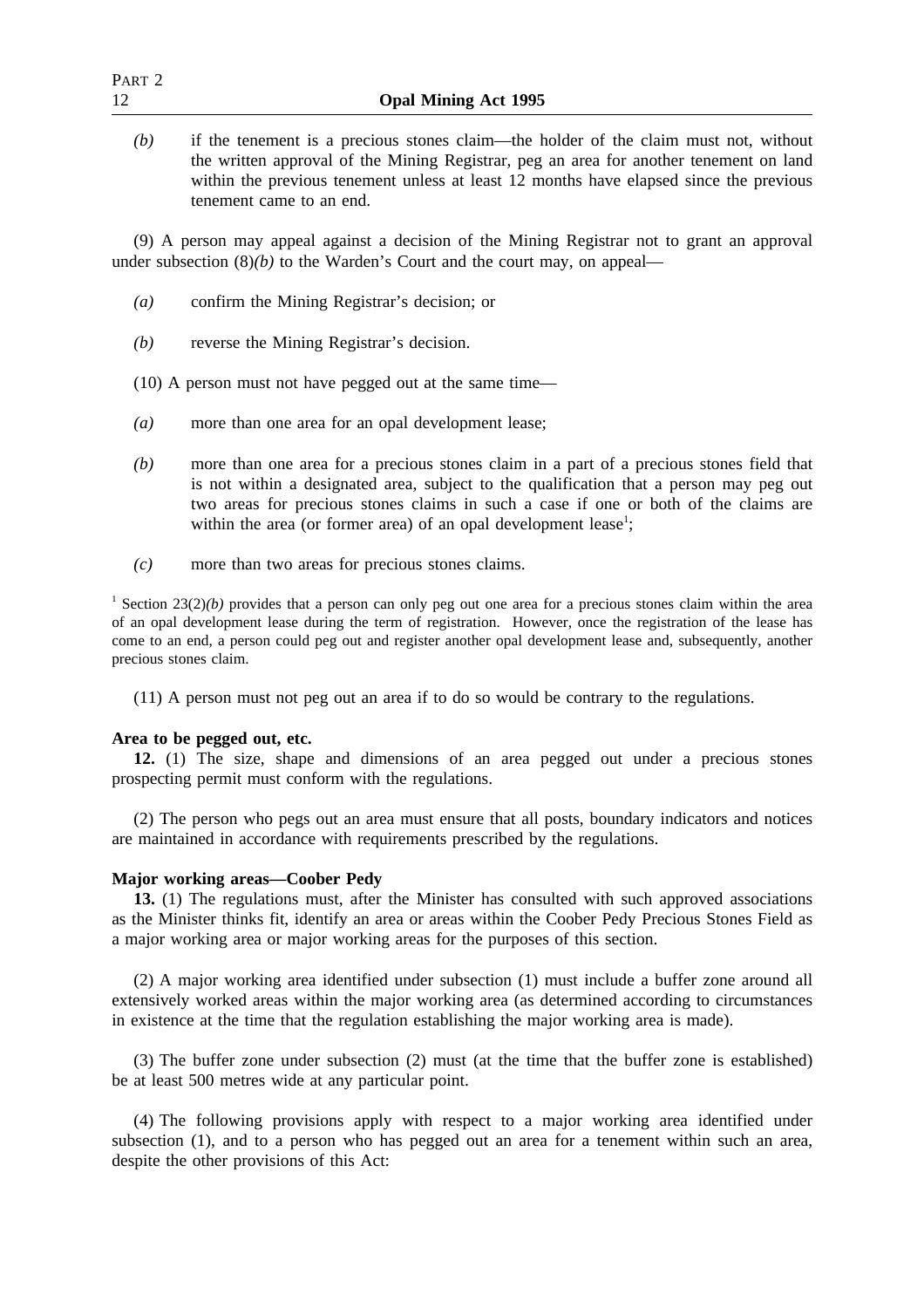*(b)* if the tenement is a precious stones claim—the holder of the claim must not, without the written approval of the Mining Registrar, peg an area for another tenement on land within the previous tenement unless at least 12 months have elapsed since the previous tenement came to an end.

(9) A person may appeal against a decision of the Mining Registrar not to grant an approval under subsection (8)*(b)* to the Warden's Court and the court may, on appeal—

*(a)* confirm the Mining Registrar's decision; or

*(b)* reverse the Mining Registrar's decision.

(10) A person must not have pegged out at the same time—

*(a)* more than one area for an opal development lease;

*(b)* more than one area for a precious stones claim in a part of a precious stones field that is not within a designated area, subject to the qualification that a person may peg out two areas for precious stones claims in such a case if one or both of the claims are within the area (or former area) of an opal development lease[1];

*(c)* more than two areas for precious stones claims.

[1] Section 23(2)*(b)* provides that a person can only peg out one area for a precious stones claim within the area of an opal development lease during the term of registration. However, once the registration of the lease has come to an end, a person could peg out and register another opal development lease and, subsequently, another precious stones claim.

(11) A person must not peg out an area if to do so would be contrary to the regulations.

**Area to be pegged out, etc.**

**12.** (1) The size, shape and dimensions of an area pegged out under a precious stones prospecting permit must conform with the regulations.

(2) The person who pegs out an area must ensure that all posts, boundary indicators and notices are maintained in accordance with requirements prescribed by the regulations.

**Major working areas—Coober Pedy**

**13.** (1) The regulations must, after the Minister has consulted with such approved associations as the Minister thinks fit, identify an area or areas within the Coober Pedy Precious Stones Field as a major working area or major working areas for the purposes of this section.

(2) A major working area identified under subsection (1) must include a buffer zone around all extensively worked areas within the major working area (as determined according to circumstances in existence at the time that the regulation establishing the major working area is made).

(3) The buffer zone under subsection (2) must (at the time that the buffer zone is established) be at least 500 metres wide at any particular point.

(4) The following provisions apply with respect to a major working area identified under subsection (1), and to a person who has pegged out an area for a tenement within such an area, despite the other provisions of this Act: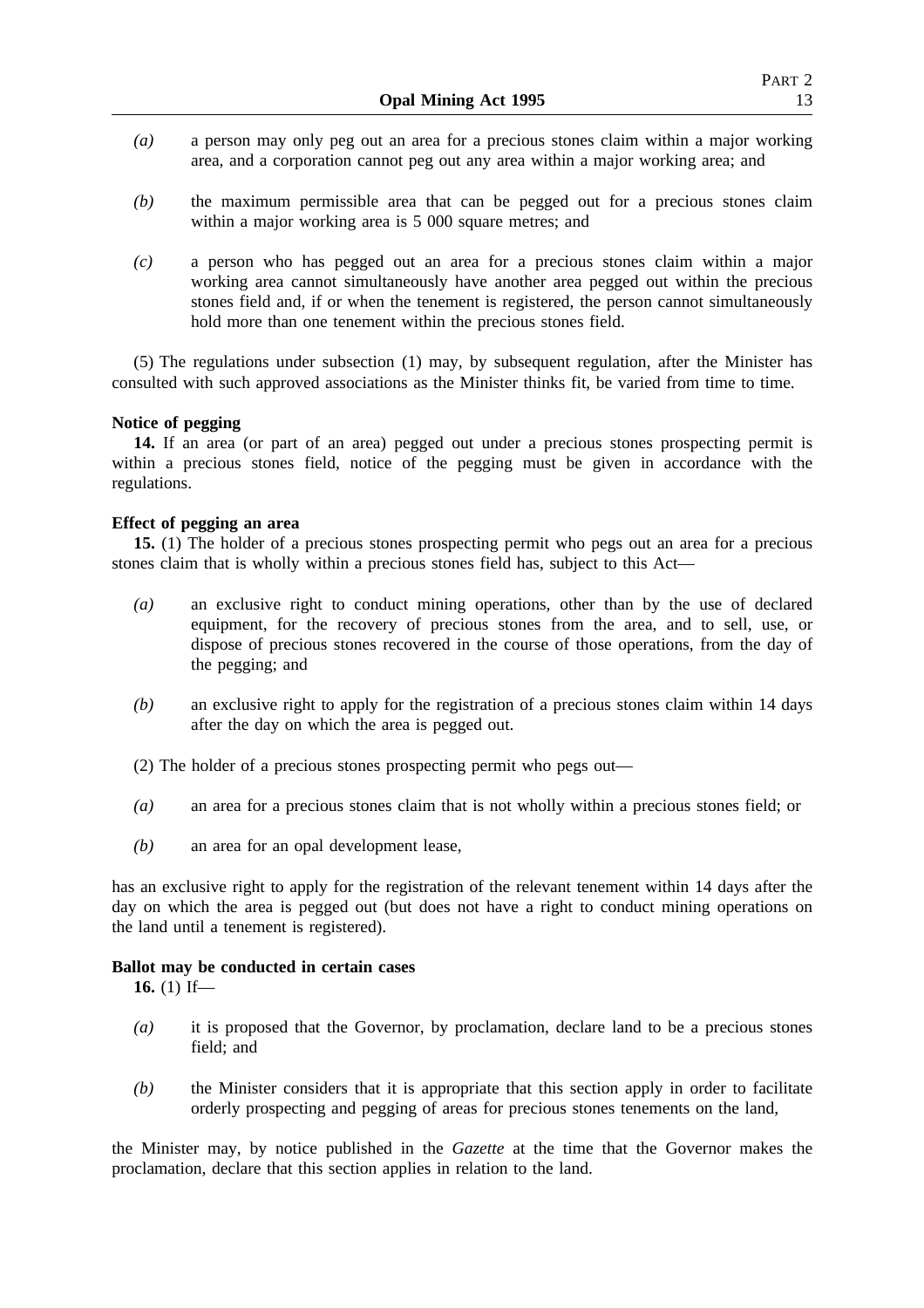*(a)* a person may only peg out an area for a precious stones claim within a major working area, and a corporation cannot peg out any area within a major working area; and

*(b)* the maximum permissible area that can be pegged out for a precious stones claim within a major working area is 5 000 square metres; and

*(c)* a person who has pegged out an area for a precious stones claim within a major working area cannot simultaneously have another area pegged out within the precious stones field and, if or when the tenement is registered, the person cannot simultaneously hold more than one tenement within the precious stones field.

(5) The regulations under subsection (1) may, by subsequent regulation, after the Minister has consulted with such approved associations as the Minister thinks fit, be varied from time to time.

**Notice of pegging**

**14.** If an area (or part of an area) pegged out under a precious stones prospecting permit is within a precious stones field, notice of the pegging must be given in accordance with the regulations.

**Effect of pegging an area**

**15.** (1) The holder of a precious stones prospecting permit who pegs out an area for a precious stones claim that is wholly within a precious stones field has, subject to this Act—

*(a)* an exclusive right to conduct mining operations, other than by the use of declared equipment, for the recovery of precious stones from the area, and to sell, use, or dispose of precious stones recovered in the course of those operations, from the day of the pegging; and

*(b)* an exclusive right to apply for the registration of a precious stones claim within 14 days after the day on which the area is pegged out.

(2) The holder of a precious stones prospecting permit who pegs out—

*(a)* an area for a precious stones claim that is not wholly within a precious stones field; or

*(b)* an area for an opal development lease,

has an exclusive right to apply for the registration of the relevant tenement within 14 days after the day on which the area is pegged out (but does not have a right to conduct mining operations on the land until a tenement is registered).

**Ballot may be conducted in certain cases**

**16.** (1) If—

*(a)* it is proposed that the Governor, by proclamation, declare land to be a precious stones field; and

*(b)* the Minister considers that it is appropriate that this section apply in order to facilitate orderly prospecting and pegging of areas for precious stones tenements on the land,

the Minister may, by notice published in the *Gazette* at the time that the Governor makes the proclamation, declare that this section applies in relation to the land.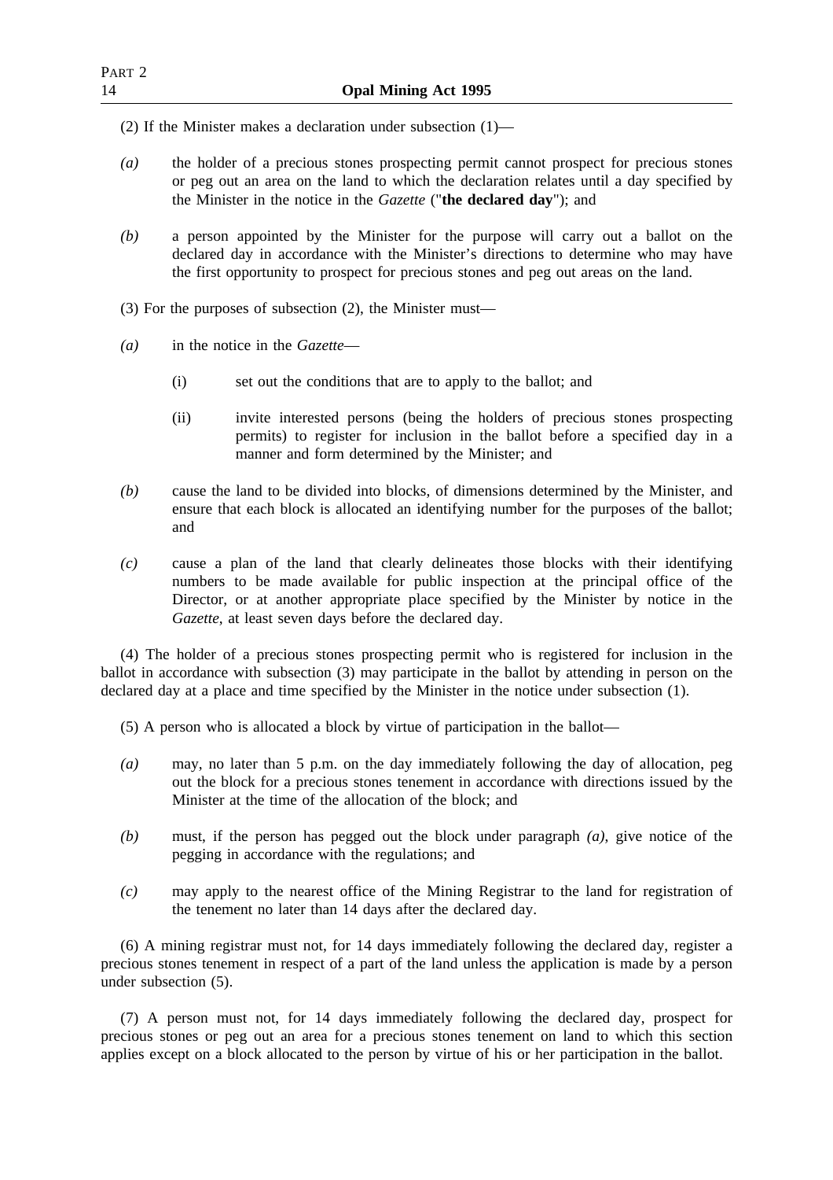(2) If the Minister makes a declaration under subsection (1)—

*(a)* the holder of a precious stones prospecting permit cannot prospect for precious stones or peg out an area on the land to which the declaration relates until a day specified by the Minister in the notice in the *Gazette* ("**the declared day**"); and

*(b)* a person appointed by the Minister for the purpose will carry out a ballot on the declared day in accordance with the Minister's directions to determine who may have the first opportunity to prospect for precious stones and peg out areas on the land.

(3) For the purposes of subsection (2), the Minister must—

*(a)* in the notice in the *Gazette*—

(i) set out the conditions that are to apply to the ballot; and

(ii) invite interested persons (being the holders of precious stones prospecting permits) to register for inclusion in the ballot before a specified day in a manner and form determined by the Minister; and

*(b)* cause the land to be divided into blocks, of dimensions determined by the Minister, and ensure that each block is allocated an identifying number for the purposes of the ballot; and

*(c)* cause a plan of the land that clearly delineates those blocks with their identifying numbers to be made available for public inspection at the principal office of the Director, or at another appropriate place specified by the Minister by notice in the *Gazette*, at least seven days before the declared day.

(4) The holder of a precious stones prospecting permit who is registered for inclusion in the ballot in accordance with subsection (3) may participate in the ballot by attending in person on the declared day at a place and time specified by the Minister in the notice under subsection (1).

(5) A person who is allocated a block by virtue of participation in the ballot—

*(a)* may, no later than 5 p.m. on the day immediately following the day of allocation, peg out the block for a precious stones tenement in accordance with directions issued by the Minister at the time of the allocation of the block; and

*(b)* must, if the person has pegged out the block under paragraph *(a)*, give notice of the pegging in accordance with the regulations; and

*(c)* may apply to the nearest office of the Mining Registrar to the land for registration of the tenement no later than 14 days after the declared day.

(6) A mining registrar must not, for 14 days immediately following the declared day, register a precious stones tenement in respect of a part of the land unless the application is made by a person under subsection (5).

(7) A person must not, for 14 days immediately following the declared day, prospect for precious stones or peg out an area for a precious stones tenement on land to which this section applies except on a block allocated to the person by virtue of his or her participation in the ballot.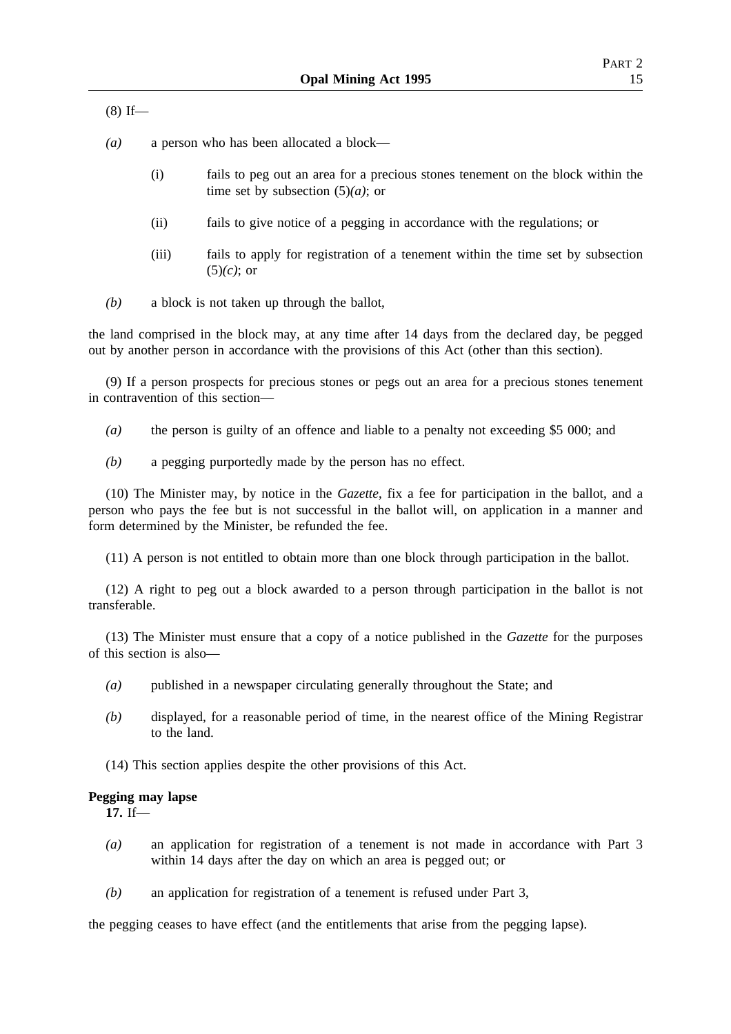(8) If—

*(a)* a person who has been allocated a block—

(i) fails to peg out an area for a precious stones tenement on the block within the time set by subsection (5)*(a)*; or

(ii) fails to give notice of a pegging in accordance with the regulations; or

(iii) fails to apply for registration of a tenement within the time set by subsection (5)*(c)*; or

*(b)* a block is not taken up through the ballot,

the land comprised in the block may, at any time after 14 days from the declared day, be pegged out by another person in accordance with the provisions of this Act (other than this section).

(9) If a person prospects for precious stones or pegs out an area for a precious stones tenement in contravention of this section—

*(a)* the person is guilty of an offence and liable to a penalty not exceeding $5 000; and

*(b)* a pegging purportedly made by the person has no effect.

(10) The Minister may, by notice in the *Gazette*, fix a fee for participation in the ballot, and a person who pays the fee but is not successful in the ballot will, on application in a manner and form determined by the Minister, be refunded the fee.

(11) A person is not entitled to obtain more than one block through participation in the ballot.

(12) A right to peg out a block awarded to a person through participation in the ballot is not transferable.

(13) The Minister must ensure that a copy of a notice published in the *Gazette* for the purposes of this section is also—

*(a)* published in a newspaper circulating generally throughout the State; and

*(b)* displayed, for a reasonable period of time, in the nearest office of the Mining Registrar to the land.

(14) This section applies despite the other provisions of this Act.

**Pegging may lapse**

**17.** If—

*(a)* an application for registration of a tenement is not made in accordance with Part 3 within 14 days after the day on which an area is pegged out; or

*(b)* an application for registration of a tenement is refused under Part 3,

the pegging ceases to have effect (and the entitlements that arise from the pegging lapse).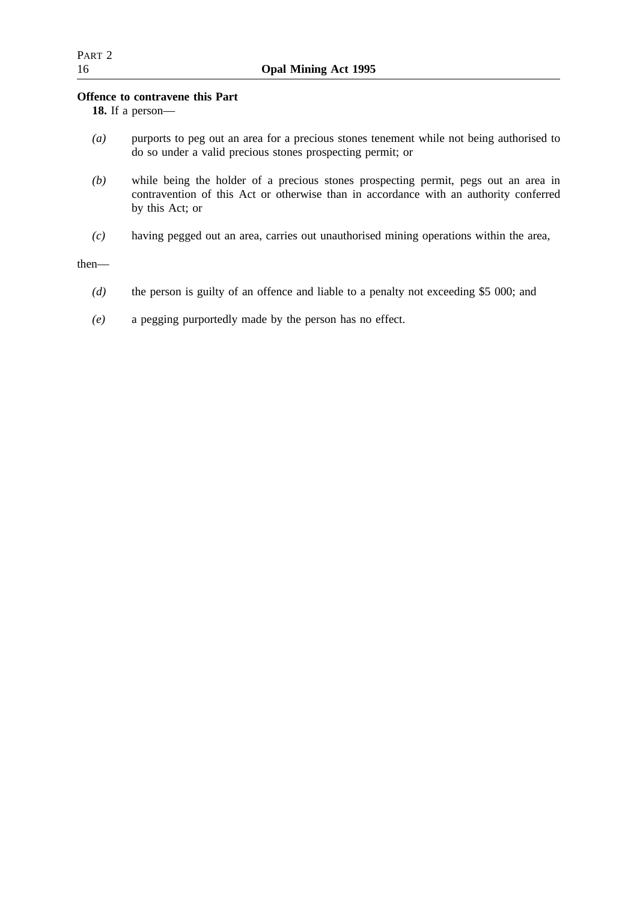**Offence to contravene this Part**

**18.** If a person—

*(a)* purports to peg out an area for a precious stones tenement while not being authorised to do so under a valid precious stones prospecting permit; or

*(b)* while being the holder of a precious stones prospecting permit, pegs out an area in contravention of this Act or otherwise than in accordance with an authority conferred by this Act; or

*(c)* having pegged out an area, carries out unauthorised mining operations within the area,

then—

*(d)* the person is guilty of an offence and liable to a penalty not exceeding $5 000; and

*(e)* a pegging purportedly made by the person has no effect.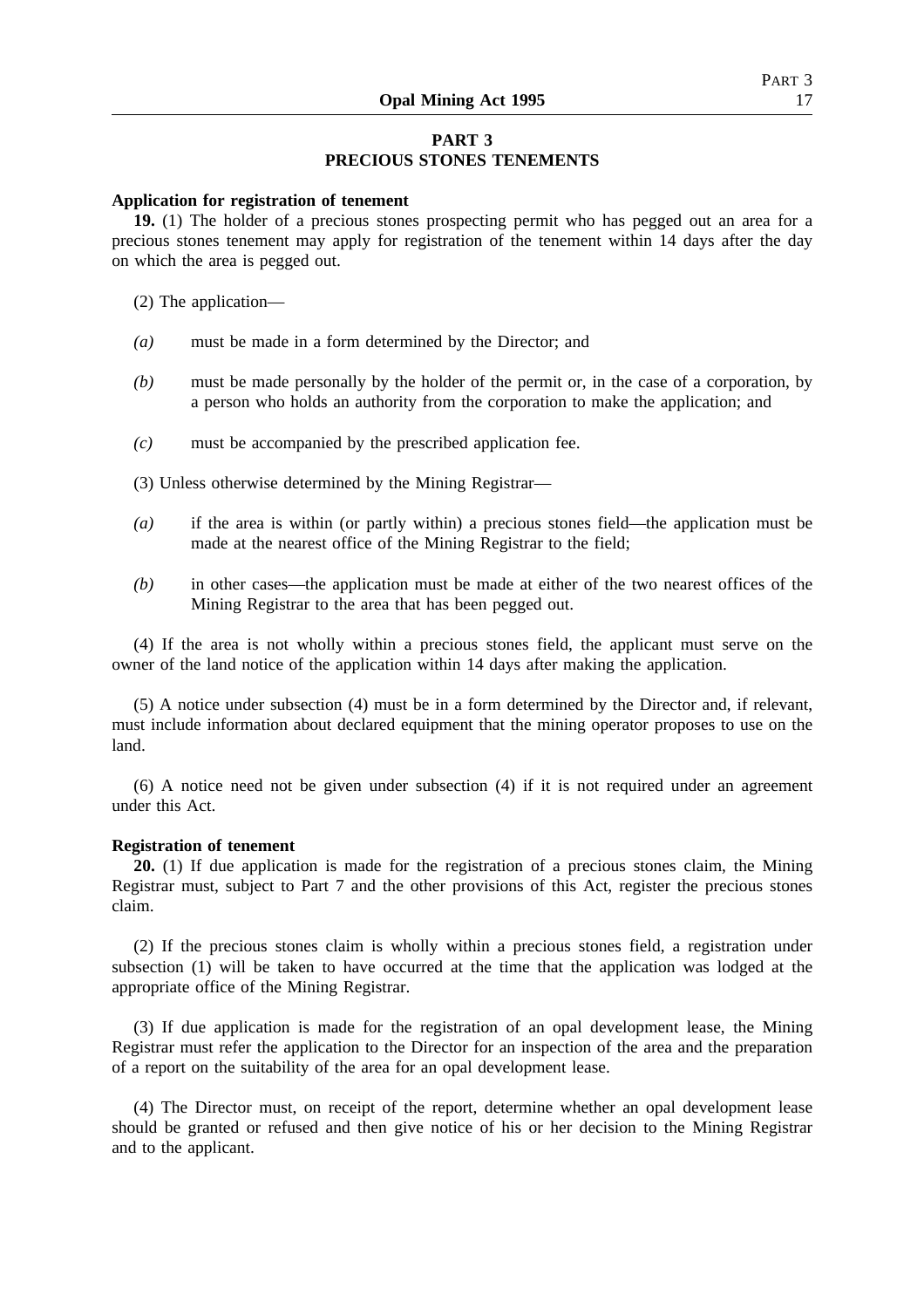## PART 3
## PRECIOUS STONES TENEMENTS

**Application for registration of tenement**

**19.** (1) The holder of a precious stones prospecting permit who has pegged out an area for a precious stones tenement may apply for registration of the tenement within 14 days after the day on which the area is pegged out.

(2) The application—

*(a)* must be made in a form determined by the Director; and

*(b)* must be made personally by the holder of the permit or, in the case of a corporation, by a person who holds an authority from the corporation to make the application; and

*(c)* must be accompanied by the prescribed application fee.

(3) Unless otherwise determined by the Mining Registrar—

*(a)* if the area is within (or partly within) a precious stones field—the application must be made at the nearest office of the Mining Registrar to the field;

*(b)* in other cases—the application must be made at either of the two nearest offices of the Mining Registrar to the area that has been pegged out.

(4) If the area is not wholly within a precious stones field, the applicant must serve on the owner of the land notice of the application within 14 days after making the application.

(5) A notice under subsection (4) must be in a form determined by the Director and, if relevant, must include information about declared equipment that the mining operator proposes to use on the land.

(6) A notice need not be given under subsection (4) if it is not required under an agreement under this Act.

**Registration of tenement**

**20.** (1) If due application is made for the registration of a precious stones claim, the Mining Registrar must, subject to Part 7 and the other provisions of this Act, register the precious stones claim.

(2) If the precious stones claim is wholly within a precious stones field, a registration under subsection (1) will be taken to have occurred at the time that the application was lodged at the appropriate office of the Mining Registrar.

(3) If due application is made for the registration of an opal development lease, the Mining Registrar must refer the application to the Director for an inspection of the area and the preparation of a report on the suitability of the area for an opal development lease.

(4) The Director must, on receipt of the report, determine whether an opal development lease should be granted or refused and then give notice of his or her decision to the Mining Registrar and to the applicant.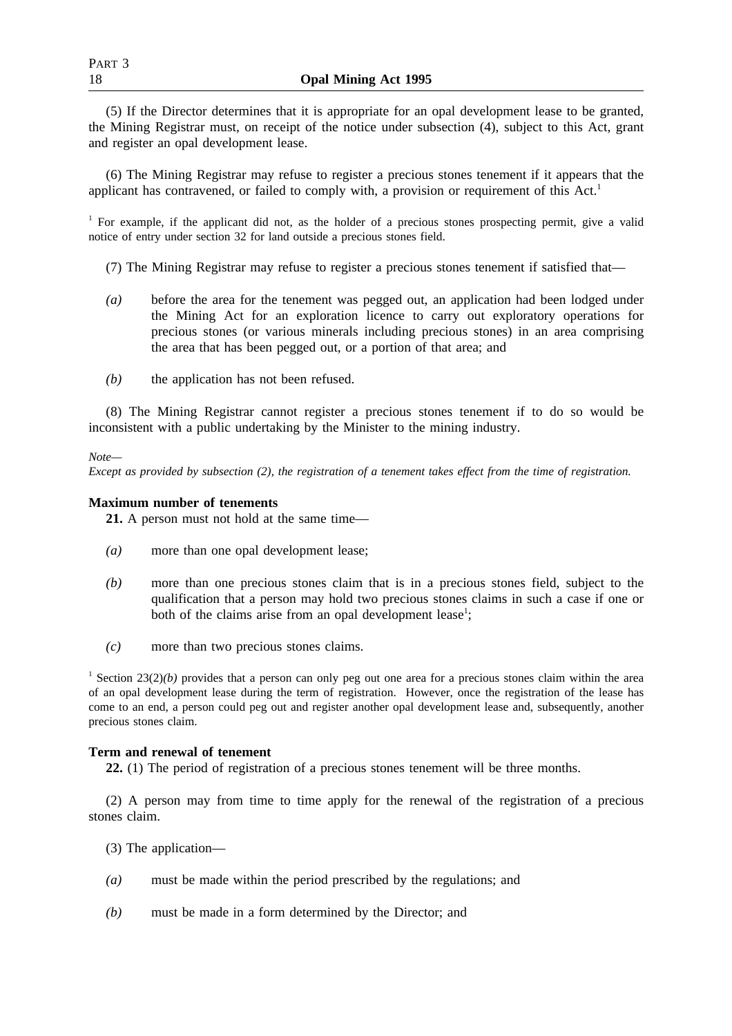(5) If the Director determines that it is appropriate for an opal development lease to be granted, the Mining Registrar must, on receipt of the notice under subsection (4), subject to this Act, grant and register an opal development lease.

(6) The Mining Registrar may refuse to register a precious stones tenement if it appears that the applicant has contravened, or failed to comply with, a provision or requirement of this Act.[1]

[1] For example, if the applicant did not, as the holder of a precious stones prospecting permit, give a valid notice of entry under section 32 for land outside a precious stones field.

(7) The Mining Registrar may refuse to register a precious stones tenement if satisfied that—

*(a)* before the area for the tenement was pegged out, an application had been lodged under the Mining Act for an exploration licence to carry out exploratory operations for precious stones (or various minerals including precious stones) in an area comprising the area that has been pegged out, or a portion of that area; and

*(b)* the application has not been refused.

(8) The Mining Registrar cannot register a precious stones tenement if to do so would be inconsistent with a public undertaking by the Minister to the mining industry.

*Note—*
*Except as provided by subsection (2), the registration of a tenement takes effect from the time of registration.*

**Maximum number of tenements**

**21.** A person must not hold at the same time—

*(a)* more than one opal development lease;

*(b)* more than one precious stones claim that is in a precious stones field, subject to the qualification that a person may hold two precious stones claims in such a case if one or both of the claims arise from an opal development lease[1];

*(c)* more than two precious stones claims.

[1] Section 23(2)*(b)* provides that a person can only peg out one area for a precious stones claim within the area of an opal development lease during the term of registration. However, once the registration of the lease has come to an end, a person could peg out and register another opal development lease and, subsequently, another precious stones claim.

**Term and renewal of tenement**

**22.** (1) The period of registration of a precious stones tenement will be three months.

(2) A person may from time to time apply for the renewal of the registration of a precious stones claim.

(3) The application—

*(a)* must be made within the period prescribed by the regulations; and

*(b)* must be made in a form determined by the Director; and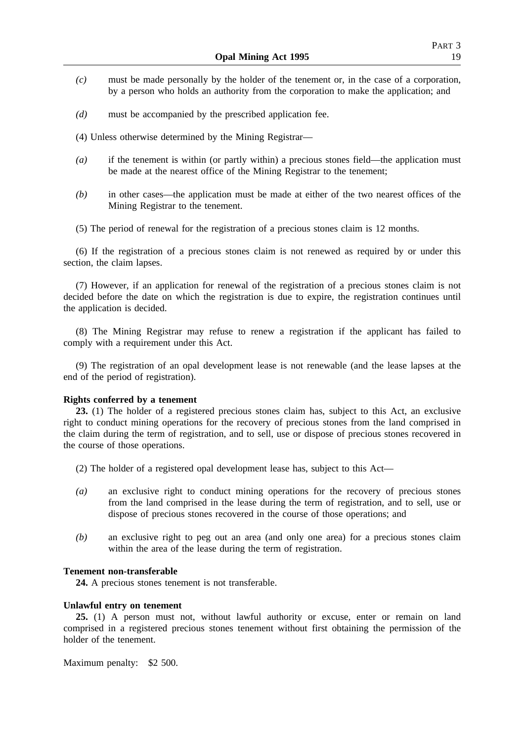*(c)* must be made personally by the holder of the tenement or, in the case of a corporation, by a person who holds an authority from the corporation to make the application; and

*(d)* must be accompanied by the prescribed application fee.

(4) Unless otherwise determined by the Mining Registrar—

*(a)* if the tenement is within (or partly within) a precious stones field—the application must be made at the nearest office of the Mining Registrar to the tenement;

*(b)* in other cases—the application must be made at either of the two nearest offices of the Mining Registrar to the tenement.

(5) The period of renewal for the registration of a precious stones claim is 12 months.

(6) If the registration of a precious stones claim is not renewed as required by or under this section, the claim lapses.

(7) However, if an application for renewal of the registration of a precious stones claim is not decided before the date on which the registration is due to expire, the registration continues until the application is decided.

(8) The Mining Registrar may refuse to renew a registration if the applicant has failed to comply with a requirement under this Act.

(9) The registration of an opal development lease is not renewable (and the lease lapses at the end of the period of registration).

**Rights conferred by a tenement**

**23.** (1) The holder of a registered precious stones claim has, subject to this Act, an exclusive right to conduct mining operations for the recovery of precious stones from the land comprised in the claim during the term of registration, and to sell, use or dispose of precious stones recovered in the course of those operations.

(2) The holder of a registered opal development lease has, subject to this Act—

*(a)* an exclusive right to conduct mining operations for the recovery of precious stones from the land comprised in the lease during the term of registration, and to sell, use or dispose of precious stones recovered in the course of those operations; and

*(b)* an exclusive right to peg out an area (and only one area) for a precious stones claim within the area of the lease during the term of registration.

**Tenement non-transferable**

**24.** A precious stones tenement is not transferable.

**Unlawful entry on tenement**

**25.** (1) A person must not, without lawful authority or excuse, enter or remain on land comprised in a registered precious stones tenement without first obtaining the permission of the holder of the tenement.

Maximum penalty: $2 500.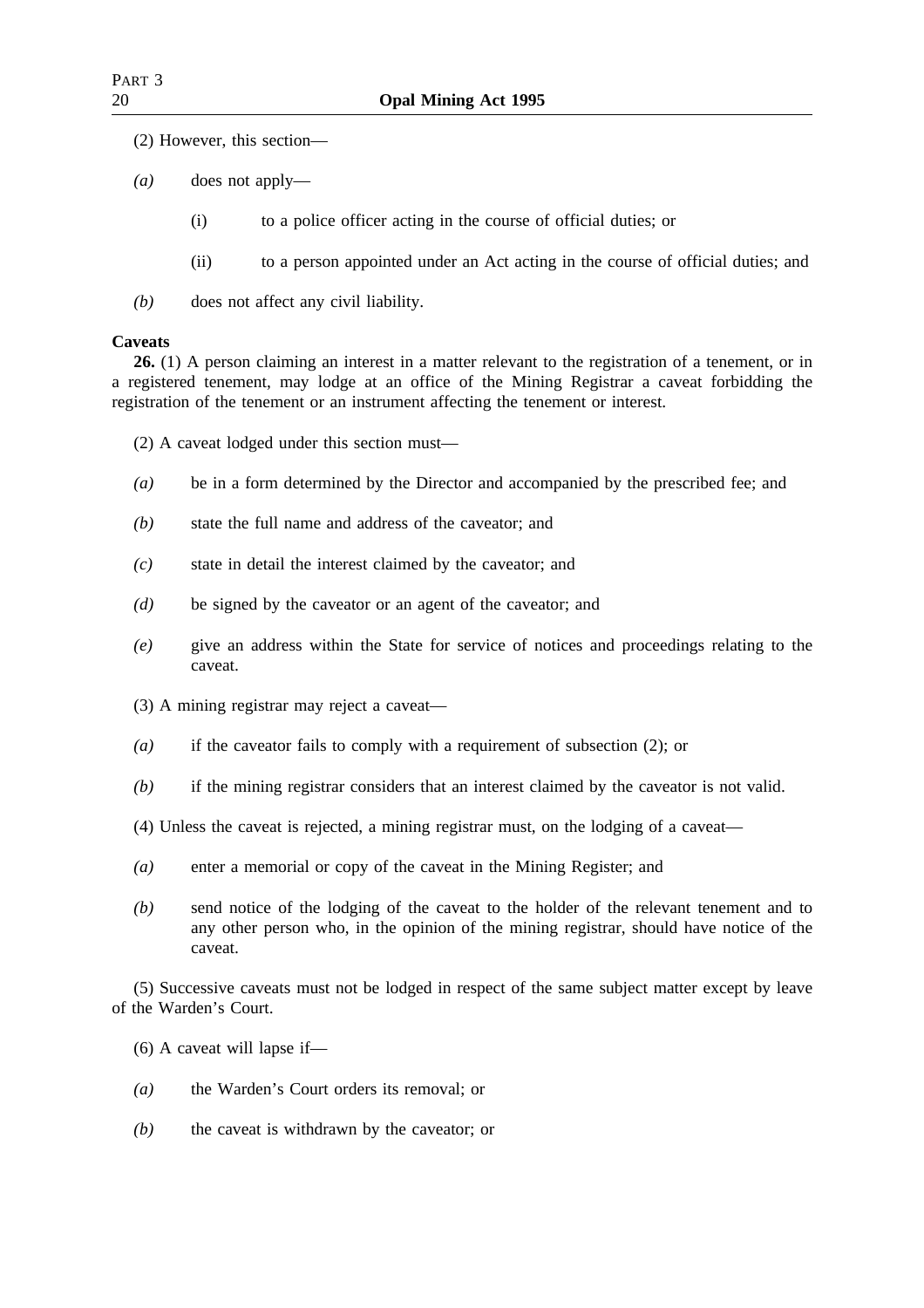(2) However, this section—

*(a)* does not apply—

(i) to a police officer acting in the course of official duties; or

(ii) to a person appointed under an Act acting in the course of official duties; and

*(b)* does not affect any civil liability.

**Caveats**

**26.** (1) A person claiming an interest in a matter relevant to the registration of a tenement, or in a registered tenement, may lodge at an office of the Mining Registrar a caveat forbidding the registration of the tenement or an instrument affecting the tenement or interest.

(2) A caveat lodged under this section must—

*(a)* be in a form determined by the Director and accompanied by the prescribed fee; and

*(b)* state the full name and address of the caveator; and

*(c)* state in detail the interest claimed by the caveator; and

*(d)* be signed by the caveator or an agent of the caveator; and

*(e)* give an address within the State for service of notices and proceedings relating to the caveat.

(3) A mining registrar may reject a caveat—

*(a)* if the caveator fails to comply with a requirement of subsection (2); or

*(b)* if the mining registrar considers that an interest claimed by the caveator is not valid.

(4) Unless the caveat is rejected, a mining registrar must, on the lodging of a caveat—

*(a)* enter a memorial or copy of the caveat in the Mining Register; and

*(b)* send notice of the lodging of the caveat to the holder of the relevant tenement and to any other person who, in the opinion of the mining registrar, should have notice of the caveat.

(5) Successive caveats must not be lodged in respect of the same subject matter except by leave of the Warden's Court.

(6) A caveat will lapse if—

*(a)* the Warden's Court orders its removal; or

*(b)* the caveat is withdrawn by the caveator; or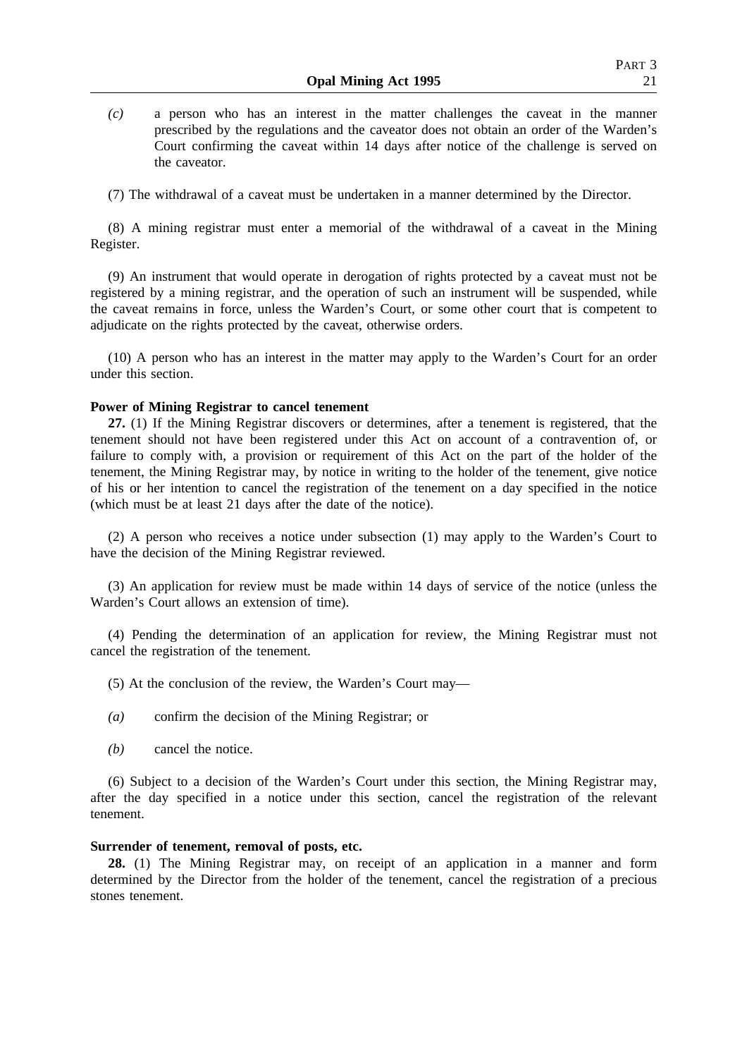*(c)* a person who has an interest in the matter challenges the caveat in the manner prescribed by the regulations and the caveator does not obtain an order of the Warden's Court confirming the caveat within 14 days after notice of the challenge is served on the caveator.

(7) The withdrawal of a caveat must be undertaken in a manner determined by the Director.

(8) A mining registrar must enter a memorial of the withdrawal of a caveat in the Mining Register.

(9) An instrument that would operate in derogation of rights protected by a caveat must not be registered by a mining registrar, and the operation of such an instrument will be suspended, while the caveat remains in force, unless the Warden's Court, or some other court that is competent to adjudicate on the rights protected by the caveat, otherwise orders.

(10) A person who has an interest in the matter may apply to the Warden's Court for an order under this section.

**Power of Mining Registrar to cancel tenement**

**27.** (1) If the Mining Registrar discovers or determines, after a tenement is registered, that the tenement should not have been registered under this Act on account of a contravention of, or failure to comply with, a provision or requirement of this Act on the part of the holder of the tenement, the Mining Registrar may, by notice in writing to the holder of the tenement, give notice of his or her intention to cancel the registration of the tenement on a day specified in the notice (which must be at least 21 days after the date of the notice).

(2) A person who receives a notice under subsection (1) may apply to the Warden's Court to have the decision of the Mining Registrar reviewed.

(3) An application for review must be made within 14 days of service of the notice (unless the Warden's Court allows an extension of time).

(4) Pending the determination of an application for review, the Mining Registrar must not cancel the registration of the tenement.

(5) At the conclusion of the review, the Warden's Court may—

*(a)* confirm the decision of the Mining Registrar; or

*(b)* cancel the notice.

(6) Subject to a decision of the Warden's Court under this section, the Mining Registrar may, after the day specified in a notice under this section, cancel the registration of the relevant tenement.

**Surrender of tenement, removal of posts, etc.**

**28.** (1) The Mining Registrar may, on receipt of an application in a manner and form determined by the Director from the holder of the tenement, cancel the registration of a precious stones tenement.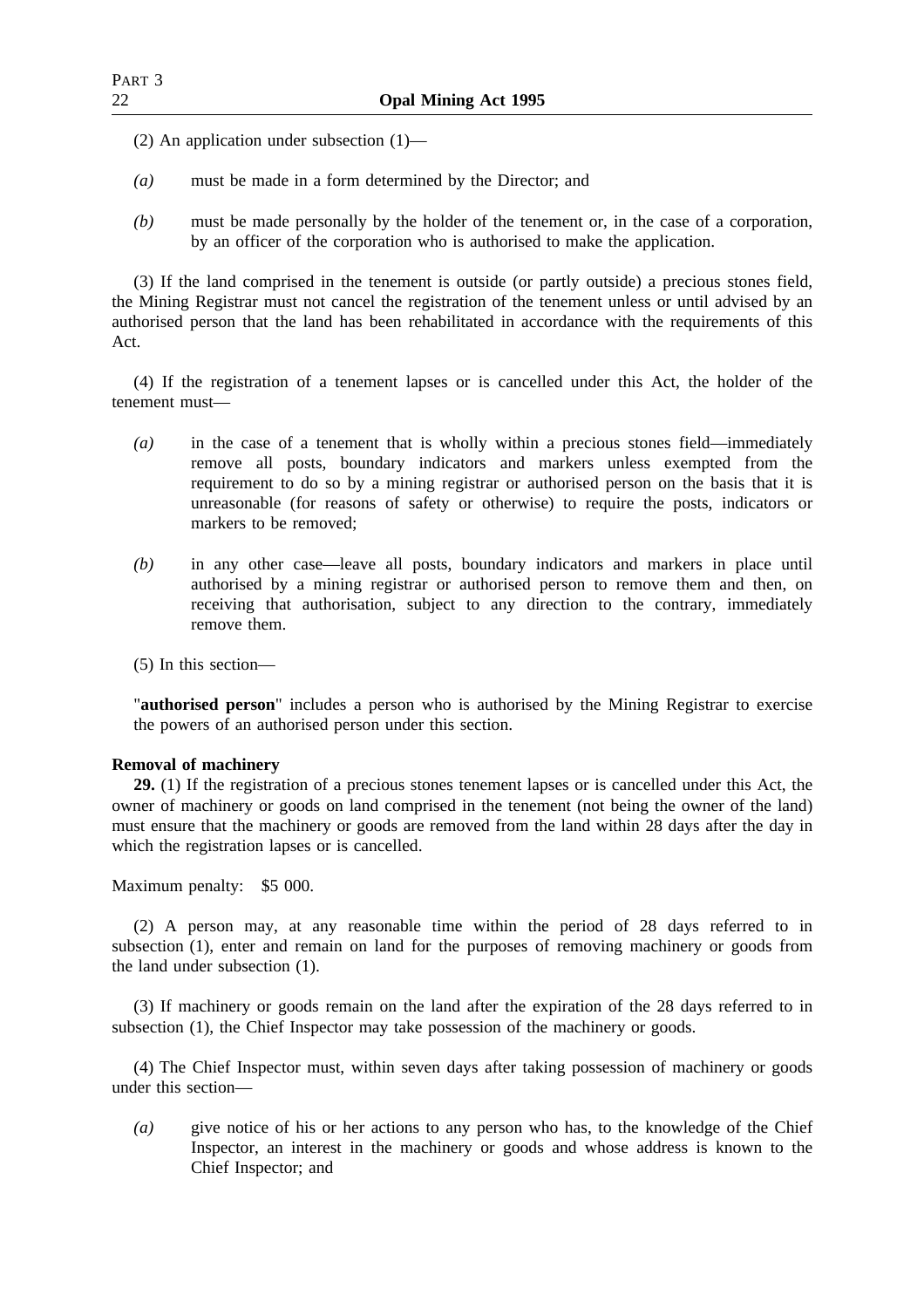(2) An application under subsection (1)—

*(a)* must be made in a form determined by the Director; and

*(b)* must be made personally by the holder of the tenement or, in the case of a corporation, by an officer of the corporation who is authorised to make the application.

(3) If the land comprised in the tenement is outside (or partly outside) a precious stones field, the Mining Registrar must not cancel the registration of the tenement unless or until advised by an authorised person that the land has been rehabilitated in accordance with the requirements of this Act.

(4) If the registration of a tenement lapses or is cancelled under this Act, the holder of the tenement must—

*(a)* in the case of a tenement that is wholly within a precious stones field—immediately remove all posts, boundary indicators and markers unless exempted from the requirement to do so by a mining registrar or authorised person on the basis that it is unreasonable (for reasons of safety or otherwise) to require the posts, indicators or markers to be removed;

*(b)* in any other case—leave all posts, boundary indicators and markers in place until authorised by a mining registrar or authorised person to remove them and then, on receiving that authorisation, subject to any direction to the contrary, immediately remove them.

(5) In this section—

"**authorised person**" includes a person who is authorised by the Mining Registrar to exercise the powers of an authorised person under this section.

**Removal of machinery**

**29.** (1) If the registration of a precious stones tenement lapses or is cancelled under this Act, the owner of machinery or goods on land comprised in the tenement (not being the owner of the land) must ensure that the machinery or goods are removed from the land within 28 days after the day in which the registration lapses or is cancelled.

Maximum penalty: $5 000.

(2) A person may, at any reasonable time within the period of 28 days referred to in subsection (1), enter and remain on land for the purposes of removing machinery or goods from the land under subsection (1).

(3) If machinery or goods remain on the land after the expiration of the 28 days referred to in subsection (1), the Chief Inspector may take possession of the machinery or goods.

(4) The Chief Inspector must, within seven days after taking possession of machinery or goods under this section—

*(a)* give notice of his or her actions to any person who has, to the knowledge of the Chief Inspector, an interest in the machinery or goods and whose address is known to the Chief Inspector; and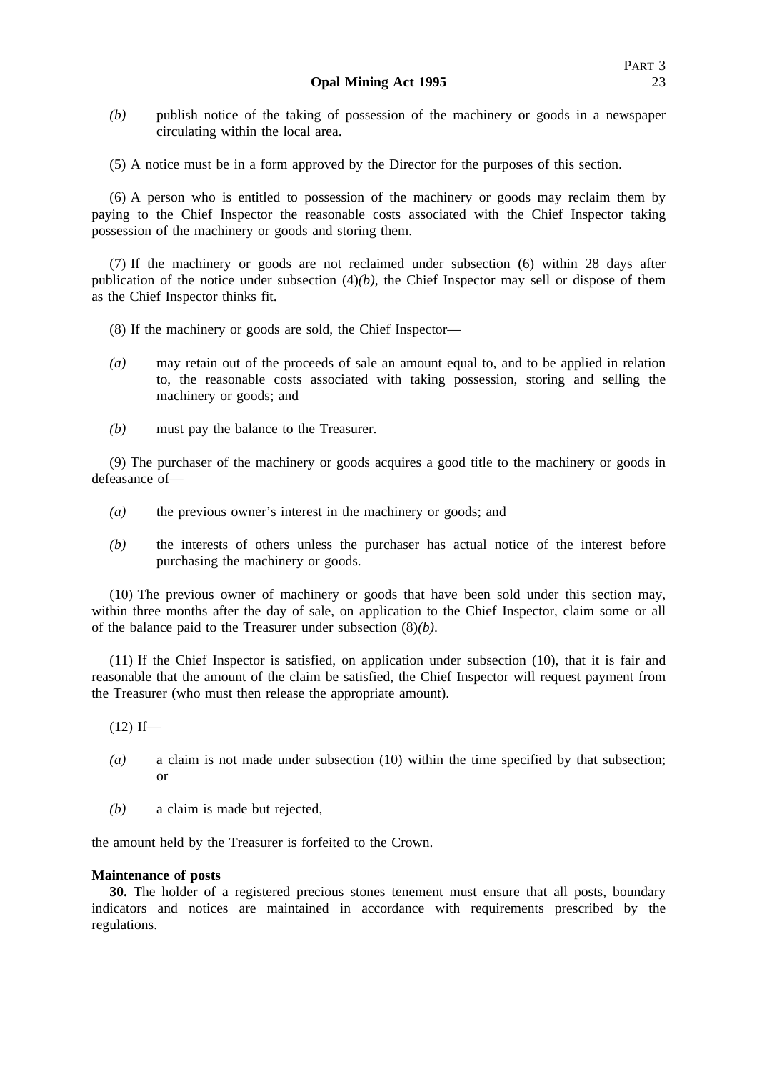*(b)* publish notice of the taking of possession of the machinery or goods in a newspaper circulating within the local area.

(5) A notice must be in a form approved by the Director for the purposes of this section.

(6) A person who is entitled to possession of the machinery or goods may reclaim them by paying to the Chief Inspector the reasonable costs associated with the Chief Inspector taking possession of the machinery or goods and storing them.

(7) If the machinery or goods are not reclaimed under subsection (6) within 28 days after publication of the notice under subsection (4)*(b)*, the Chief Inspector may sell or dispose of them as the Chief Inspector thinks fit.

(8) If the machinery or goods are sold, the Chief Inspector—

*(a)* may retain out of the proceeds of sale an amount equal to, and to be applied in relation to, the reasonable costs associated with taking possession, storing and selling the machinery or goods; and

*(b)* must pay the balance to the Treasurer.

(9) The purchaser of the machinery or goods acquires a good title to the machinery or goods in defeasance of—

*(a)* the previous owner's interest in the machinery or goods; and

*(b)* the interests of others unless the purchaser has actual notice of the interest before purchasing the machinery or goods.

(10) The previous owner of machinery or goods that have been sold under this section may, within three months after the day of sale, on application to the Chief Inspector, claim some or all of the balance paid to the Treasurer under subsection (8)*(b)*.

(11) If the Chief Inspector is satisfied, on application under subsection (10), that it is fair and reasonable that the amount of the claim be satisfied, the Chief Inspector will request payment from the Treasurer (who must then release the appropriate amount).

(12) If—

*(a)* a claim is not made under subsection (10) within the time specified by that subsection; or

*(b)* a claim is made but rejected,

the amount held by the Treasurer is forfeited to the Crown.

**Maintenance of posts**

**30.** The holder of a registered precious stones tenement must ensure that all posts, boundary indicators and notices are maintained in accordance with requirements prescribed by the regulations.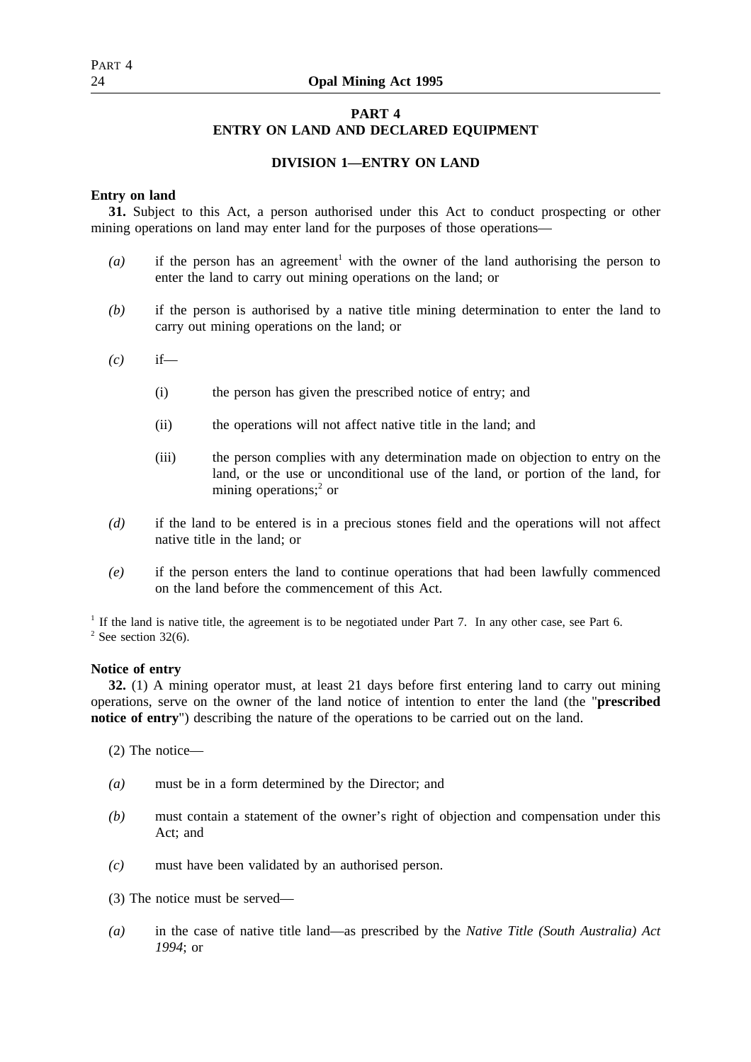## PART 4
## ENTRY ON LAND AND DECLARED EQUIPMENT

### DIVISION 1—ENTRY ON LAND

**Entry on land**

**31.** Subject to this Act, a person authorised under this Act to conduct prospecting or other mining operations on land may enter land for the purposes of those operations—

*(a)* if the person has an agreement[1] with the owner of the land authorising the person to enter the land to carry out mining operations on the land; or

*(b)* if the person is authorised by a native title mining determination to enter the land to carry out mining operations on the land; or

*(c)* if—

(i) the person has given the prescribed notice of entry; and

(ii) the operations will not affect native title in the land; and

(iii) the person complies with any determination made on objection to entry on the land, or the use or unconditional use of the land, or portion of the land, for mining operations;[2] or

*(d)* if the land to be entered is in a precious stones field and the operations will not affect native title in the land; or

*(e)* if the person enters the land to continue operations that had been lawfully commenced on the land before the commencement of this Act.

[1] If the land is native title, the agreement is to be negotiated under Part 7. In any other case, see Part 6.
[2] See section 32(6).

**Notice of entry**

**32.** (1) A mining operator must, at least 21 days before first entering land to carry out mining operations, serve on the owner of the land notice of intention to enter the land (the "**prescribed notice of entry**") describing the nature of the operations to be carried out on the land.

(2) The notice—

*(a)* must be in a form determined by the Director; and

*(b)* must contain a statement of the owner's right of objection and compensation under this Act; and

*(c)* must have been validated by an authorised person.

(3) The notice must be served—

*(a)* in the case of native title land—as prescribed by the *Native Title (South Australia) Act 1994*; or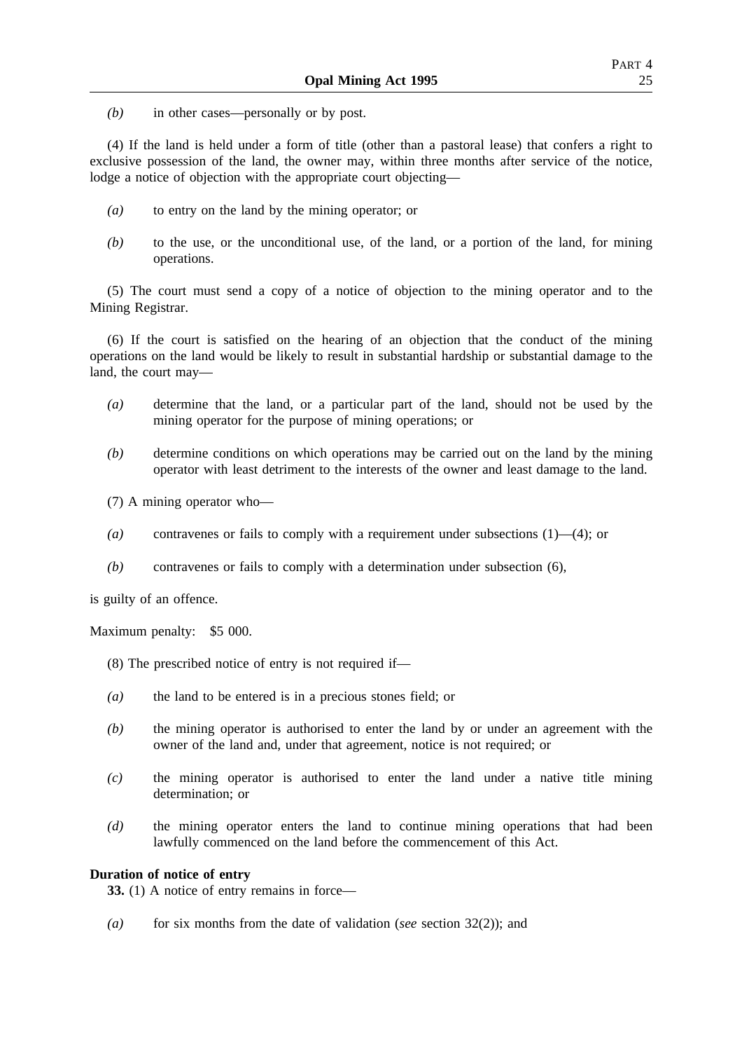*(b)* in other cases—personally or by post.

(4) If the land is held under a form of title (other than a pastoral lease) that confers a right to exclusive possession of the land, the owner may, within three months after service of the notice, lodge a notice of objection with the appropriate court objecting—

*(a)* to entry on the land by the mining operator; or

*(b)* to the use, or the unconditional use, of the land, or a portion of the land, for mining operations.

(5) The court must send a copy of a notice of objection to the mining operator and to the Mining Registrar.

(6) If the court is satisfied on the hearing of an objection that the conduct of the mining operations on the land would be likely to result in substantial hardship or substantial damage to the land, the court may—

*(a)* determine that the land, or a particular part of the land, should not be used by the mining operator for the purpose of mining operations; or

*(b)* determine conditions on which operations may be carried out on the land by the mining operator with least detriment to the interests of the owner and least damage to the land.

(7) A mining operator who—

*(a)* contravenes or fails to comply with a requirement under subsections (1)—(4); or

*(b)* contravenes or fails to comply with a determination under subsection (6),

is guilty of an offence.

Maximum penalty: $5 000.

(8) The prescribed notice of entry is not required if—

*(a)* the land to be entered is in a precious stones field; or

*(b)* the mining operator is authorised to enter the land by or under an agreement with the owner of the land and, under that agreement, notice is not required; or

*(c)* the mining operator is authorised to enter the land under a native title mining determination; or

*(d)* the mining operator enters the land to continue mining operations that had been lawfully commenced on the land before the commencement of this Act.

**Duration of notice of entry**

**33.** (1) A notice of entry remains in force—

*(a)* for six months from the date of validation (*see* section 32(2)); and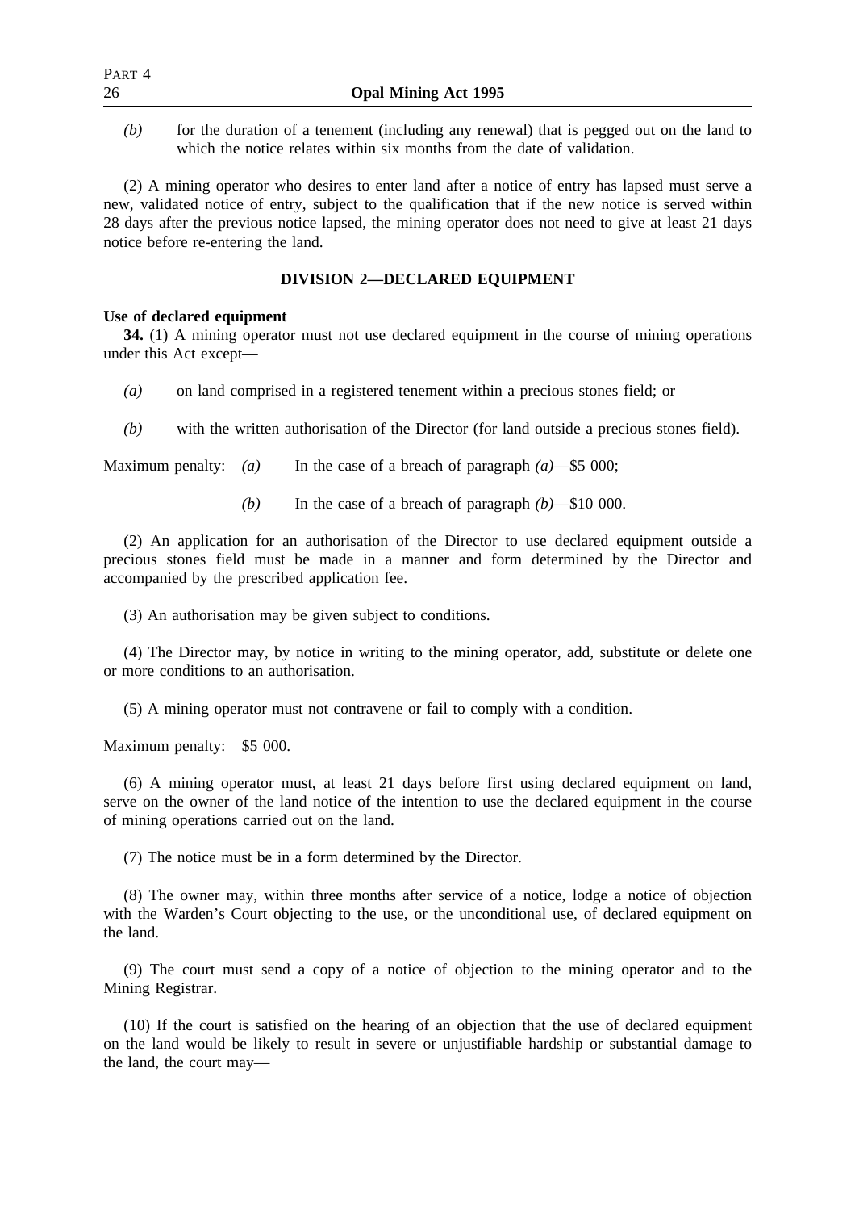*(b)* for the duration of a tenement (including any renewal) that is pegged out on the land to which the notice relates within six months from the date of validation.

(2) A mining operator who desires to enter land after a notice of entry has lapsed must serve a new, validated notice of entry, subject to the qualification that if the new notice is served within 28 days after the previous notice lapsed, the mining operator does not need to give at least 21 days notice before re-entering the land.

## DIVISION 2—DECLARED EQUIPMENT

**Use of declared equipment**

**34.** (1) A mining operator must not use declared equipment in the course of mining operations under this Act except—

*(a)* on land comprised in a registered tenement within a precious stones field; or

*(b)* with the written authorisation of the Director (for land outside a precious stones field).

Maximum penalty: *(a)* In the case of a breach of paragraph *(a)*—$5 000;

*(b)* In the case of a breach of paragraph *(b)*—$10 000.

(2) An application for an authorisation of the Director to use declared equipment outside a precious stones field must be made in a manner and form determined by the Director and accompanied by the prescribed application fee.

(3) An authorisation may be given subject to conditions.

(4) The Director may, by notice in writing to the mining operator, add, substitute or delete one or more conditions to an authorisation.

(5) A mining operator must not contravene or fail to comply with a condition.

Maximum penalty: $5 000.

(6) A mining operator must, at least 21 days before first using declared equipment on land, serve on the owner of the land notice of the intention to use the declared equipment in the course of mining operations carried out on the land.

(7) The notice must be in a form determined by the Director.

(8) The owner may, within three months after service of a notice, lodge a notice of objection with the Warden's Court objecting to the use, or the unconditional use, of declared equipment on the land.

(9) The court must send a copy of a notice of objection to the mining operator and to the Mining Registrar.

(10) If the court is satisfied on the hearing of an objection that the use of declared equipment on the land would be likely to result in severe or unjustifiable hardship or substantial damage to the land, the court may—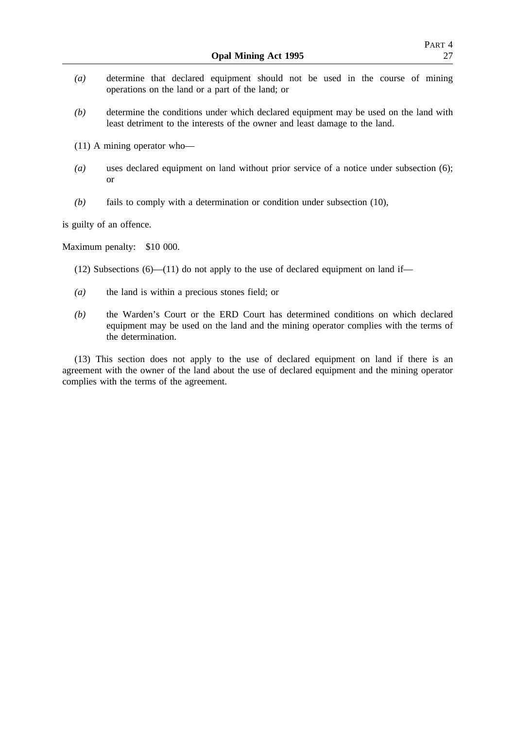*(a)* determine that declared equipment should not be used in the course of mining operations on the land or a part of the land; or

*(b)* determine the conditions under which declared equipment may be used on the land with least detriment to the interests of the owner and least damage to the land.

(11) A mining operator who—

*(a)* uses declared equipment on land without prior service of a notice under subsection (6); or

*(b)* fails to comply with a determination or condition under subsection (10),

is guilty of an offence.

Maximum penalty: $10 000.

(12) Subsections (6)—(11) do not apply to the use of declared equipment on land if—

*(a)* the land is within a precious stones field; or

*(b)* the Warden's Court or the ERD Court has determined conditions on which declared equipment may be used on the land and the mining operator complies with the terms of the determination.

(13) This section does not apply to the use of declared equipment on land if there is an agreement with the owner of the land about the use of declared equipment and the mining operator complies with the terms of the agreement.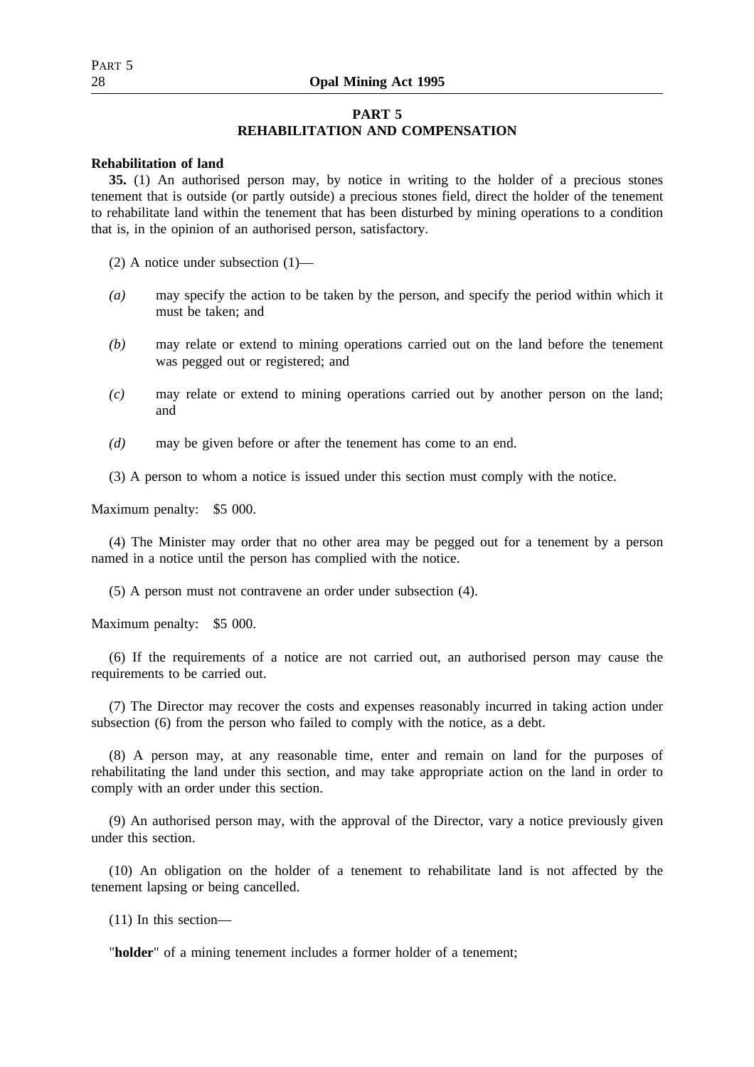## PART 5
## REHABILITATION AND COMPENSATION

**Rehabilitation of land**

**35.** (1) An authorised person may, by notice in writing to the holder of a precious stones tenement that is outside (or partly outside) a precious stones field, direct the holder of the tenement to rehabilitate land within the tenement that has been disturbed by mining operations to a condition that is, in the opinion of an authorised person, satisfactory.

(2) A notice under subsection (1)—

*(a)* may specify the action to be taken by the person, and specify the period within which it must be taken; and

*(b)* may relate or extend to mining operations carried out on the land before the tenement was pegged out or registered; and

*(c)* may relate or extend to mining operations carried out by another person on the land; and

*(d)* may be given before or after the tenement has come to an end.

(3) A person to whom a notice is issued under this section must comply with the notice.

Maximum penalty: $5 000.

(4) The Minister may order that no other area may be pegged out for a tenement by a person named in a notice until the person has complied with the notice.

(5) A person must not contravene an order under subsection (4).

Maximum penalty: $5 000.

(6) If the requirements of a notice are not carried out, an authorised person may cause the requirements to be carried out.

(7) The Director may recover the costs and expenses reasonably incurred in taking action under subsection (6) from the person who failed to comply with the notice, as a debt.

(8) A person may, at any reasonable time, enter and remain on land for the purposes of rehabilitating the land under this section, and may take appropriate action on the land in order to comply with an order under this section.

(9) An authorised person may, with the approval of the Director, vary a notice previously given under this section.

(10) An obligation on the holder of a tenement to rehabilitate land is not affected by the tenement lapsing or being cancelled.

(11) In this section—

"**holder**" of a mining tenement includes a former holder of a tenement;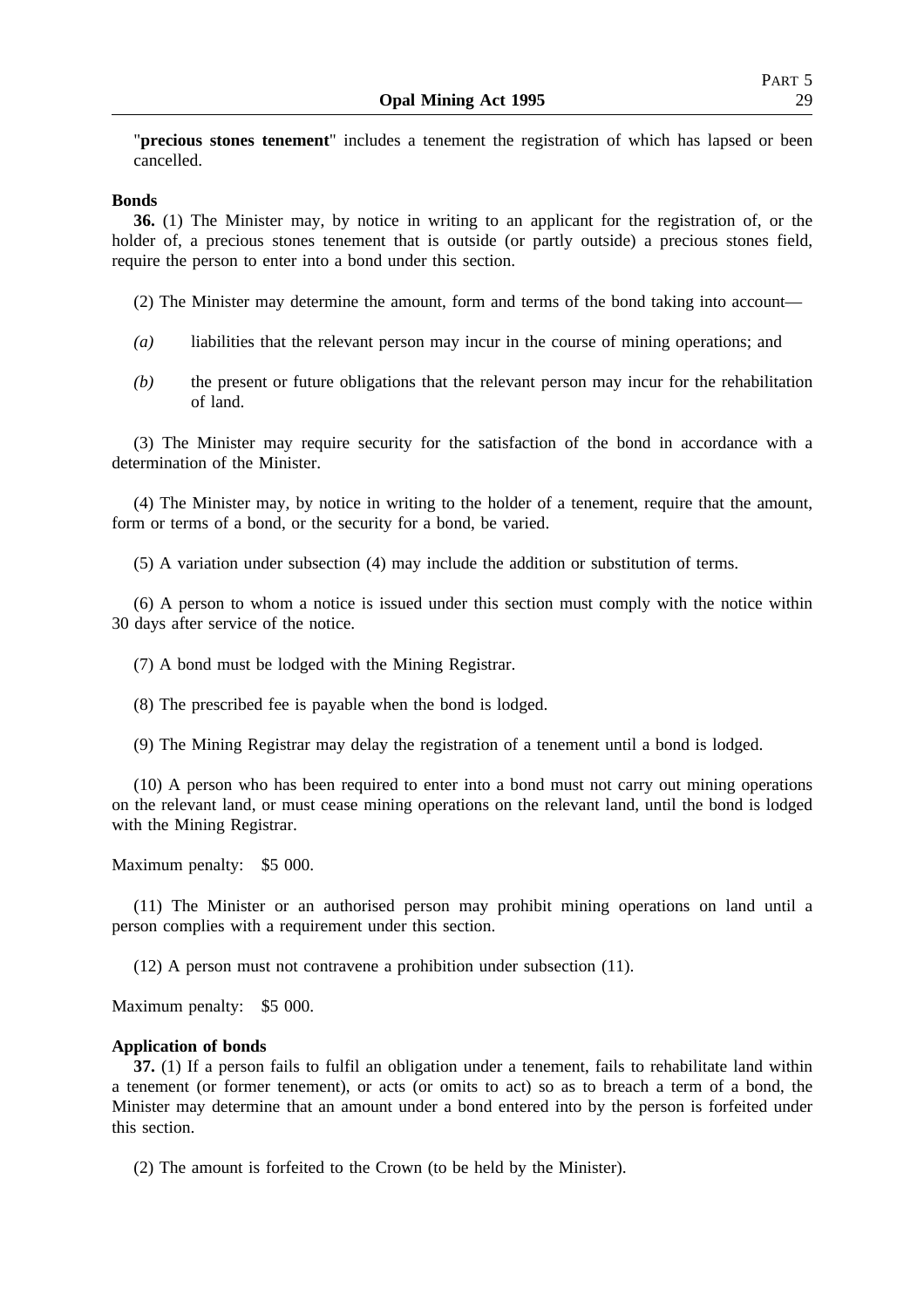"**precious stones tenement**" includes a tenement the registration of which has lapsed or been cancelled.

**Bonds**

**36.** (1) The Minister may, by notice in writing to an applicant for the registration of, or the holder of, a precious stones tenement that is outside (or partly outside) a precious stones field, require the person to enter into a bond under this section.

(2) The Minister may determine the amount, form and terms of the bond taking into account—

*(a)* liabilities that the relevant person may incur in the course of mining operations; and

*(b)* the present or future obligations that the relevant person may incur for the rehabilitation of land.

(3) The Minister may require security for the satisfaction of the bond in accordance with a determination of the Minister.

(4) The Minister may, by notice in writing to the holder of a tenement, require that the amount, form or terms of a bond, or the security for a bond, be varied.

(5) A variation under subsection (4) may include the addition or substitution of terms.

(6) A person to whom a notice is issued under this section must comply with the notice within 30 days after service of the notice.

(7) A bond must be lodged with the Mining Registrar.

(8) The prescribed fee is payable when the bond is lodged.

(9) The Mining Registrar may delay the registration of a tenement until a bond is lodged.

(10) A person who has been required to enter into a bond must not carry out mining operations on the relevant land, or must cease mining operations on the relevant land, until the bond is lodged with the Mining Registrar.

Maximum penalty: $5 000.

(11) The Minister or an authorised person may prohibit mining operations on land until a person complies with a requirement under this section.

(12) A person must not contravene a prohibition under subsection (11).

Maximum penalty: $5 000.

**Application of bonds**

**37.** (1) If a person fails to fulfil an obligation under a tenement, fails to rehabilitate land within a tenement (or former tenement), or acts (or omits to act) so as to breach a term of a bond, the Minister may determine that an amount under a bond entered into by the person is forfeited under this section.

(2) The amount is forfeited to the Crown (to be held by the Minister).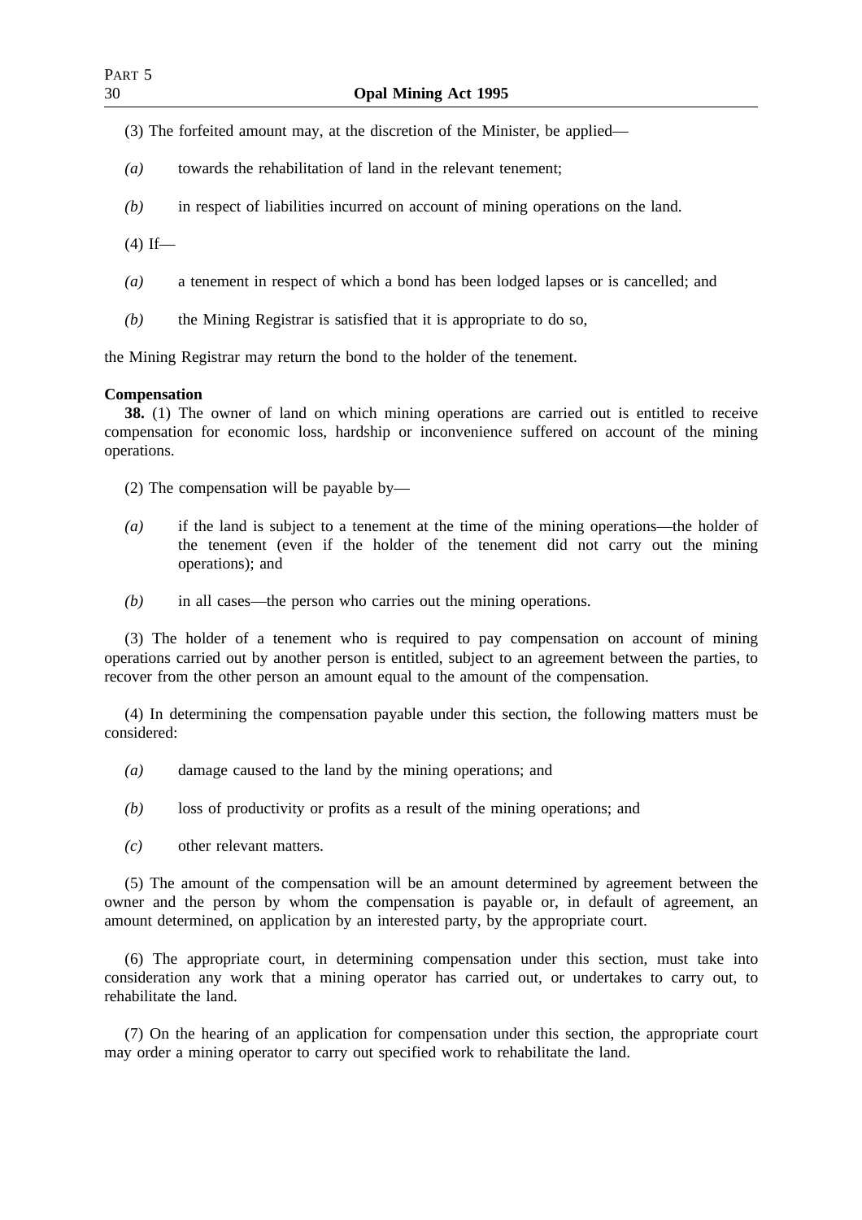(3) The forfeited amount may, at the discretion of the Minister, be applied—

*(a)* towards the rehabilitation of land in the relevant tenement;

*(b)* in respect of liabilities incurred on account of mining operations on the land.

(4) If—

*(a)* a tenement in respect of which a bond has been lodged lapses or is cancelled; and

*(b)* the Mining Registrar is satisfied that it is appropriate to do so,

the Mining Registrar may return the bond to the holder of the tenement.

**Compensation**

**38.** (1) The owner of land on which mining operations are carried out is entitled to receive compensation for economic loss, hardship or inconvenience suffered on account of the mining operations.

(2) The compensation will be payable by—

*(a)* if the land is subject to a tenement at the time of the mining operations—the holder of the tenement (even if the holder of the tenement did not carry out the mining operations); and

*(b)* in all cases—the person who carries out the mining operations.

(3) The holder of a tenement who is required to pay compensation on account of mining operations carried out by another person is entitled, subject to an agreement between the parties, to recover from the other person an amount equal to the amount of the compensation.

(4) In determining the compensation payable under this section, the following matters must be considered:

*(a)* damage caused to the land by the mining operations; and

*(b)* loss of productivity or profits as a result of the mining operations; and

*(c)* other relevant matters.

(5) The amount of the compensation will be an amount determined by agreement between the owner and the person by whom the compensation is payable or, in default of agreement, an amount determined, on application by an interested party, by the appropriate court.

(6) The appropriate court, in determining compensation under this section, must take into consideration any work that a mining operator has carried out, or undertakes to carry out, to rehabilitate the land.

(7) On the hearing of an application for compensation under this section, the appropriate court may order a mining operator to carry out specified work to rehabilitate the land.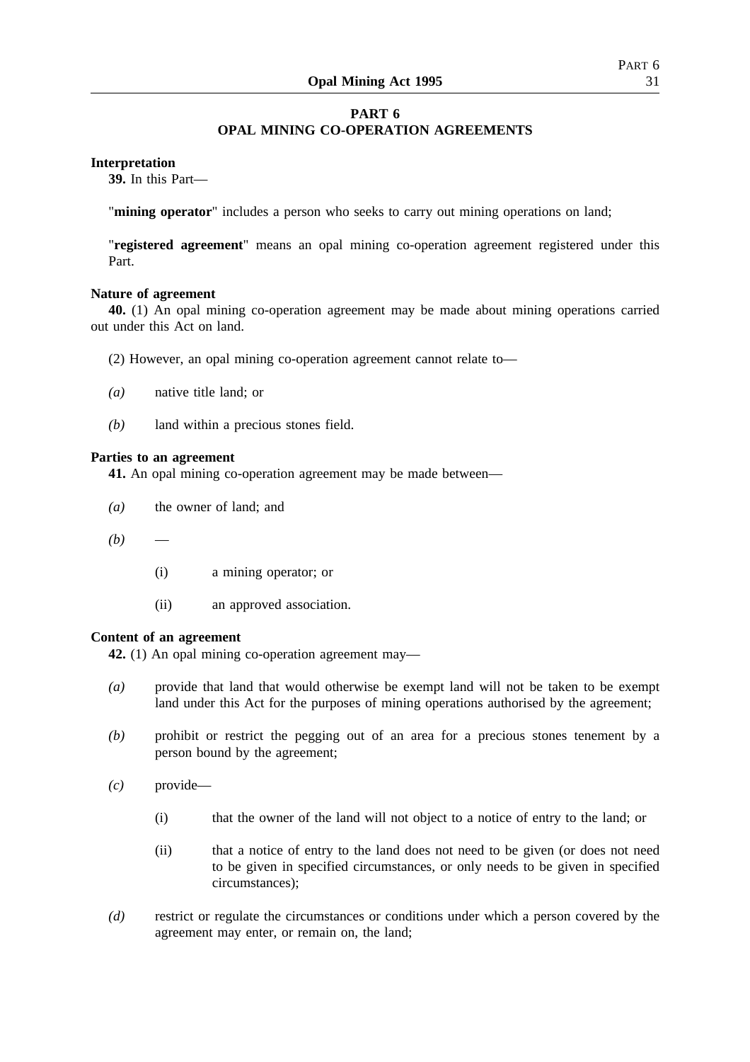## PART 6
## OPAL MINING CO-OPERATION AGREEMENTS

**Interpretation**

**39.** In this Part—

"**mining operator**" includes a person who seeks to carry out mining operations on land;

"**registered agreement**" means an opal mining co-operation agreement registered under this Part.

**Nature of agreement**

**40.** (1) An opal mining co-operation agreement may be made about mining operations carried out under this Act on land.

(2) However, an opal mining co-operation agreement cannot relate to—

*(a)* native title land; or

*(b)* land within a precious stones field.

**Parties to an agreement**

**41.** An opal mining co-operation agreement may be made between—

*(a)* the owner of land; and

*(b)* —

(i) a mining operator; or

(ii) an approved association.

**Content of an agreement**

**42.** (1) An opal mining co-operation agreement may—

*(a)* provide that land that would otherwise be exempt land will not be taken to be exempt land under this Act for the purposes of mining operations authorised by the agreement;

*(b)* prohibit or restrict the pegging out of an area for a precious stones tenement by a person bound by the agreement;

*(c)* provide—

(i) that the owner of the land will not object to a notice of entry to the land; or

(ii) that a notice of entry to the land does not need to be given (or does not need to be given in specified circumstances, or only needs to be given in specified circumstances);

*(d)* restrict or regulate the circumstances or conditions under which a person covered by the agreement may enter, or remain on, the land;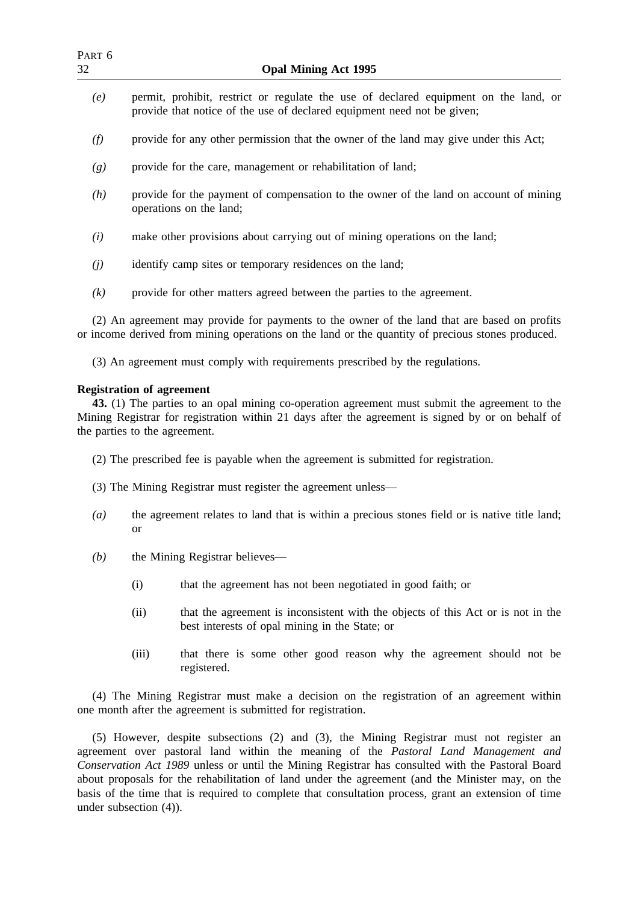*(e)* permit, prohibit, restrict or regulate the use of declared equipment on the land, or provide that notice of the use of declared equipment need not be given;

*(f)* provide for any other permission that the owner of the land may give under this Act;

*(g)* provide for the care, management or rehabilitation of land;

*(h)* provide for the payment of compensation to the owner of the land on account of mining operations on the land;

*(i)* make other provisions about carrying out of mining operations on the land;

*(j)* identify camp sites or temporary residences on the land;

*(k)* provide for other matters agreed between the parties to the agreement.

(2) An agreement may provide for payments to the owner of the land that are based on profits or income derived from mining operations on the land or the quantity of precious stones produced.

(3) An agreement must comply with requirements prescribed by the regulations.

**Registration of agreement**

**43.** (1) The parties to an opal mining co-operation agreement must submit the agreement to the Mining Registrar for registration within 21 days after the agreement is signed by or on behalf of the parties to the agreement.

(2) The prescribed fee is payable when the agreement is submitted for registration.

(3) The Mining Registrar must register the agreement unless—

*(a)* the agreement relates to land that is within a precious stones field or is native title land; or

*(b)* the Mining Registrar believes—

(i) that the agreement has not been negotiated in good faith; or

(ii) that the agreement is inconsistent with the objects of this Act or is not in the best interests of opal mining in the State; or

(iii) that there is some other good reason why the agreement should not be registered.

(4) The Mining Registrar must make a decision on the registration of an agreement within one month after the agreement is submitted for registration.

(5) However, despite subsections (2) and (3), the Mining Registrar must not register an agreement over pastoral land within the meaning of the *Pastoral Land Management and Conservation Act 1989* unless or until the Mining Registrar has consulted with the Pastoral Board about proposals for the rehabilitation of land under the agreement (and the Minister may, on the basis of the time that is required to complete that consultation process, grant an extension of time under subsection (4)).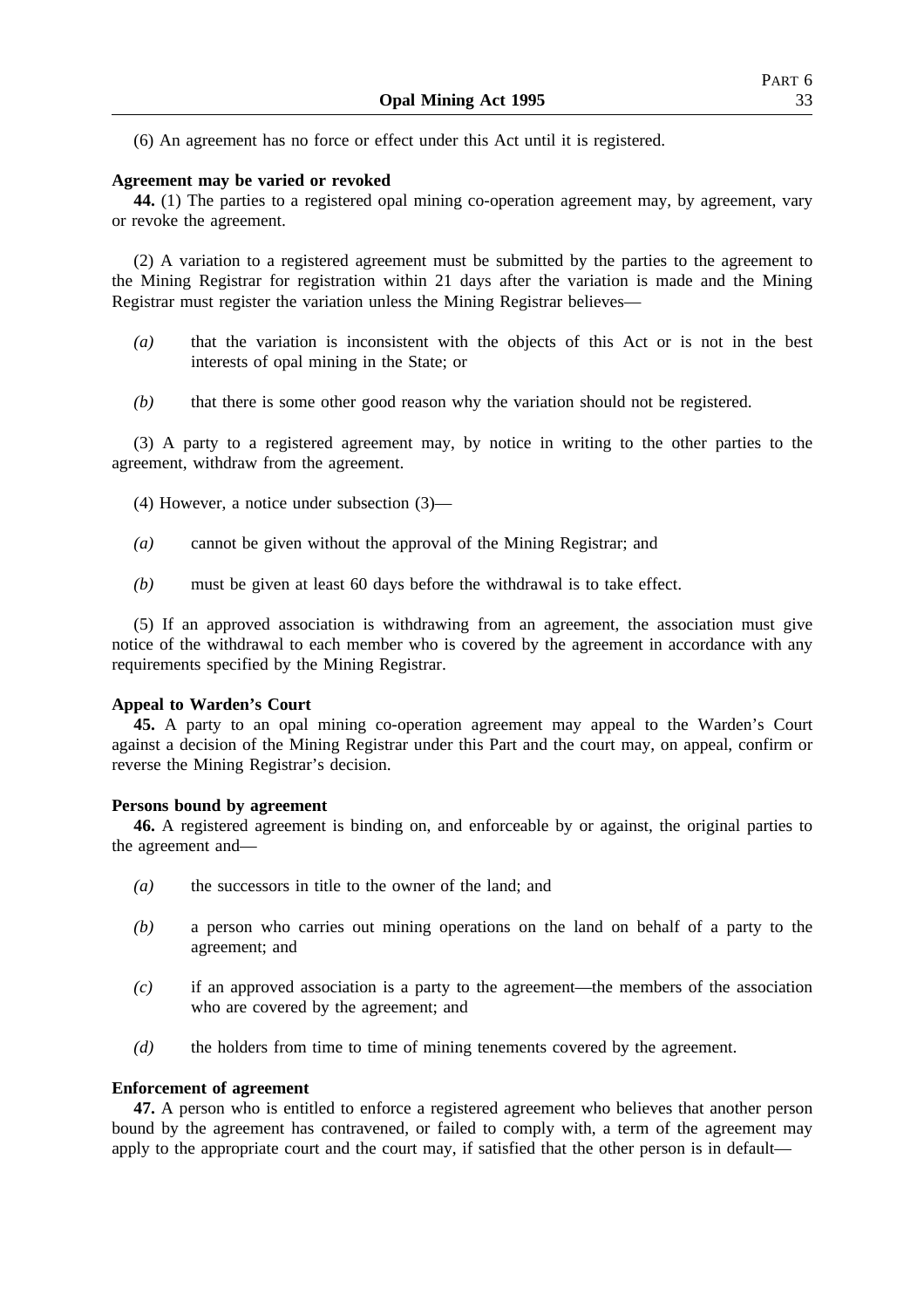(6) An agreement has no force or effect under this Act until it is registered.

**Agreement may be varied or revoked**

**44.** (1) The parties to a registered opal mining co-operation agreement may, by agreement, vary or revoke the agreement.

(2) A variation to a registered agreement must be submitted by the parties to the agreement to the Mining Registrar for registration within 21 days after the variation is made and the Mining Registrar must register the variation unless the Mining Registrar believes—

*(a)* that the variation is inconsistent with the objects of this Act or is not in the best interests of opal mining in the State; or

*(b)* that there is some other good reason why the variation should not be registered.

(3) A party to a registered agreement may, by notice in writing to the other parties to the agreement, withdraw from the agreement.

(4) However, a notice under subsection (3)—

*(a)* cannot be given without the approval of the Mining Registrar; and

*(b)* must be given at least 60 days before the withdrawal is to take effect.

(5) If an approved association is withdrawing from an agreement, the association must give notice of the withdrawal to each member who is covered by the agreement in accordance with any requirements specified by the Mining Registrar.

**Appeal to Warden's Court**

**45.** A party to an opal mining co-operation agreement may appeal to the Warden's Court against a decision of the Mining Registrar under this Part and the court may, on appeal, confirm or reverse the Mining Registrar's decision.

**Persons bound by agreement**

**46.** A registered agreement is binding on, and enforceable by or against, the original parties to the agreement and—

*(a)* the successors in title to the owner of the land; and

*(b)* a person who carries out mining operations on the land on behalf of a party to the agreement; and

*(c)* if an approved association is a party to the agreement—the members of the association who are covered by the agreement; and

*(d)* the holders from time to time of mining tenements covered by the agreement.

**Enforcement of agreement**

**47.** A person who is entitled to enforce a registered agreement who believes that another person bound by the agreement has contravened, or failed to comply with, a term of the agreement may apply to the appropriate court and the court may, if satisfied that the other person is in default—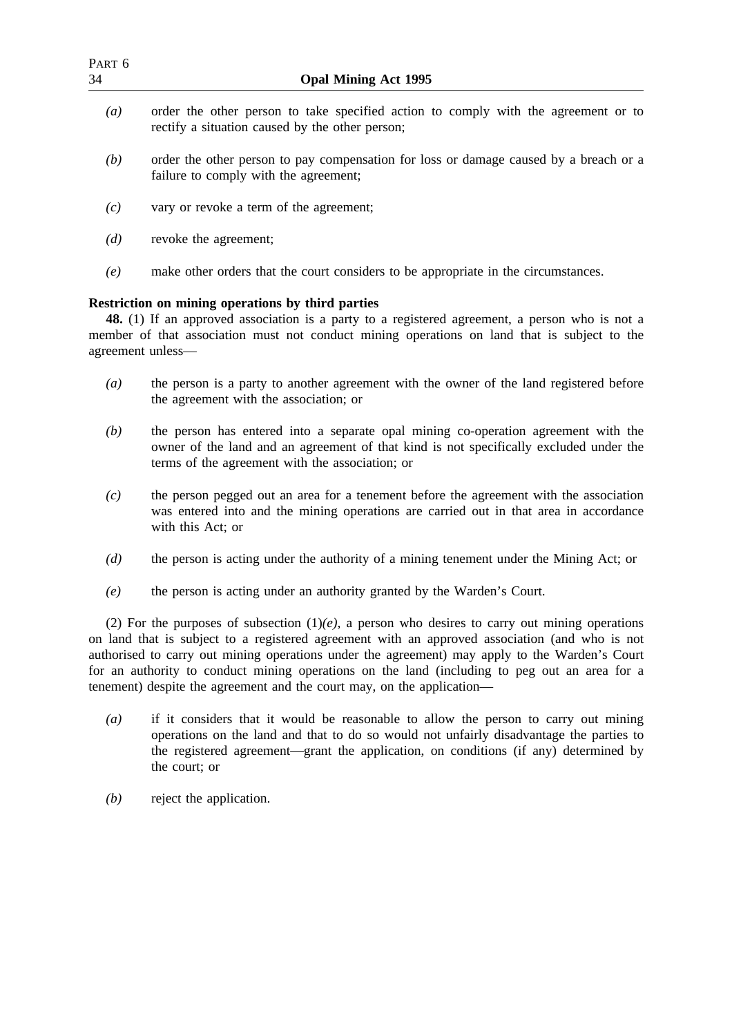*(a)* order the other person to take specified action to comply with the agreement or to rectify a situation caused by the other person;

*(b)* order the other person to pay compensation for loss or damage caused by a breach or a failure to comply with the agreement;

*(c)* vary or revoke a term of the agreement;

*(d)* revoke the agreement;

*(e)* make other orders that the court considers to be appropriate in the circumstances.

**Restriction on mining operations by third parties**

**48.** (1) If an approved association is a party to a registered agreement, a person who is not a member of that association must not conduct mining operations on land that is subject to the agreement unless—

*(a)* the person is a party to another agreement with the owner of the land registered before the agreement with the association; or

*(b)* the person has entered into a separate opal mining co-operation agreement with the owner of the land and an agreement of that kind is not specifically excluded under the terms of the agreement with the association; or

*(c)* the person pegged out an area for a tenement before the agreement with the association was entered into and the mining operations are carried out in that area in accordance with this Act; or

*(d)* the person is acting under the authority of a mining tenement under the Mining Act; or

*(e)* the person is acting under an authority granted by the Warden's Court.

(2) For the purposes of subsection (1)*(e)*, a person who desires to carry out mining operations on land that is subject to a registered agreement with an approved association (and who is not authorised to carry out mining operations under the agreement) may apply to the Warden's Court for an authority to conduct mining operations on the land (including to peg out an area for a tenement) despite the agreement and the court may, on the application—

*(a)* if it considers that it would be reasonable to allow the person to carry out mining operations on the land and that to do so would not unfairly disadvantage the parties to the registered agreement—grant the application, on conditions (if any) determined by the court; or

*(b)* reject the application.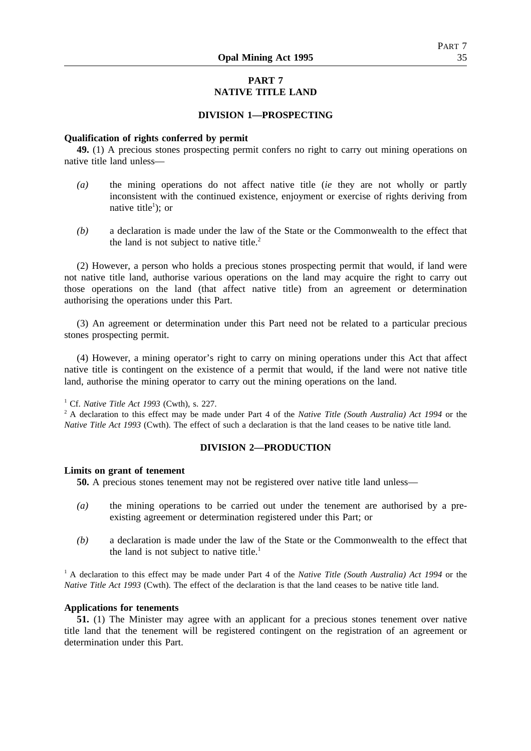## PART 7
## NATIVE TITLE LAND

### DIVISION 1—PROSPECTING

**Qualification of rights conferred by permit**

**49.** (1) A precious stones prospecting permit confers no right to carry out mining operations on native title land unless—

*(a)* the mining operations do not affect native title (*ie* they are not wholly or partly inconsistent with the continued existence, enjoyment or exercise of rights deriving from native title[1]); or

*(b)* a declaration is made under the law of the State or the Commonwealth to the effect that the land is not subject to native title.[2]

(2) However, a person who holds a precious stones prospecting permit that would, if land were not native title land, authorise various operations on the land may acquire the right to carry out those operations on the land (that affect native title) from an agreement or determination authorising the operations under this Part.

(3) An agreement or determination under this Part need not be related to a particular precious stones prospecting permit.

(4) However, a mining operator's right to carry on mining operations under this Act that affect native title is contingent on the existence of a permit that would, if the land were not native title land, authorise the mining operator to carry out the mining operations on the land.

[1] Cf. *Native Title Act 1993* (Cwth), s. 227.

[2] A declaration to this effect may be made under Part 4 of the *Native Title (South Australia) Act 1994* or the *Native Title Act 1993* (Cwth). The effect of such a declaration is that the land ceases to be native title land.

### DIVISION 2—PRODUCTION

**Limits on grant of tenement**

**50.** A precious stones tenement may not be registered over native title land unless—

*(a)* the mining operations to be carried out under the tenement are authorised by a pre-existing agreement or determination registered under this Part; or

*(b)* a declaration is made under the law of the State or the Commonwealth to the effect that the land is not subject to native title.[1]

[1] A declaration to this effect may be made under Part 4 of the *Native Title (South Australia) Act 1994* or the *Native Title Act 1993* (Cwth). The effect of the declaration is that the land ceases to be native title land.

**Applications for tenements**

**51.** (1) The Minister may agree with an applicant for a precious stones tenement over native title land that the tenement will be registered contingent on the registration of an agreement or determination under this Part.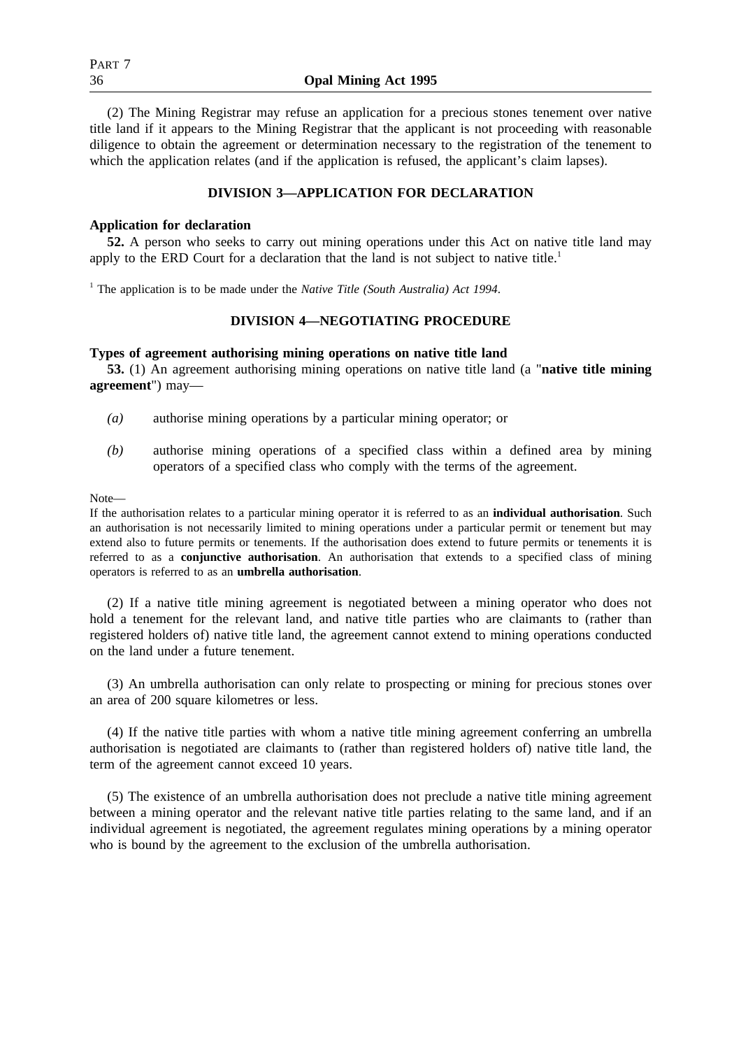(2) The Mining Registrar may refuse an application for a precious stones tenement over native title land if it appears to the Mining Registrar that the applicant is not proceeding with reasonable diligence to obtain the agreement or determination necessary to the registration of the tenement to which the application relates (and if the application is refused, the applicant's claim lapses).

## DIVISION 3—APPLICATION FOR DECLARATION

**Application for declaration**

**52.** A person who seeks to carry out mining operations under this Act on native title land may apply to the ERD Court for a declaration that the land is not subject to native title.[1]

[1] The application is to be made under the *Native Title (South Australia) Act 1994*.

## DIVISION 4—NEGOTIATING PROCEDURE

**Types of agreement authorising mining operations on native title land**

**53.** (1) An agreement authorising mining operations on native title land (a "**native title mining agreement**") may—

*(a)* authorise mining operations by a particular mining operator; or

*(b)* authorise mining operations of a specified class within a defined area by mining operators of a specified class who comply with the terms of the agreement.

Note—

If the authorisation relates to a particular mining operator it is referred to as an **individual authorisation**. Such an authorisation is not necessarily limited to mining operations under a particular permit or tenement but may extend also to future permits or tenements. If the authorisation does extend to future permits or tenements it is referred to as a **conjunctive authorisation**. An authorisation that extends to a specified class of mining operators is referred to as an **umbrella authorisation**.

(2) If a native title mining agreement is negotiated between a mining operator who does not hold a tenement for the relevant land, and native title parties who are claimants to (rather than registered holders of) native title land, the agreement cannot extend to mining operations conducted on the land under a future tenement.

(3) An umbrella authorisation can only relate to prospecting or mining for precious stones over an area of 200 square kilometres or less.

(4) If the native title parties with whom a native title mining agreement conferring an umbrella authorisation is negotiated are claimants to (rather than registered holders of) native title land, the term of the agreement cannot exceed 10 years.

(5) The existence of an umbrella authorisation does not preclude a native title mining agreement between a mining operator and the relevant native title parties relating to the same land, and if an individual agreement is negotiated, the agreement regulates mining operations by a mining operator who is bound by the agreement to the exclusion of the umbrella authorisation.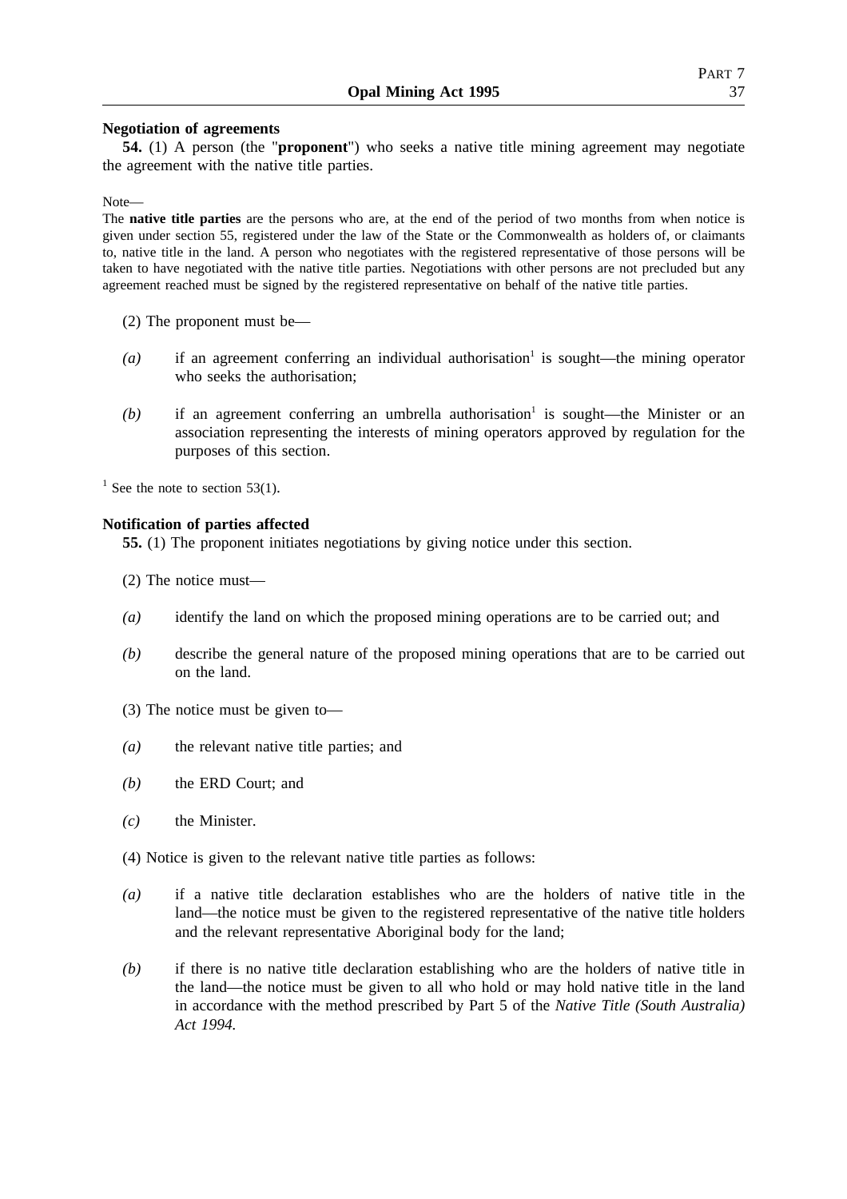**Negotiation of agreements**

**54.** (1) A person (the "**proponent**") who seeks a native title mining agreement may negotiate the agreement with the native title parties.

Note—

The **native title parties** are the persons who are, at the end of the period of two months from when notice is given under section 55, registered under the law of the State or the Commonwealth as holders of, or claimants to, native title in the land. A person who negotiates with the registered representative of those persons will be taken to have negotiated with the native title parties. Negotiations with other persons are not precluded but any agreement reached must be signed by the registered representative on behalf of the native title parties.

(2) The proponent must be—

*(a)* if an agreement conferring an individual authorisation[1] is sought—the mining operator who seeks the authorisation;

*(b)* if an agreement conferring an umbrella authorisation[1] is sought—the Minister or an association representing the interests of mining operators approved by regulation for the purposes of this section.

[1] See the note to section 53(1).

**Notification of parties affected**

**55.** (1) The proponent initiates negotiations by giving notice under this section.

(2) The notice must—

*(a)* identify the land on which the proposed mining operations are to be carried out; and

*(b)* describe the general nature of the proposed mining operations that are to be carried out on the land.

(3) The notice must be given to—

*(a)* the relevant native title parties; and

*(b)* the ERD Court; and

*(c)* the Minister.

(4) Notice is given to the relevant native title parties as follows:

*(a)* if a native title declaration establishes who are the holders of native title in the land—the notice must be given to the registered representative of the native title holders and the relevant representative Aboriginal body for the land;

*(b)* if there is no native title declaration establishing who are the holders of native title in the land—the notice must be given to all who hold or may hold native title in the land in accordance with the method prescribed by Part 5 of the *Native Title (South Australia) Act 1994.*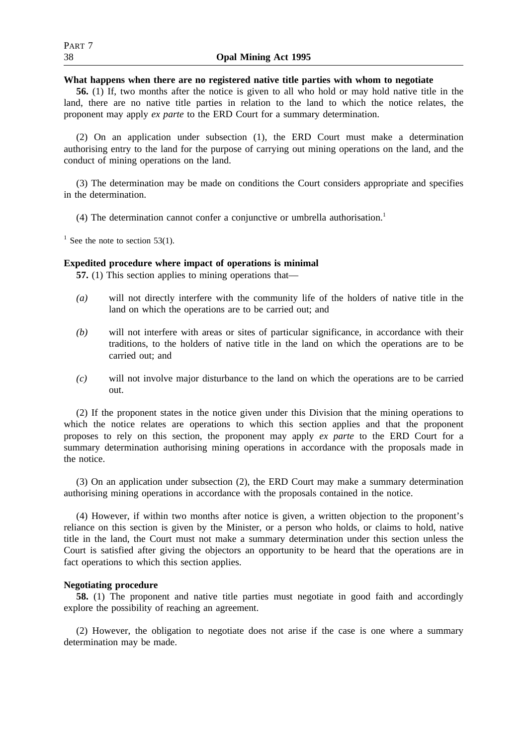**What happens when there are no registered native title parties with whom to negotiate**

**56.** (1) If, two months after the notice is given to all who hold or may hold native title in the land, there are no native title parties in relation to the land to which the notice relates, the proponent may apply *ex parte* to the ERD Court for a summary determination.

(2) On an application under subsection (1), the ERD Court must make a determination authorising entry to the land for the purpose of carrying out mining operations on the land, and the conduct of mining operations on the land.

(3) The determination may be made on conditions the Court considers appropriate and specifies in the determination.

(4) The determination cannot confer a conjunctive or umbrella authorisation.[1]

[1] See the note to section 53(1).

**Expedited procedure where impact of operations is minimal**

**57.** (1) This section applies to mining operations that—

*(a)* will not directly interfere with the community life of the holders of native title in the land on which the operations are to be carried out; and

*(b)* will not interfere with areas or sites of particular significance, in accordance with their traditions, to the holders of native title in the land on which the operations are to be carried out; and

*(c)* will not involve major disturbance to the land on which the operations are to be carried out.

(2) If the proponent states in the notice given under this Division that the mining operations to which the notice relates are operations to which this section applies and that the proponent proposes to rely on this section, the proponent may apply *ex parte* to the ERD Court for a summary determination authorising mining operations in accordance with the proposals made in the notice.

(3) On an application under subsection (2), the ERD Court may make a summary determination authorising mining operations in accordance with the proposals contained in the notice.

(4) However, if within two months after notice is given, a written objection to the proponent's reliance on this section is given by the Minister, or a person who holds, or claims to hold, native title in the land, the Court must not make a summary determination under this section unless the Court is satisfied after giving the objectors an opportunity to be heard that the operations are in fact operations to which this section applies.

**Negotiating procedure**

**58.** (1) The proponent and native title parties must negotiate in good faith and accordingly explore the possibility of reaching an agreement.

(2) However, the obligation to negotiate does not arise if the case is one where a summary determination may be made.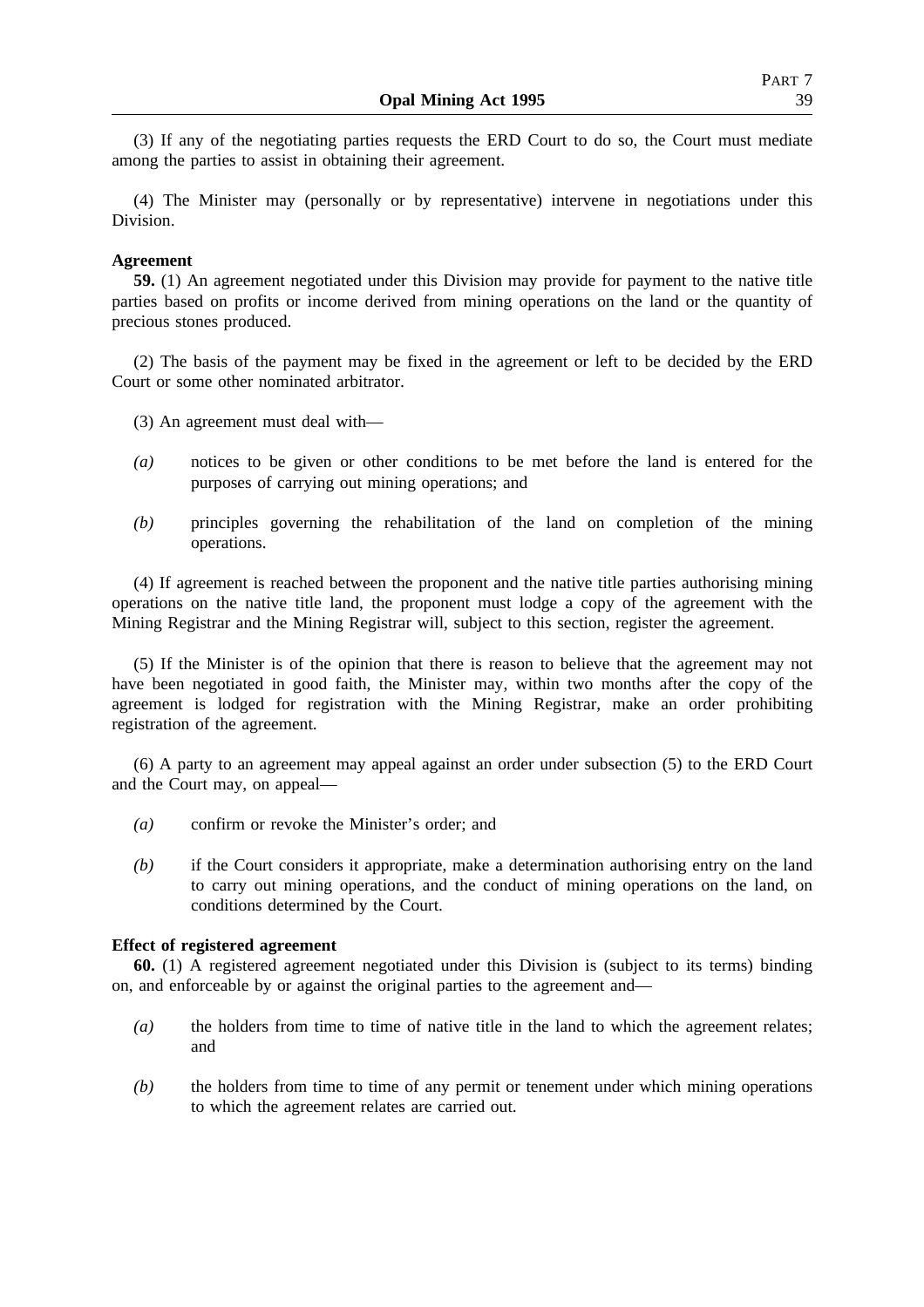(3) If any of the negotiating parties requests the ERD Court to do so, the Court must mediate among the parties to assist in obtaining their agreement.

(4) The Minister may (personally or by representative) intervene in negotiations under this Division.

**Agreement**

**59.** (1) An agreement negotiated under this Division may provide for payment to the native title parties based on profits or income derived from mining operations on the land or the quantity of precious stones produced.

(2) The basis of the payment may be fixed in the agreement or left to be decided by the ERD Court or some other nominated arbitrator.

(3) An agreement must deal with—

*(a)* notices to be given or other conditions to be met before the land is entered for the purposes of carrying out mining operations; and

*(b)* principles governing the rehabilitation of the land on completion of the mining operations.

(4) If agreement is reached between the proponent and the native title parties authorising mining operations on the native title land, the proponent must lodge a copy of the agreement with the Mining Registrar and the Mining Registrar will, subject to this section, register the agreement.

(5) If the Minister is of the opinion that there is reason to believe that the agreement may not have been negotiated in good faith, the Minister may, within two months after the copy of the agreement is lodged for registration with the Mining Registrar, make an order prohibiting registration of the agreement.

(6) A party to an agreement may appeal against an order under subsection (5) to the ERD Court and the Court may, on appeal—

*(a)* confirm or revoke the Minister's order; and

*(b)* if the Court considers it appropriate, make a determination authorising entry on the land to carry out mining operations, and the conduct of mining operations on the land, on conditions determined by the Court.

**Effect of registered agreement**

**60.** (1) A registered agreement negotiated under this Division is (subject to its terms) binding on, and enforceable by or against the original parties to the agreement and—

*(a)* the holders from time to time of native title in the land to which the agreement relates; and

*(b)* the holders from time to time of any permit or tenement under which mining operations to which the agreement relates are carried out.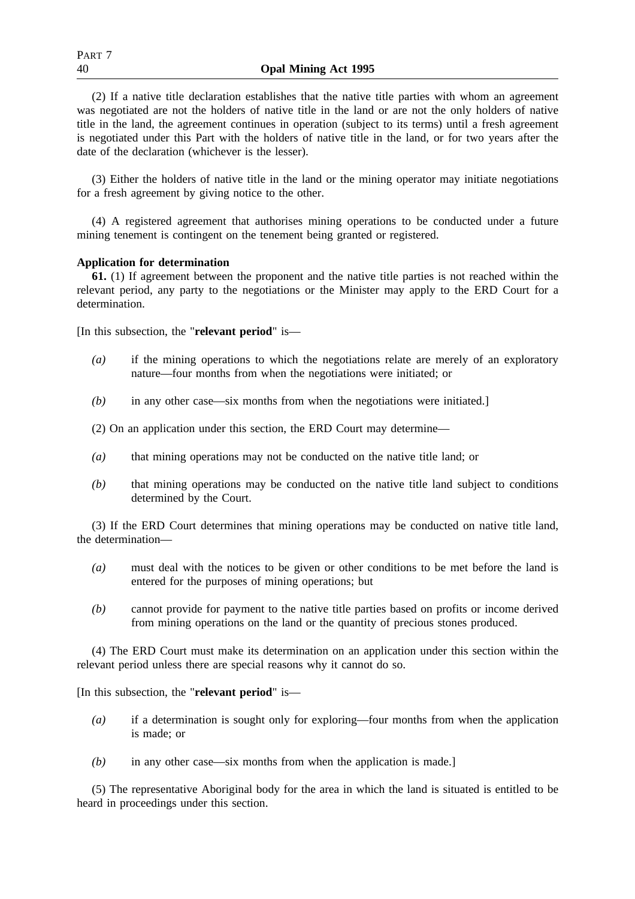(2) If a native title declaration establishes that the native title parties with whom an agreement was negotiated are not the holders of native title in the land or are not the only holders of native title in the land, the agreement continues in operation (subject to its terms) until a fresh agreement is negotiated under this Part with the holders of native title in the land, or for two years after the date of the declaration (whichever is the lesser).

(3) Either the holders of native title in the land or the mining operator may initiate negotiations for a fresh agreement by giving notice to the other.

(4) A registered agreement that authorises mining operations to be conducted under a future mining tenement is contingent on the tenement being granted or registered.

**Application for determination**

**61.** (1) If agreement between the proponent and the native title parties is not reached within the relevant period, any party to the negotiations or the Minister may apply to the ERD Court for a determination.

[In this subsection, the "**relevant period**" is—

- *(a)* if the mining operations to which the negotiations relate are merely of an exploratory nature—four months from when the negotiations were initiated; or
- *(b)* in any other case—six months from when the negotiations were initiated.]

(2) On an application under this section, the ERD Court may determine—

- *(a)* that mining operations may not be conducted on the native title land; or
- *(b)* that mining operations may be conducted on the native title land subject to conditions determined by the Court.

(3) If the ERD Court determines that mining operations may be conducted on native title land, the determination—

- *(a)* must deal with the notices to be given or other conditions to be met before the land is entered for the purposes of mining operations; but
- *(b)* cannot provide for payment to the native title parties based on profits or income derived from mining operations on the land or the quantity of precious stones produced.

(4) The ERD Court must make its determination on an application under this section within the relevant period unless there are special reasons why it cannot do so.

[In this subsection, the "**relevant period**" is—

- *(a)* if a determination is sought only for exploring—four months from when the application is made; or
- *(b)* in any other case—six months from when the application is made.]

(5) The representative Aboriginal body for the area in which the land is situated is entitled to be heard in proceedings under this section.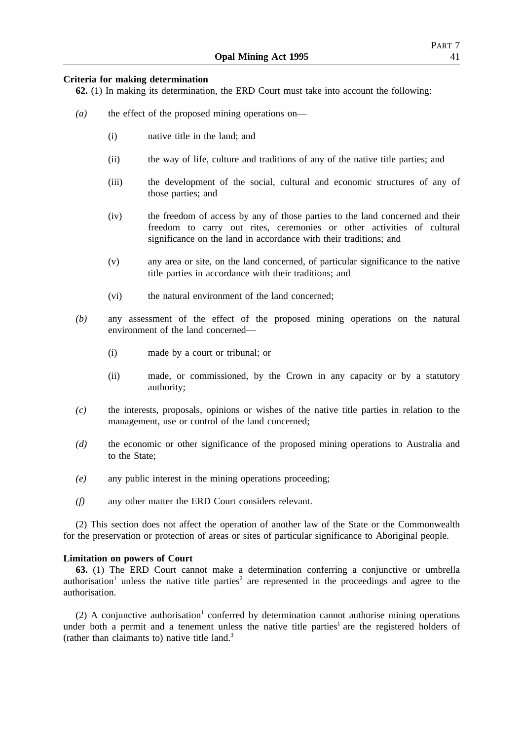**Criteria for making determination**

**62.** (1) In making its determination, the ERD Court must take into account the following:

*(a)* the effect of the proposed mining operations on—

(i) native title in the land; and

(ii) the way of life, culture and traditions of any of the native title parties; and

(iii) the development of the social, cultural and economic structures of any of those parties; and

(iv) the freedom of access by any of those parties to the land concerned and their freedom to carry out rites, ceremonies or other activities of cultural significance on the land in accordance with their traditions; and

(v) any area or site, on the land concerned, of particular significance to the native title parties in accordance with their traditions; and

(vi) the natural environment of the land concerned;

*(b)* any assessment of the effect of the proposed mining operations on the natural environment of the land concerned—

(i) made by a court or tribunal; or

(ii) made, or commissioned, by the Crown in any capacity or by a statutory authority;

*(c)* the interests, proposals, opinions or wishes of the native title parties in relation to the management, use or control of the land concerned;

*(d)* the economic or other significance of the proposed mining operations to Australia and to the State;

*(e)* any public interest in the mining operations proceeding;

*(f)* any other matter the ERD Court considers relevant.

(2) This section does not affect the operation of another law of the State or the Commonwealth for the preservation or protection of areas or sites of particular significance to Aboriginal people.

**Limitation on powers of Court**

**63.** (1) The ERD Court cannot make a determination conferring a conjunctive or umbrella authorisation[1] unless the native title parties[2] are represented in the proceedings and agree to the authorisation.

(2) A conjunctive authorisation[1] conferred by determination cannot authorise mining operations under both a permit and a tenement unless the native title parties[1] are the registered holders of (rather than claimants to) native title land.[3]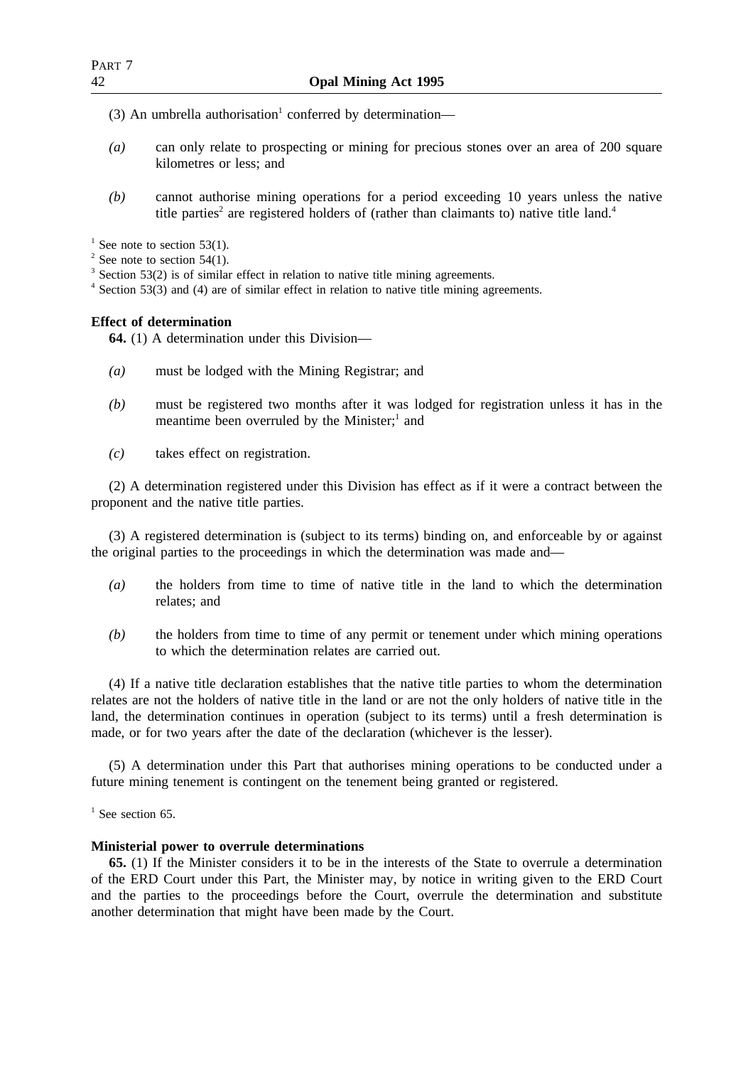(3) An umbrella authorisation[1] conferred by determination—

*(a)* can only relate to prospecting or mining for precious stones over an area of 200 square kilometres or less; and

*(b)* cannot authorise mining operations for a period exceeding 10 years unless the native title parties[2] are registered holders of (rather than claimants to) native title land.[4]

[1] See note to section 53(1).
[2] See note to section 54(1).
[3] Section 53(2) is of similar effect in relation to native title mining agreements.
[4] Section 53(3) and (4) are of similar effect in relation to native title mining agreements.

**Effect of determination**

**64.** (1) A determination under this Division—

*(a)* must be lodged with the Mining Registrar; and

*(b)* must be registered two months after it was lodged for registration unless it has in the meantime been overruled by the Minister;[1] and

*(c)* takes effect on registration.

(2) A determination registered under this Division has effect as if it were a contract between the proponent and the native title parties.

(3) A registered determination is (subject to its terms) binding on, and enforceable by or against the original parties to the proceedings in which the determination was made and—

*(a)* the holders from time to time of native title in the land to which the determination relates; and

*(b)* the holders from time to time of any permit or tenement under which mining operations to which the determination relates are carried out.

(4) If a native title declaration establishes that the native title parties to whom the determination relates are not the holders of native title in the land or are not the only holders of native title in the land, the determination continues in operation (subject to its terms) until a fresh determination is made, or for two years after the date of the declaration (whichever is the lesser).

(5) A determination under this Part that authorises mining operations to be conducted under a future mining tenement is contingent on the tenement being granted or registered.

[1] See section 65.

**Ministerial power to overrule determinations**

**65.** (1) If the Minister considers it to be in the interests of the State to overrule a determination of the ERD Court under this Part, the Minister may, by notice in writing given to the ERD Court and the parties to the proceedings before the Court, overrule the determination and substitute another determination that might have been made by the Court.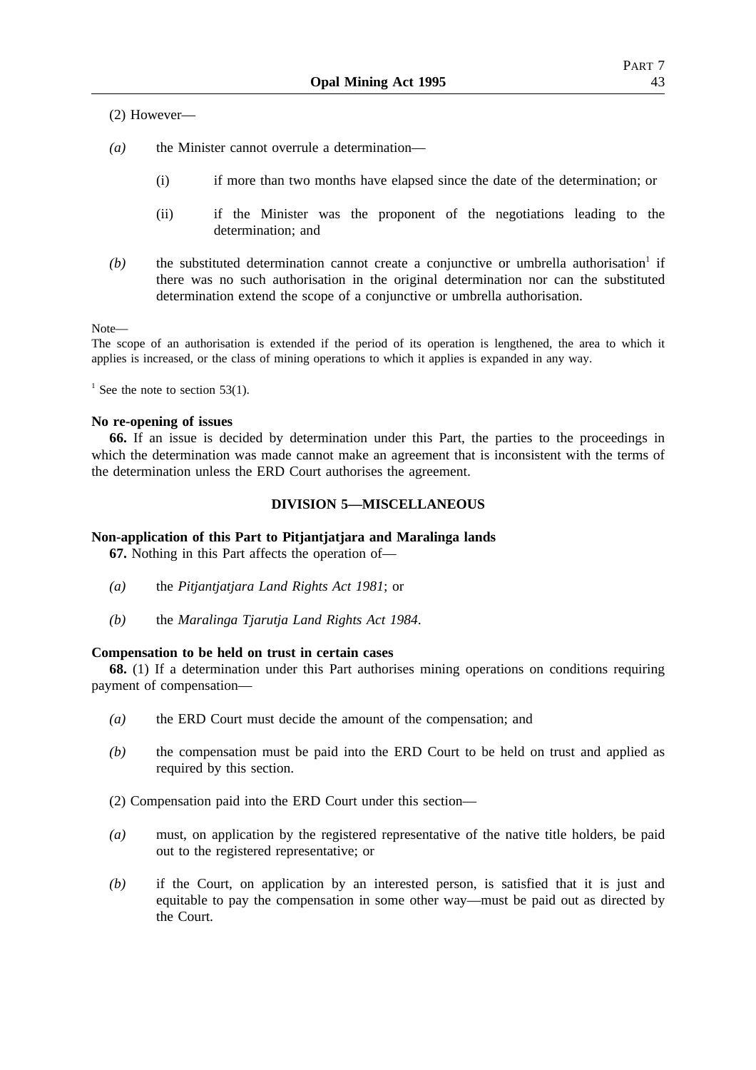(2) However—

*(a)* the Minister cannot overrule a determination—

(i) if more than two months have elapsed since the date of the determination; or

(ii) if the Minister was the proponent of the negotiations leading to the determination; and

*(b)* the substituted determination cannot create a conjunctive or umbrella authorisation[1] if there was no such authorisation in the original determination nor can the substituted determination extend the scope of a conjunctive or umbrella authorisation.

Note—

The scope of an authorisation is extended if the period of its operation is lengthened, the area to which it applies is increased, or the class of mining operations to which it applies is expanded in any way.

[1] See the note to section 53(1).

**No re-opening of issues**

**66.** If an issue is decided by determination under this Part, the parties to the proceedings in which the determination was made cannot make an agreement that is inconsistent with the terms of the determination unless the ERD Court authorises the agreement.

## DIVISION 5—MISCELLANEOUS

**Non-application of this Part to Pitjantjatjara and Maralinga lands**

**67.** Nothing in this Part affects the operation of—

*(a)* the *Pitjantjatjara Land Rights Act 1981*; or

*(b)* the *Maralinga Tjarutja Land Rights Act 1984*.

**Compensation to be held on trust in certain cases**

**68.** (1) If a determination under this Part authorises mining operations on conditions requiring payment of compensation—

*(a)* the ERD Court must decide the amount of the compensation; and

*(b)* the compensation must be paid into the ERD Court to be held on trust and applied as required by this section.

(2) Compensation paid into the ERD Court under this section—

*(a)* must, on application by the registered representative of the native title holders, be paid out to the registered representative; or

*(b)* if the Court, on application by an interested person, is satisfied that it is just and equitable to pay the compensation in some other way—must be paid out as directed by the Court.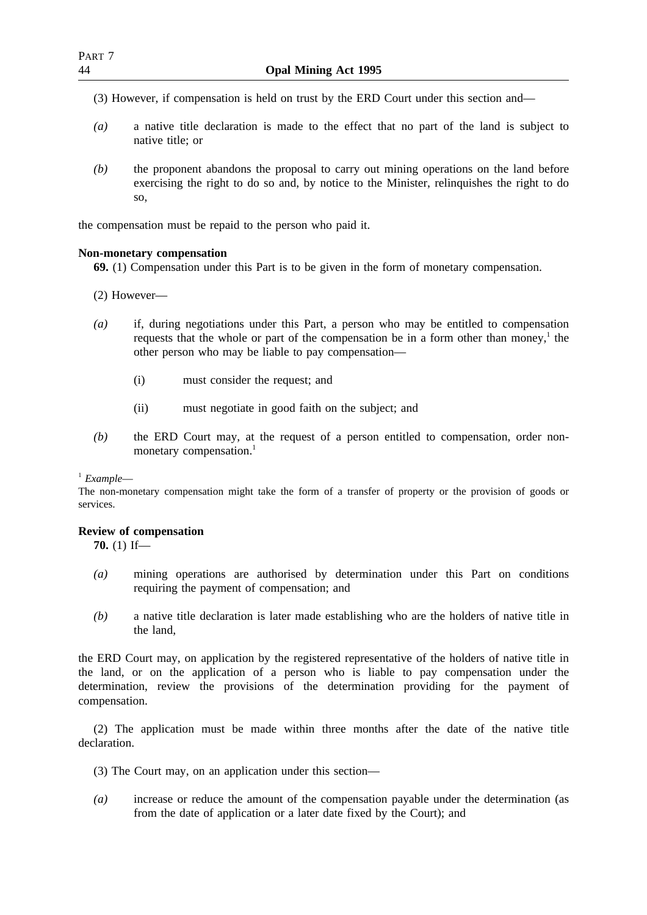(3) However, if compensation is held on trust by the ERD Court under this section and—

*(a)* a native title declaration is made to the effect that no part of the land is subject to native title; or

*(b)* the proponent abandons the proposal to carry out mining operations on the land before exercising the right to do so and, by notice to the Minister, relinquishes the right to do so,

the compensation must be repaid to the person who paid it.

**Non-monetary compensation**

**69.** (1) Compensation under this Part is to be given in the form of monetary compensation.

(2) However—

*(a)* if, during negotiations under this Part, a person who may be entitled to compensation requests that the whole or part of the compensation be in a form other than money,[1] the other person who may be liable to pay compensation—

(i) must consider the request; and

(ii) must negotiate in good faith on the subject; and

*(b)* the ERD Court may, at the request of a person entitled to compensation, order non-monetary compensation.[1]

[1] *Example*—
The non-monetary compensation might take the form of a transfer of property or the provision of goods or services.

**Review of compensation**

**70.** (1) If—

*(a)* mining operations are authorised by determination under this Part on conditions requiring the payment of compensation; and

*(b)* a native title declaration is later made establishing who are the holders of native title in the land,

the ERD Court may, on application by the registered representative of the holders of native title in the land, or on the application of a person who is liable to pay compensation under the determination, review the provisions of the determination providing for the payment of compensation.

(2) The application must be made within three months after the date of the native title declaration.

(3) The Court may, on an application under this section—

*(a)* increase or reduce the amount of the compensation payable under the determination (as from the date of application or a later date fixed by the Court); and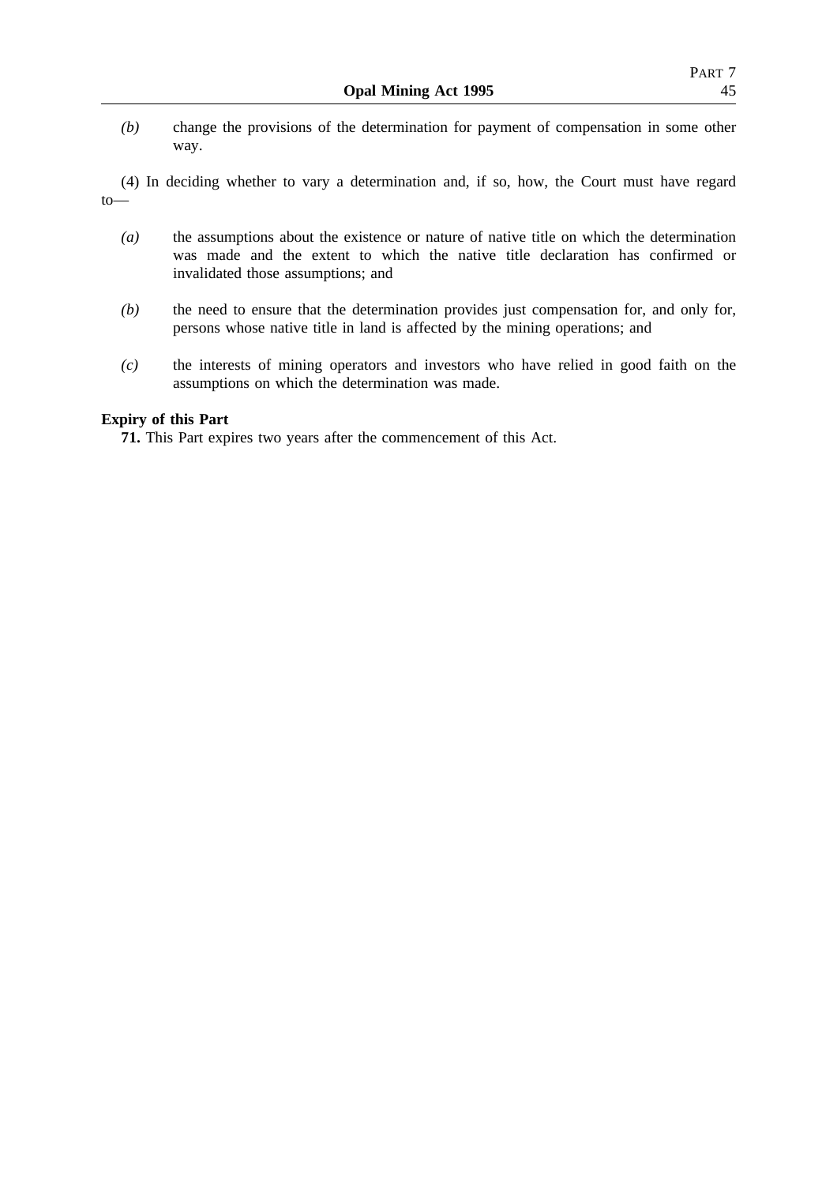*(b)* change the provisions of the determination for payment of compensation in some other way.

(4) In deciding whether to vary a determination and, if so, how, the Court must have regard to—

*(a)* the assumptions about the existence or nature of native title on which the determination was made and the extent to which the native title declaration has confirmed or invalidated those assumptions; and

*(b)* the need to ensure that the determination provides just compensation for, and only for, persons whose native title in land is affected by the mining operations; and

*(c)* the interests of mining operators and investors who have relied in good faith on the assumptions on which the determination was made.

**Expiry of this Part**

**71.** This Part expires two years after the commencement of this Act.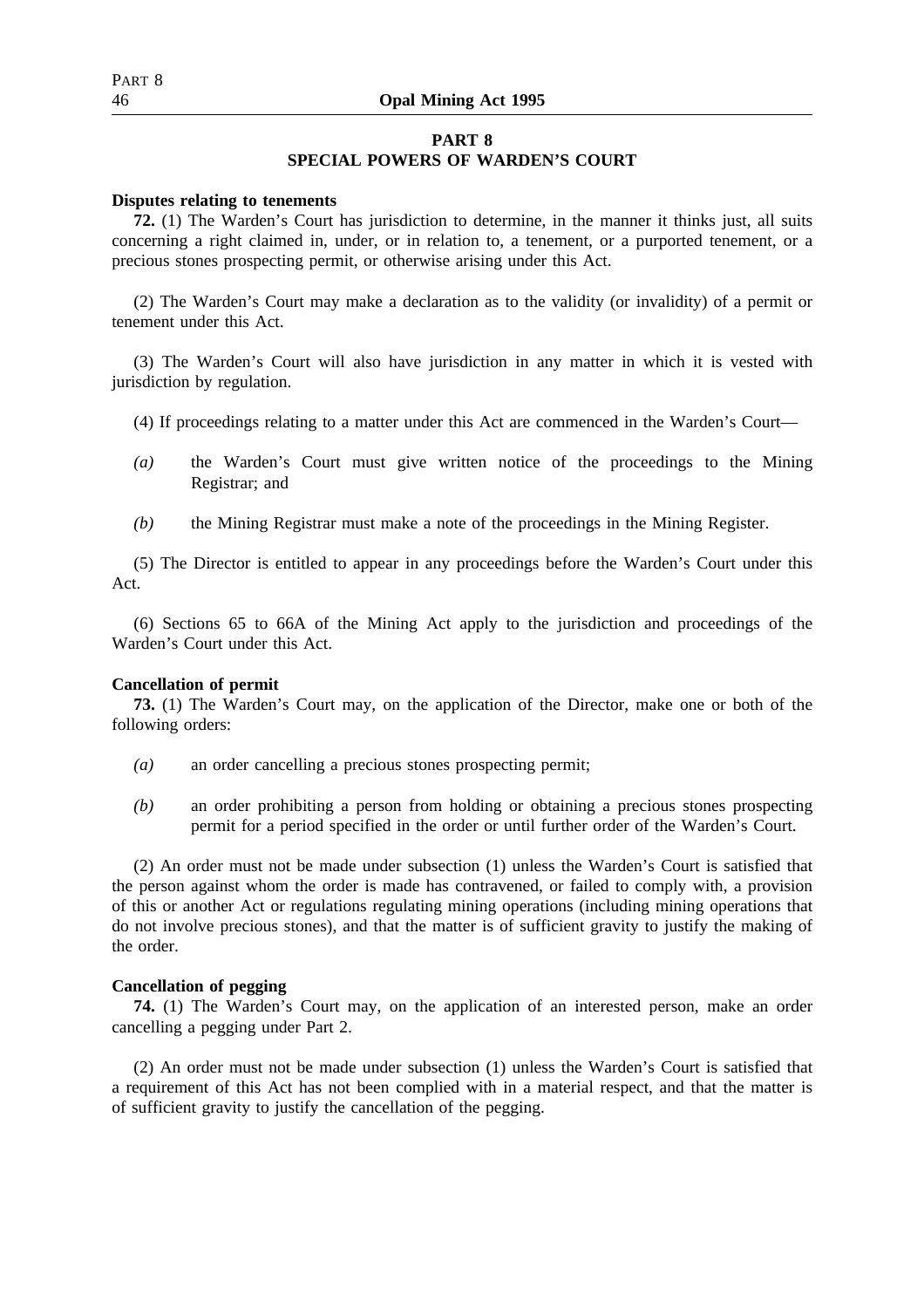# PART 8
## SPECIAL POWERS OF WARDEN'S COURT

**Disputes relating to tenements**

**72.** (1) The Warden's Court has jurisdiction to determine, in the manner it thinks just, all suits concerning a right claimed in, under, or in relation to, a tenement, or a purported tenement, or a precious stones prospecting permit, or otherwise arising under this Act.

(2) The Warden's Court may make a declaration as to the validity (or invalidity) of a permit or tenement under this Act.

(3) The Warden's Court will also have jurisdiction in any matter in which it is vested with jurisdiction by regulation.

(4) If proceedings relating to a matter under this Act are commenced in the Warden's Court—

*(a)* the Warden's Court must give written notice of the proceedings to the Mining Registrar; and

*(b)* the Mining Registrar must make a note of the proceedings in the Mining Register.

(5) The Director is entitled to appear in any proceedings before the Warden's Court under this Act.

(6) Sections 65 to 66A of the Mining Act apply to the jurisdiction and proceedings of the Warden's Court under this Act.

**Cancellation of permit**

**73.** (1) The Warden's Court may, on the application of the Director, make one or both of the following orders:

*(a)* an order cancelling a precious stones prospecting permit;

*(b)* an order prohibiting a person from holding or obtaining a precious stones prospecting permit for a period specified in the order or until further order of the Warden's Court.

(2) An order must not be made under subsection (1) unless the Warden's Court is satisfied that the person against whom the order is made has contravened, or failed to comply with, a provision of this or another Act or regulations regulating mining operations (including mining operations that do not involve precious stones), and that the matter is of sufficient gravity to justify the making of the order.

**Cancellation of pegging**

**74.** (1) The Warden's Court may, on the application of an interested person, make an order cancelling a pegging under Part 2.

(2) An order must not be made under subsection (1) unless the Warden's Court is satisfied that a requirement of this Act has not been complied with in a material respect, and that the matter is of sufficient gravity to justify the cancellation of the pegging.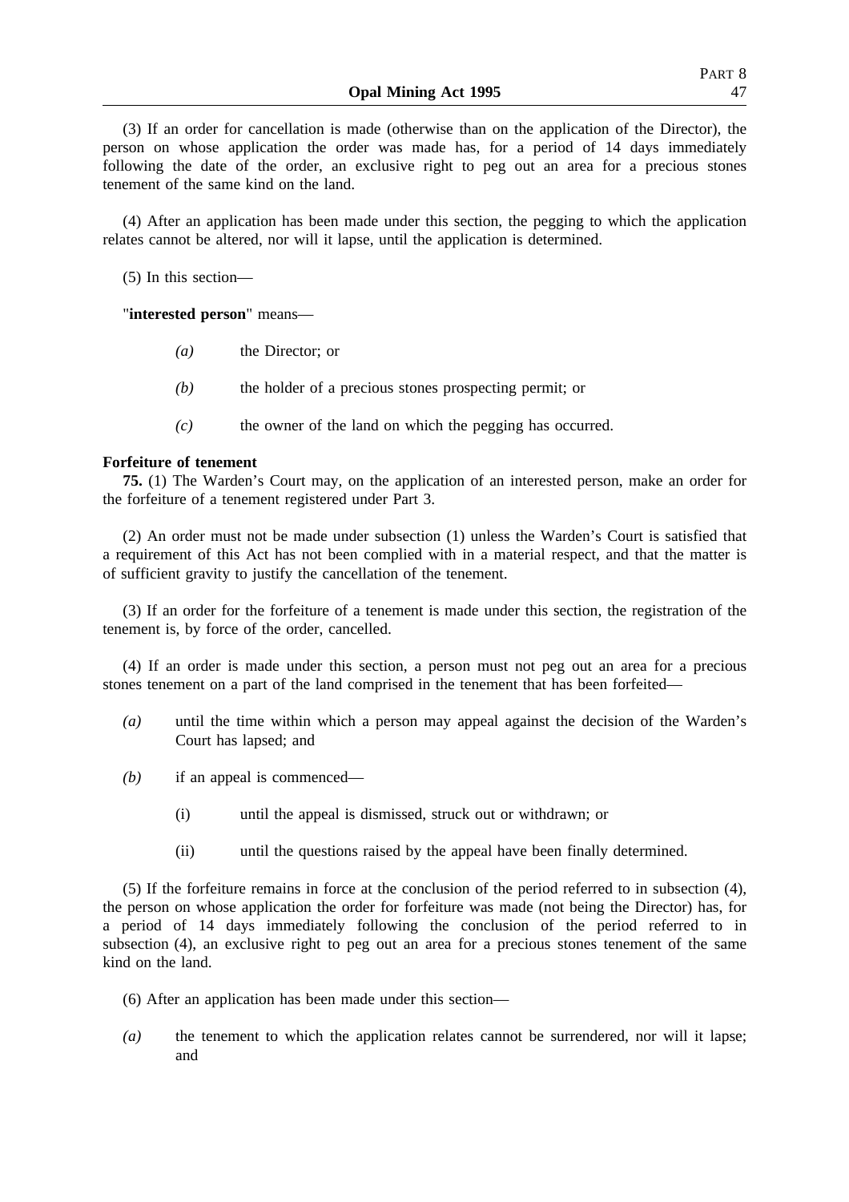(3) If an order for cancellation is made (otherwise than on the application of the Director), the person on whose application the order was made has, for a period of 14 days immediately following the date of the order, an exclusive right to peg out an area for a precious stones tenement of the same kind on the land.

(4) After an application has been made under this section, the pegging to which the application relates cannot be altered, nor will it lapse, until the application is determined.

(5) In this section—

"**interested person**" means—

- *(a)* the Director; or
- *(b)* the holder of a precious stones prospecting permit; or
- *(c)* the owner of the land on which the pegging has occurred.

**Forfeiture of tenement**

**75.** (1) The Warden's Court may, on the application of an interested person, make an order for the forfeiture of a tenement registered under Part 3.

(2) An order must not be made under subsection (1) unless the Warden's Court is satisfied that a requirement of this Act has not been complied with in a material respect, and that the matter is of sufficient gravity to justify the cancellation of the tenement.

(3) If an order for the forfeiture of a tenement is made under this section, the registration of the tenement is, by force of the order, cancelled.

(4) If an order is made under this section, a person must not peg out an area for a precious stones tenement on a part of the land comprised in the tenement that has been forfeited—

- *(a)* until the time within which a person may appeal against the decision of the Warden's Court has lapsed; and
- *(b)* if an appeal is commenced—
  - (i) until the appeal is dismissed, struck out or withdrawn; or
  - (ii) until the questions raised by the appeal have been finally determined.

(5) If the forfeiture remains in force at the conclusion of the period referred to in subsection (4), the person on whose application the order for forfeiture was made (not being the Director) has, for a period of 14 days immediately following the conclusion of the period referred to in subsection (4), an exclusive right to peg out an area for a precious stones tenement of the same kind on the land.

(6) After an application has been made under this section—

- *(a)* the tenement to which the application relates cannot be surrendered, nor will it lapse; and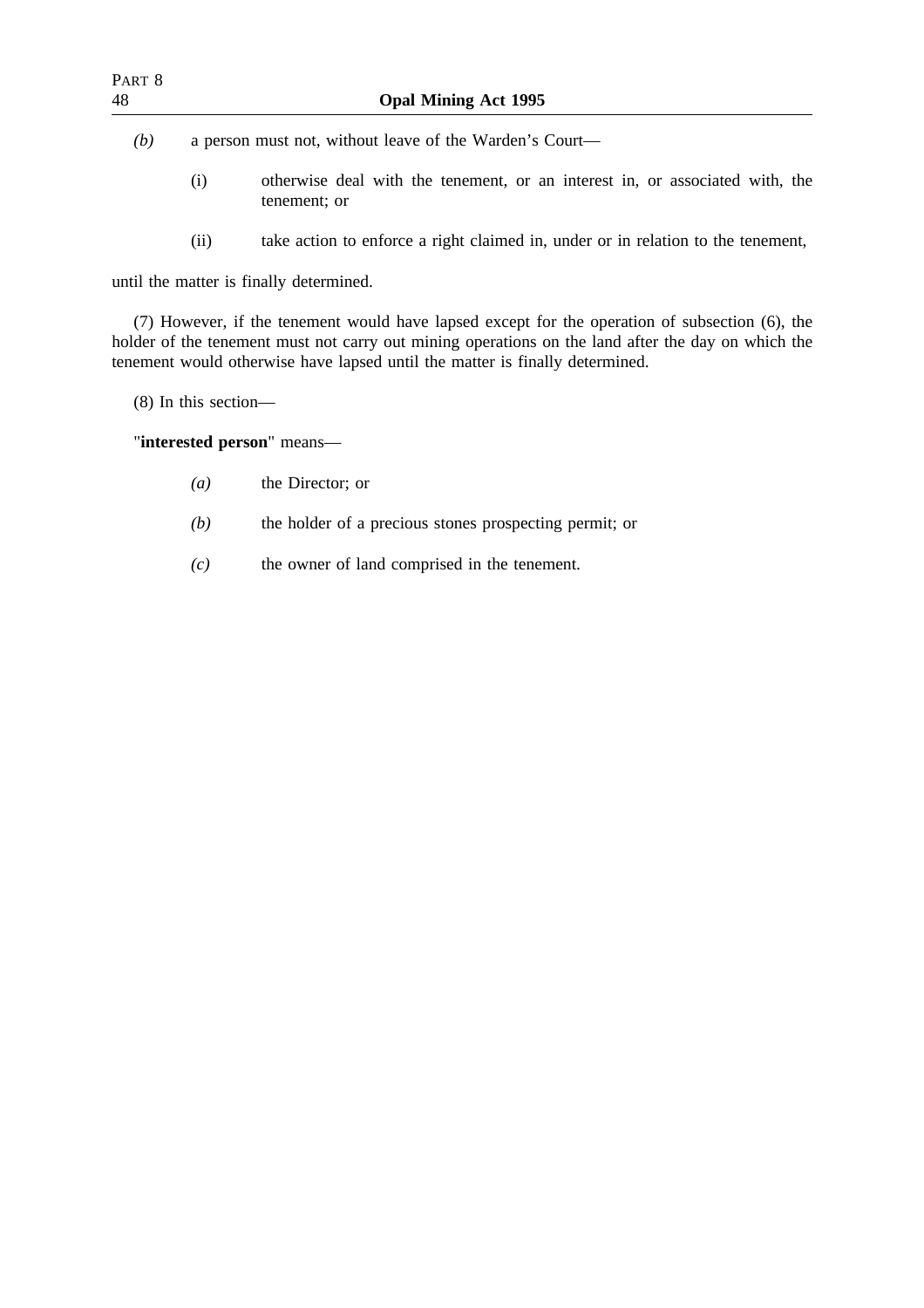*(b)* a person must not, without leave of the Warden's Court—

(i) otherwise deal with the tenement, or an interest in, or associated with, the tenement; or

(ii) take action to enforce a right claimed in, under or in relation to the tenement,

until the matter is finally determined.

(7) However, if the tenement would have lapsed except for the operation of subsection (6), the holder of the tenement must not carry out mining operations on the land after the day on which the tenement would otherwise have lapsed until the matter is finally determined.

(8) In this section—

"**interested person**" means—

*(a)* the Director; or

*(b)* the holder of a precious stones prospecting permit; or

*(c)* the owner of land comprised in the tenement.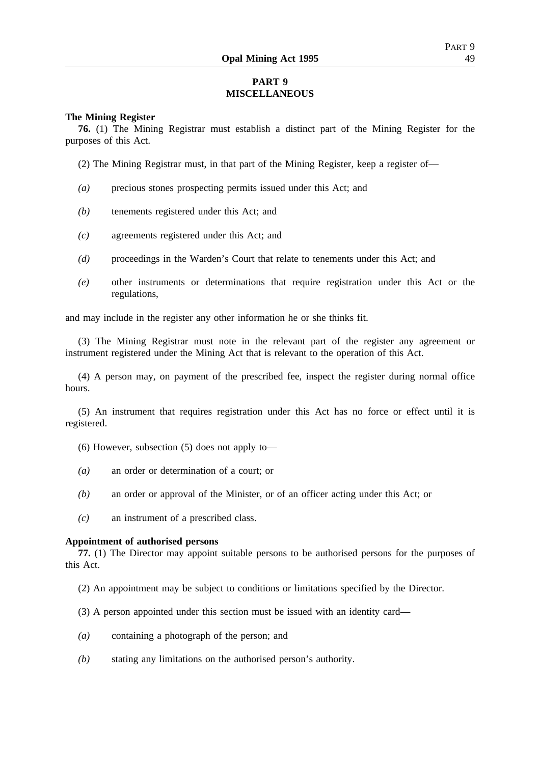## PART 9
## MISCELLANEOUS

**The Mining Register**

**76.** (1) The Mining Registrar must establish a distinct part of the Mining Register for the purposes of this Act.

(2) The Mining Registrar must, in that part of the Mining Register, keep a register of—

*(a)* precious stones prospecting permits issued under this Act; and

*(b)* tenements registered under this Act; and

*(c)* agreements registered under this Act; and

*(d)* proceedings in the Warden's Court that relate to tenements under this Act; and

*(e)* other instruments or determinations that require registration under this Act or the regulations,

and may include in the register any other information he or she thinks fit.

(3) The Mining Registrar must note in the relevant part of the register any agreement or instrument registered under the Mining Act that is relevant to the operation of this Act.

(4) A person may, on payment of the prescribed fee, inspect the register during normal office hours.

(5) An instrument that requires registration under this Act has no force or effect until it is registered.

(6) However, subsection (5) does not apply to—

*(a)* an order or determination of a court; or

*(b)* an order or approval of the Minister, or of an officer acting under this Act; or

*(c)* an instrument of a prescribed class.

**Appointment of authorised persons**

**77.** (1) The Director may appoint suitable persons to be authorised persons for the purposes of this Act.

(2) An appointment may be subject to conditions or limitations specified by the Director.

(3) A person appointed under this section must be issued with an identity card—

*(a)* containing a photograph of the person; and

*(b)* stating any limitations on the authorised person's authority.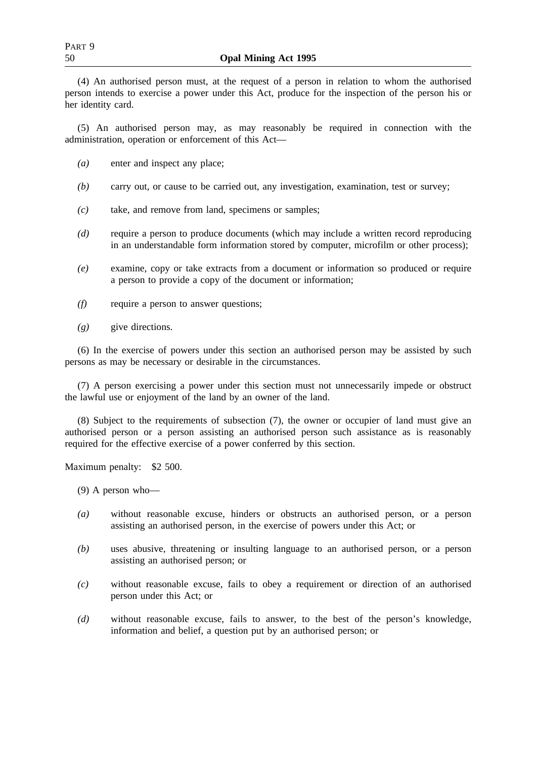(4) An authorised person must, at the request of a person in relation to whom the authorised person intends to exercise a power under this Act, produce for the inspection of the person his or her identity card.

(5) An authorised person may, as may reasonably be required in connection with the administration, operation or enforcement of this Act—

*(a)* enter and inspect any place;

*(b)* carry out, or cause to be carried out, any investigation, examination, test or survey;

*(c)* take, and remove from land, specimens or samples;

*(d)* require a person to produce documents (which may include a written record reproducing in an understandable form information stored by computer, microfilm or other process);

*(e)* examine, copy or take extracts from a document or information so produced or require a person to provide a copy of the document or information;

*(f)* require a person to answer questions;

*(g)* give directions.

(6) In the exercise of powers under this section an authorised person may be assisted by such persons as may be necessary or desirable in the circumstances.

(7) A person exercising a power under this section must not unnecessarily impede or obstruct the lawful use or enjoyment of the land by an owner of the land.

(8) Subject to the requirements of subsection (7), the owner or occupier of land must give an authorised person or a person assisting an authorised person such assistance as is reasonably required for the effective exercise of a power conferred by this section.

Maximum penalty: $2 500.

(9) A person who—

*(a)* without reasonable excuse, hinders or obstructs an authorised person, or a person assisting an authorised person, in the exercise of powers under this Act; or

*(b)* uses abusive, threatening or insulting language to an authorised person, or a person assisting an authorised person; or

*(c)* without reasonable excuse, fails to obey a requirement or direction of an authorised person under this Act; or

*(d)* without reasonable excuse, fails to answer, to the best of the person's knowledge, information and belief, a question put by an authorised person; or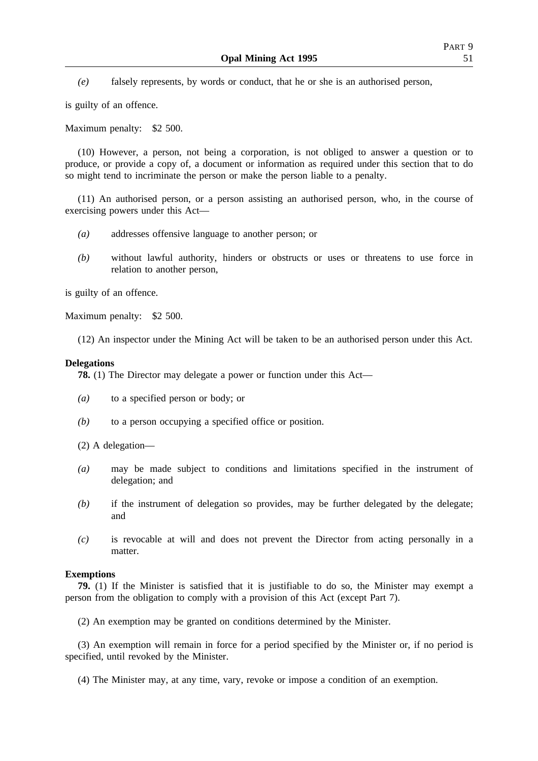*(e)* falsely represents, by words or conduct, that he or she is an authorised person,

is guilty of an offence.

Maximum penalty: $2 500.

(10) However, a person, not being a corporation, is not obliged to answer a question or to produce, or provide a copy of, a document or information as required under this section that to do so might tend to incriminate the person or make the person liable to a penalty.

(11) An authorised person, or a person assisting an authorised person, who, in the course of exercising powers under this Act—

*(a)* addresses offensive language to another person; or

*(b)* without lawful authority, hinders or obstructs or uses or threatens to use force in relation to another person,

is guilty of an offence.

Maximum penalty: $2 500.

(12) An inspector under the Mining Act will be taken to be an authorised person under this Act.

**Delegations**

**78.** (1) The Director may delegate a power or function under this Act—

*(a)* to a specified person or body; or

*(b)* to a person occupying a specified office or position.

(2) A delegation—

*(a)* may be made subject to conditions and limitations specified in the instrument of delegation; and

*(b)* if the instrument of delegation so provides, may be further delegated by the delegate; and

*(c)* is revocable at will and does not prevent the Director from acting personally in a matter.

**Exemptions**

**79.** (1) If the Minister is satisfied that it is justifiable to do so, the Minister may exempt a person from the obligation to comply with a provision of this Act (except Part 7).

(2) An exemption may be granted on conditions determined by the Minister.

(3) An exemption will remain in force for a period specified by the Minister or, if no period is specified, until revoked by the Minister.

(4) The Minister may, at any time, vary, revoke or impose a condition of an exemption.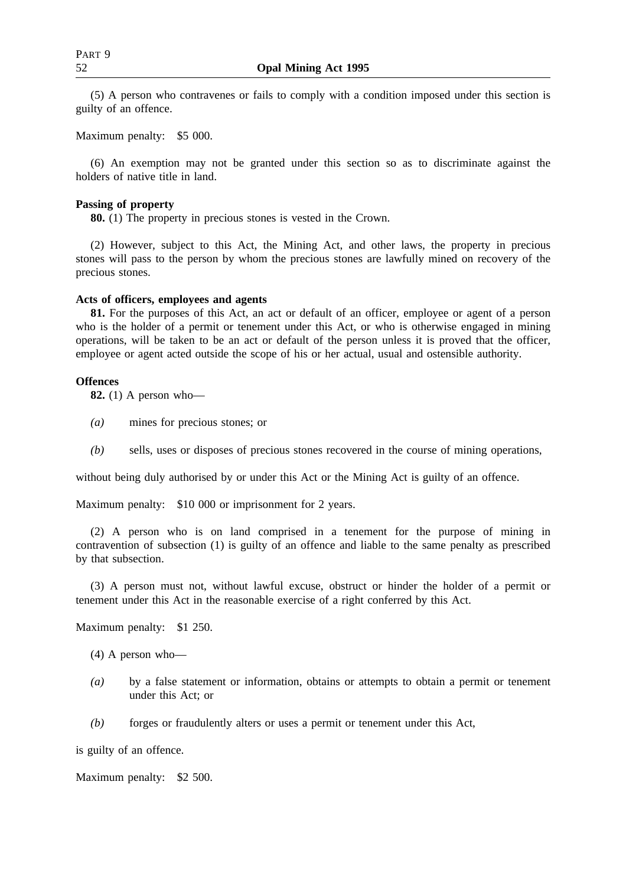(5) A person who contravenes or fails to comply with a condition imposed under this section is guilty of an offence.

Maximum penalty: $5 000.

(6) An exemption may not be granted under this section so as to discriminate against the holders of native title in land.

**Passing of property**

**80.** (1) The property in precious stones is vested in the Crown.

(2) However, subject to this Act, the Mining Act, and other laws, the property in precious stones will pass to the person by whom the precious stones are lawfully mined on recovery of the precious stones.

**Acts of officers, employees and agents**

**81.** For the purposes of this Act, an act or default of an officer, employee or agent of a person who is the holder of a permit or tenement under this Act, or who is otherwise engaged in mining operations, will be taken to be an act or default of the person unless it is proved that the officer, employee or agent acted outside the scope of his or her actual, usual and ostensible authority.

**Offences**

**82.** (1) A person who—

*(a)* mines for precious stones; or

*(b)* sells, uses or disposes of precious stones recovered in the course of mining operations,

without being duly authorised by or under this Act or the Mining Act is guilty of an offence.

Maximum penalty: $10 000 or imprisonment for 2 years.

(2) A person who is on land comprised in a tenement for the purpose of mining in contravention of subsection (1) is guilty of an offence and liable to the same penalty as prescribed by that subsection.

(3) A person must not, without lawful excuse, obstruct or hinder the holder of a permit or tenement under this Act in the reasonable exercise of a right conferred by this Act.

Maximum penalty: $1 250.

(4) A person who—

*(a)* by a false statement or information, obtains or attempts to obtain a permit or tenement under this Act; or

*(b)* forges or fraudulently alters or uses a permit or tenement under this Act,

is guilty of an offence.

Maximum penalty: $2 500.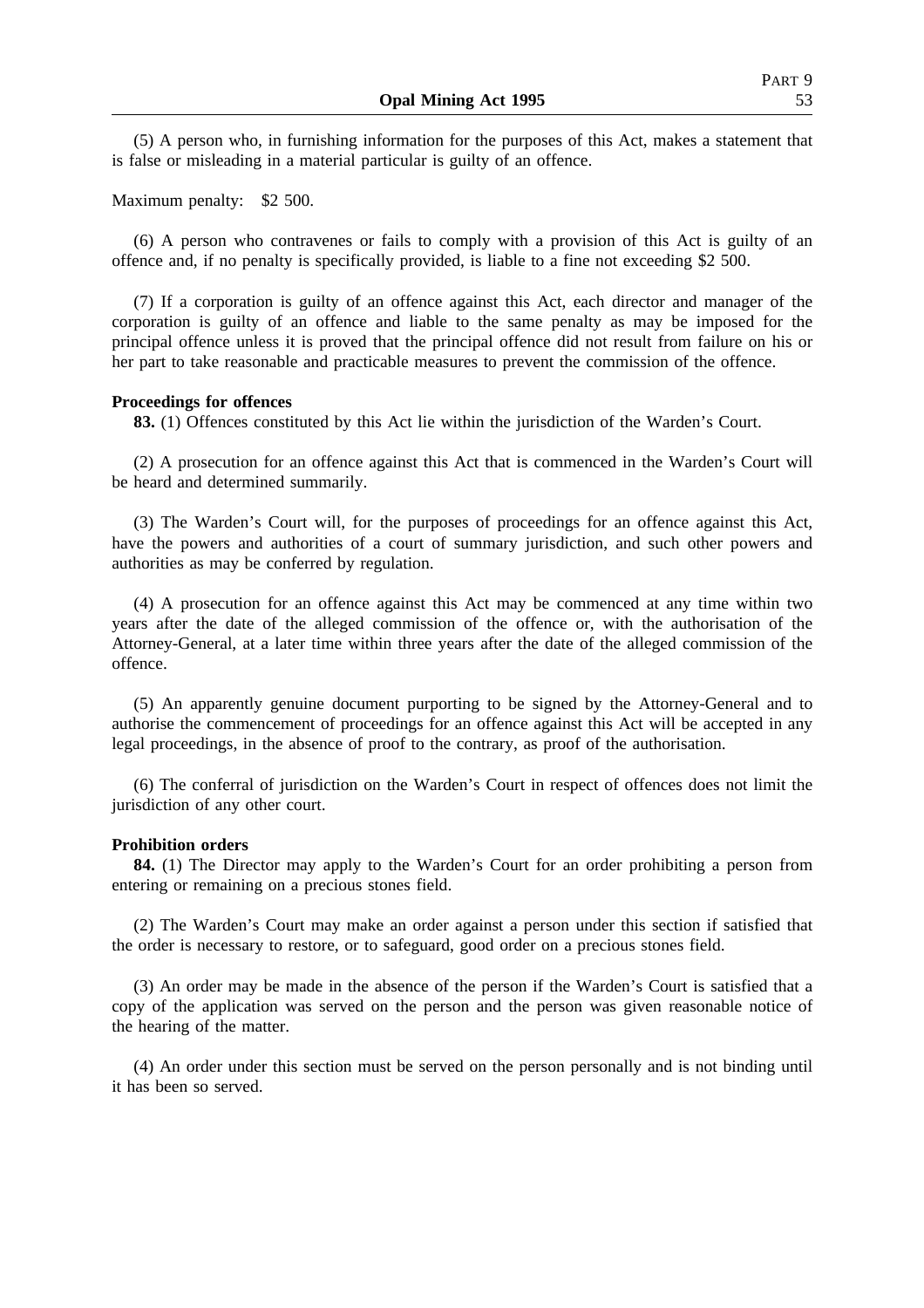(5) A person who, in furnishing information for the purposes of this Act, makes a statement that is false or misleading in a material particular is guilty of an offence.

Maximum penalty: $2 500.

(6) A person who contravenes or fails to comply with a provision of this Act is guilty of an offence and, if no penalty is specifically provided, is liable to a fine not exceeding $2 500.

(7) If a corporation is guilty of an offence against this Act, each director and manager of the corporation is guilty of an offence and liable to the same penalty as may be imposed for the principal offence unless it is proved that the principal offence did not result from failure on his or her part to take reasonable and practicable measures to prevent the commission of the offence.

**Proceedings for offences**

**83.** (1) Offences constituted by this Act lie within the jurisdiction of the Warden's Court.

(2) A prosecution for an offence against this Act that is commenced in the Warden's Court will be heard and determined summarily.

(3) The Warden's Court will, for the purposes of proceedings for an offence against this Act, have the powers and authorities of a court of summary jurisdiction, and such other powers and authorities as may be conferred by regulation.

(4) A prosecution for an offence against this Act may be commenced at any time within two years after the date of the alleged commission of the offence or, with the authorisation of the Attorney-General, at a later time within three years after the date of the alleged commission of the offence.

(5) An apparently genuine document purporting to be signed by the Attorney-General and to authorise the commencement of proceedings for an offence against this Act will be accepted in any legal proceedings, in the absence of proof to the contrary, as proof of the authorisation.

(6) The conferral of jurisdiction on the Warden's Court in respect of offences does not limit the jurisdiction of any other court.

**Prohibition orders**

**84.** (1) The Director may apply to the Warden's Court for an order prohibiting a person from entering or remaining on a precious stones field.

(2) The Warden's Court may make an order against a person under this section if satisfied that the order is necessary to restore, or to safeguard, good order on a precious stones field.

(3) An order may be made in the absence of the person if the Warden's Court is satisfied that a copy of the application was served on the person and the person was given reasonable notice of the hearing of the matter.

(4) An order under this section must be served on the person personally and is not binding until it has been so served.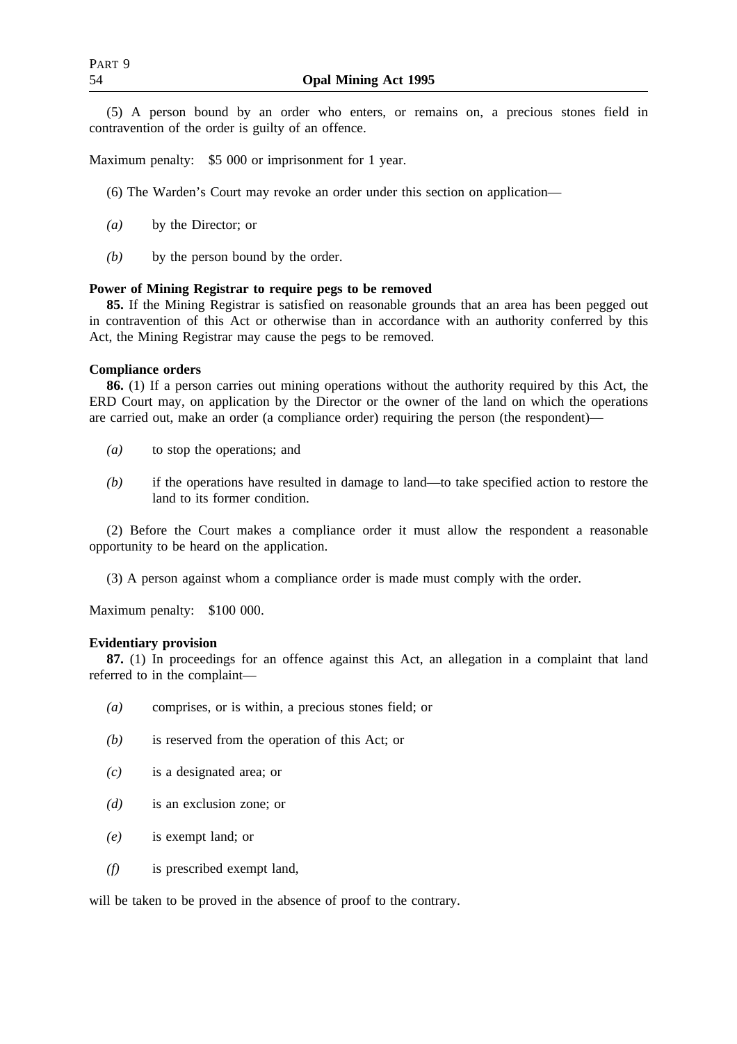(5) A person bound by an order who enters, or remains on, a precious stones field in contravention of the order is guilty of an offence.

Maximum penalty: $5 000 or imprisonment for 1 year.

(6) The Warden's Court may revoke an order under this section on application—

*(a)* by the Director; or

*(b)* by the person bound by the order.

**Power of Mining Registrar to require pegs to be removed**

**85.** If the Mining Registrar is satisfied on reasonable grounds that an area has been pegged out in contravention of this Act or otherwise than in accordance with an authority conferred by this Act, the Mining Registrar may cause the pegs to be removed.

**Compliance orders**

**86.** (1) If a person carries out mining operations without the authority required by this Act, the ERD Court may, on application by the Director or the owner of the land on which the operations are carried out, make an order (a compliance order) requiring the person (the respondent)—

*(a)* to stop the operations; and

*(b)* if the operations have resulted in damage to land—to take specified action to restore the land to its former condition.

(2) Before the Court makes a compliance order it must allow the respondent a reasonable opportunity to be heard on the application.

(3) A person against whom a compliance order is made must comply with the order.

Maximum penalty: $100 000.

**Evidentiary provision**

**87.** (1) In proceedings for an offence against this Act, an allegation in a complaint that land referred to in the complaint—

*(a)* comprises, or is within, a precious stones field; or

*(b)* is reserved from the operation of this Act; or

*(c)* is a designated area; or

*(d)* is an exclusion zone; or

*(e)* is exempt land; or

*(f)* is prescribed exempt land,

will be taken to be proved in the absence of proof to the contrary.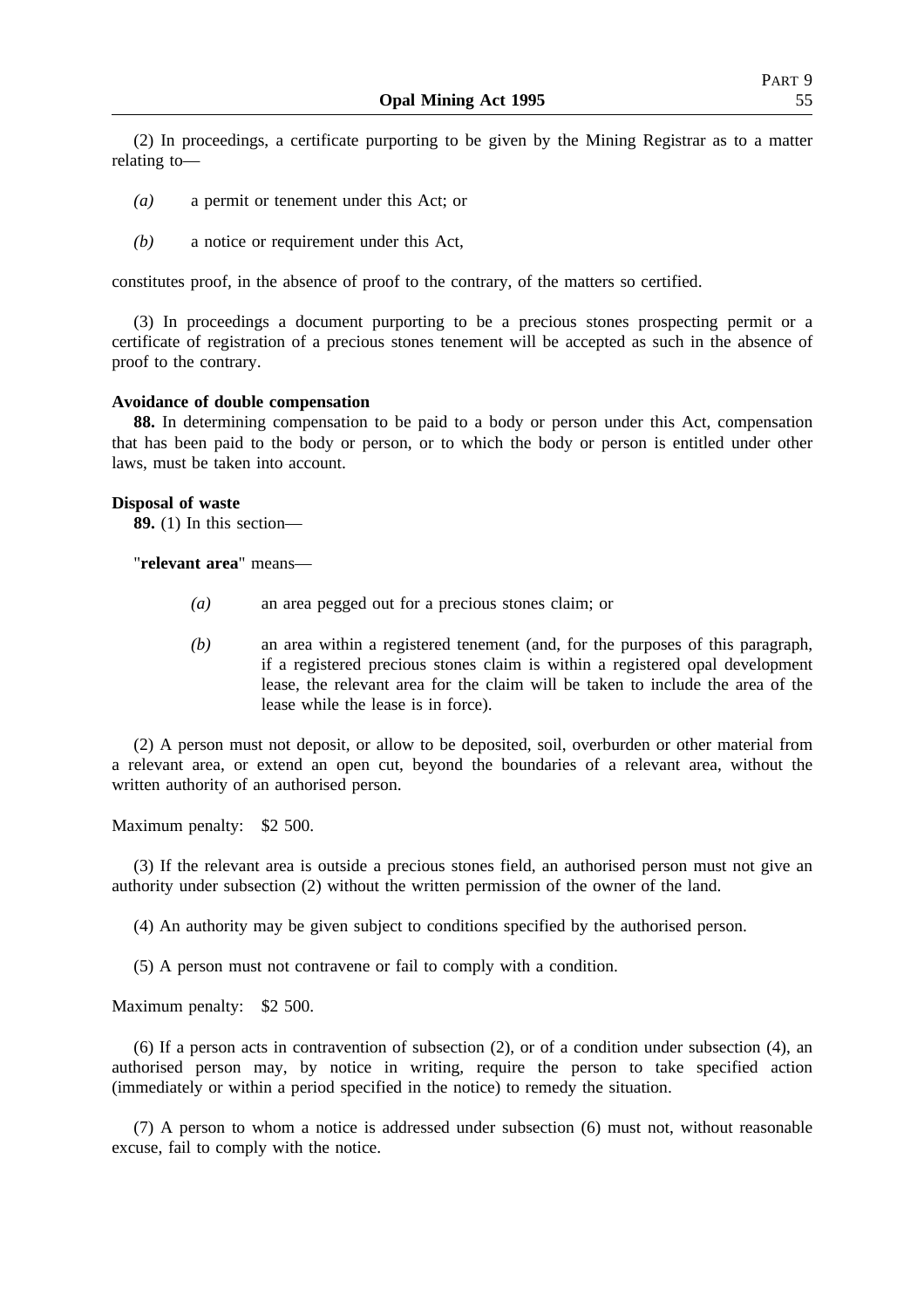(2) In proceedings, a certificate purporting to be given by the Mining Registrar as to a matter relating to—

*(a)* a permit or tenement under this Act; or

*(b)* a notice or requirement under this Act,

constitutes proof, in the absence of proof to the contrary, of the matters so certified.

(3) In proceedings a document purporting to be a precious stones prospecting permit or a certificate of registration of a precious stones tenement will be accepted as such in the absence of proof to the contrary.

**Avoidance of double compensation**

**88.** In determining compensation to be paid to a body or person under this Act, compensation that has been paid to the body or person, or to which the body or person is entitled under other laws, must be taken into account.

**Disposal of waste**

**89.** (1) In this section—

"**relevant area**" means—

*(a)* an area pegged out for a precious stones claim; or

*(b)* an area within a registered tenement (and, for the purposes of this paragraph, if a registered precious stones claim is within a registered opal development lease, the relevant area for the claim will be taken to include the area of the lease while the lease is in force).

(2) A person must not deposit, or allow to be deposited, soil, overburden or other material from a relevant area, or extend an open cut, beyond the boundaries of a relevant area, without the written authority of an authorised person.

Maximum penalty: $2 500.

(3) If the relevant area is outside a precious stones field, an authorised person must not give an authority under subsection (2) without the written permission of the owner of the land.

(4) An authority may be given subject to conditions specified by the authorised person.

(5) A person must not contravene or fail to comply with a condition.

Maximum penalty: $2 500.

(6) If a person acts in contravention of subsection (2), or of a condition under subsection (4), an authorised person may, by notice in writing, require the person to take specified action (immediately or within a period specified in the notice) to remedy the situation.

(7) A person to whom a notice is addressed under subsection (6) must not, without reasonable excuse, fail to comply with the notice.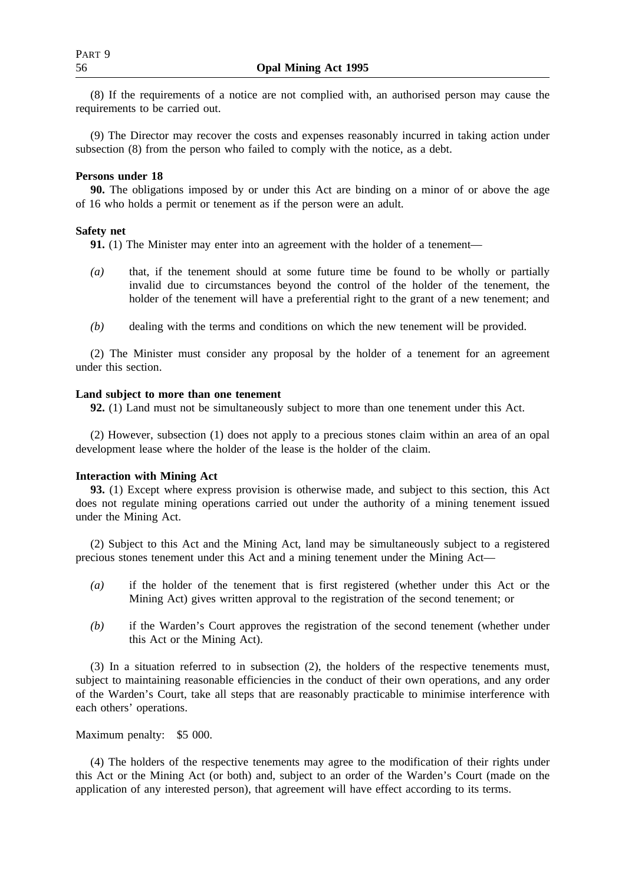(8) If the requirements of a notice are not complied with, an authorised person may cause the requirements to be carried out.

(9) The Director may recover the costs and expenses reasonably incurred in taking action under subsection (8) from the person who failed to comply with the notice, as a debt.

**Persons under 18**

**90.** The obligations imposed by or under this Act are binding on a minor of or above the age of 16 who holds a permit or tenement as if the person were an adult.

**Safety net**

**91.** (1) The Minister may enter into an agreement with the holder of a tenement—

*(a)* that, if the tenement should at some future time be found to be wholly or partially invalid due to circumstances beyond the control of the holder of the tenement, the holder of the tenement will have a preferential right to the grant of a new tenement; and

*(b)* dealing with the terms and conditions on which the new tenement will be provided.

(2) The Minister must consider any proposal by the holder of a tenement for an agreement under this section.

**Land subject to more than one tenement**

**92.** (1) Land must not be simultaneously subject to more than one tenement under this Act.

(2) However, subsection (1) does not apply to a precious stones claim within an area of an opal development lease where the holder of the lease is the holder of the claim.

**Interaction with Mining Act**

**93.** (1) Except where express provision is otherwise made, and subject to this section, this Act does not regulate mining operations carried out under the authority of a mining tenement issued under the Mining Act.

(2) Subject to this Act and the Mining Act, land may be simultaneously subject to a registered precious stones tenement under this Act and a mining tenement under the Mining Act—

*(a)* if the holder of the tenement that is first registered (whether under this Act or the Mining Act) gives written approval to the registration of the second tenement; or

*(b)* if the Warden's Court approves the registration of the second tenement (whether under this Act or the Mining Act).

(3) In a situation referred to in subsection (2), the holders of the respective tenements must, subject to maintaining reasonable efficiencies in the conduct of their own operations, and any order of the Warden's Court, take all steps that are reasonably practicable to minimise interference with each others' operations.

Maximum penalty: $5 000.

(4) The holders of the respective tenements may agree to the modification of their rights under this Act or the Mining Act (or both) and, subject to an order of the Warden's Court (made on the application of any interested person), that agreement will have effect according to its terms.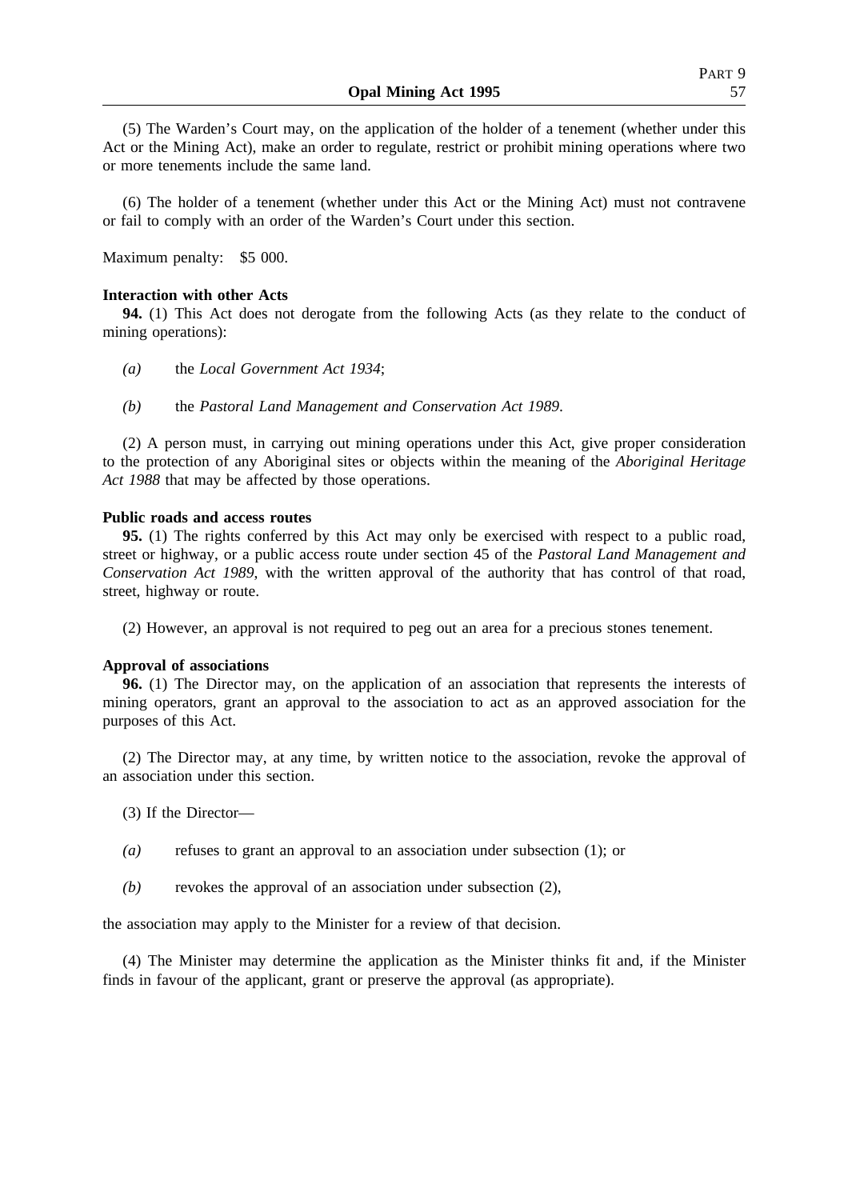(5) The Warden's Court may, on the application of the holder of a tenement (whether under this Act or the Mining Act), make an order to regulate, restrict or prohibit mining operations where two or more tenements include the same land.

(6) The holder of a tenement (whether under this Act or the Mining Act) must not contravene or fail to comply with an order of the Warden's Court under this section.

Maximum penalty: $5 000.

**Interaction with other Acts**

**94.** (1) This Act does not derogate from the following Acts (as they relate to the conduct of mining operations):

*(a)* the *Local Government Act 1934*;

*(b)* the *Pastoral Land Management and Conservation Act 1989*.

(2) A person must, in carrying out mining operations under this Act, give proper consideration to the protection of any Aboriginal sites or objects within the meaning of the *Aboriginal Heritage Act 1988* that may be affected by those operations.

**Public roads and access routes**

**95.** (1) The rights conferred by this Act may only be exercised with respect to a public road, street or highway, or a public access route under section 45 of the *Pastoral Land Management and Conservation Act 1989*, with the written approval of the authority that has control of that road, street, highway or route.

(2) However, an approval is not required to peg out an area for a precious stones tenement.

**Approval of associations**

**96.** (1) The Director may, on the application of an association that represents the interests of mining operators, grant an approval to the association to act as an approved association for the purposes of this Act.

(2) The Director may, at any time, by written notice to the association, revoke the approval of an association under this section.

(3) If the Director—

*(a)* refuses to grant an approval to an association under subsection (1); or

*(b)* revokes the approval of an association under subsection (2),

the association may apply to the Minister for a review of that decision.

(4) The Minister may determine the application as the Minister thinks fit and, if the Minister finds in favour of the applicant, grant or preserve the approval (as appropriate).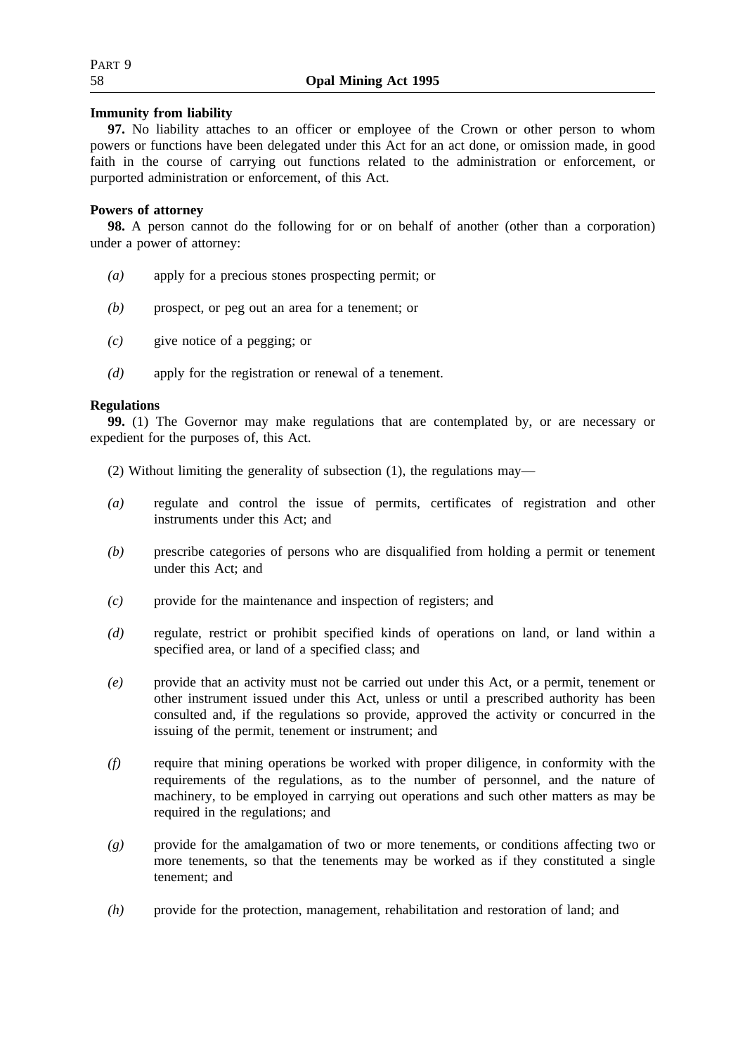**Immunity from liability**

**97.** No liability attaches to an officer or employee of the Crown or other person to whom powers or functions have been delegated under this Act for an act done, or omission made, in good faith in the course of carrying out functions related to the administration or enforcement, or purported administration or enforcement, of this Act.

**Powers of attorney**

**98.** A person cannot do the following for or on behalf of another (other than a corporation) under a power of attorney:

*(a)* apply for a precious stones prospecting permit; or

*(b)* prospect, or peg out an area for a tenement; or

*(c)* give notice of a pegging; or

*(d)* apply for the registration or renewal of a tenement.

**Regulations**

**99.** (1) The Governor may make regulations that are contemplated by, or are necessary or expedient for the purposes of, this Act.

(2) Without limiting the generality of subsection (1), the regulations may—

*(a)* regulate and control the issue of permits, certificates of registration and other instruments under this Act; and

*(b)* prescribe categories of persons who are disqualified from holding a permit or tenement under this Act; and

*(c)* provide for the maintenance and inspection of registers; and

*(d)* regulate, restrict or prohibit specified kinds of operations on land, or land within a specified area, or land of a specified class; and

*(e)* provide that an activity must not be carried out under this Act, or a permit, tenement or other instrument issued under this Act, unless or until a prescribed authority has been consulted and, if the regulations so provide, approved the activity or concurred in the issuing of the permit, tenement or instrument; and

*(f)* require that mining operations be worked with proper diligence, in conformity with the requirements of the regulations, as to the number of personnel, and the nature of machinery, to be employed in carrying out operations and such other matters as may be required in the regulations; and

*(g)* provide for the amalgamation of two or more tenements, or conditions affecting two or more tenements, so that the tenements may be worked as if they constituted a single tenement; and

*(h)* provide for the protection, management, rehabilitation and restoration of land; and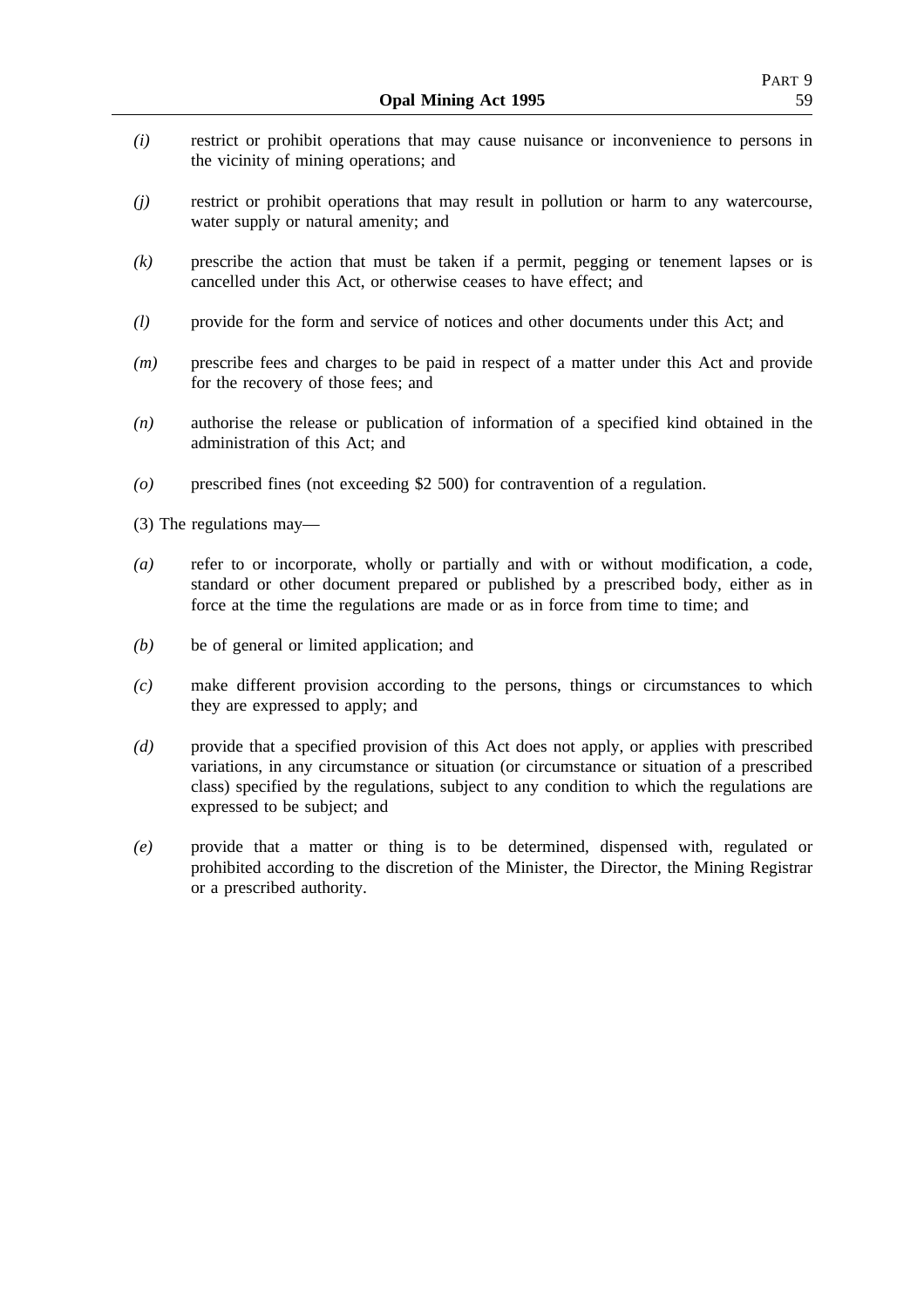*(i)* restrict or prohibit operations that may cause nuisance or inconvenience to persons in the vicinity of mining operations; and

*(j)* restrict or prohibit operations that may result in pollution or harm to any watercourse, water supply or natural amenity; and

*(k)* prescribe the action that must be taken if a permit, pegging or tenement lapses or is cancelled under this Act, or otherwise ceases to have effect; and

*(l)* provide for the form and service of notices and other documents under this Act; and

*(m)* prescribe fees and charges to be paid in respect of a matter under this Act and provide for the recovery of those fees; and

*(n)* authorise the release or publication of information of a specified kind obtained in the administration of this Act; and

*(o)* prescribed fines (not exceeding $2 500) for contravention of a regulation.

(3) The regulations may—

*(a)* refer to or incorporate, wholly or partially and with or without modification, a code, standard or other document prepared or published by a prescribed body, either as in force at the time the regulations are made or as in force from time to time; and

*(b)* be of general or limited application; and

*(c)* make different provision according to the persons, things or circumstances to which they are expressed to apply; and

*(d)* provide that a specified provision of this Act does not apply, or applies with prescribed variations, in any circumstance or situation (or circumstance or situation of a prescribed class) specified by the regulations, subject to any condition to which the regulations are expressed to be subject; and

*(e)* provide that a matter or thing is to be determined, dispensed with, regulated or prohibited according to the discretion of the Minister, the Director, the Mining Registrar or a prescribed authority.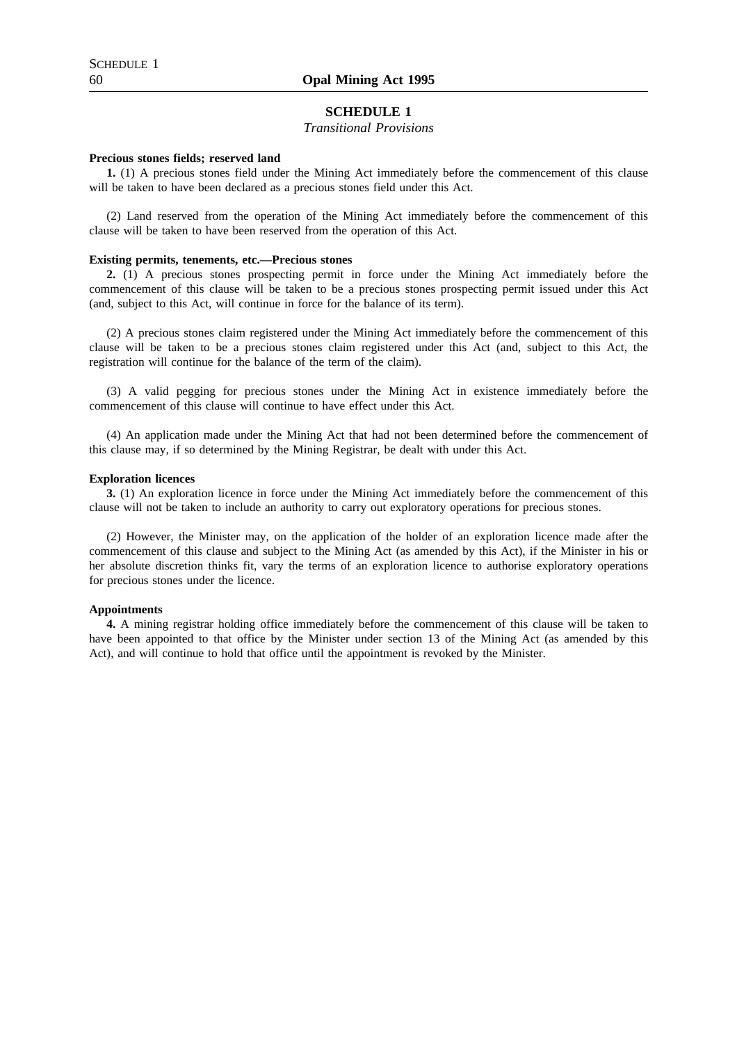## SCHEDULE 1

*Transitional Provisions*

**Precious stones fields; reserved land**

**1.** (1) A precious stones field under the Mining Act immediately before the commencement of this clause will be taken to have been declared as a precious stones field under this Act.

(2) Land reserved from the operation of the Mining Act immediately before the commencement of this clause will be taken to have been reserved from the operation of this Act.

**Existing permits, tenements, etc.—Precious stones**

**2.** (1) A precious stones prospecting permit in force under the Mining Act immediately before the commencement of this clause will be taken to be a precious stones prospecting permit issued under this Act (and, subject to this Act, will continue in force for the balance of its term).

(2) A precious stones claim registered under the Mining Act immediately before the commencement of this clause will be taken to be a precious stones claim registered under this Act (and, subject to this Act, the registration will continue for the balance of the term of the claim).

(3) A valid pegging for precious stones under the Mining Act in existence immediately before the commencement of this clause will continue to have effect under this Act.

(4) An application made under the Mining Act that had not been determined before the commencement of this clause may, if so determined by the Mining Registrar, be dealt with under this Act.

**Exploration licences**

**3.** (1) An exploration licence in force under the Mining Act immediately before the commencement of this clause will not be taken to include an authority to carry out exploratory operations for precious stones.

(2) However, the Minister may, on the application of the holder of an exploration licence made after the commencement of this clause and subject to the Mining Act (as amended by this Act), if the Minister in his or her absolute discretion thinks fit, vary the terms of an exploration licence to authorise exploratory operations for precious stones under the licence.

**Appointments**

**4.** A mining registrar holding office immediately before the commencement of this clause will be taken to have been appointed to that office by the Minister under section 13 of the Mining Act (as amended by this Act), and will continue to hold that office until the appointment is revoked by the Minister.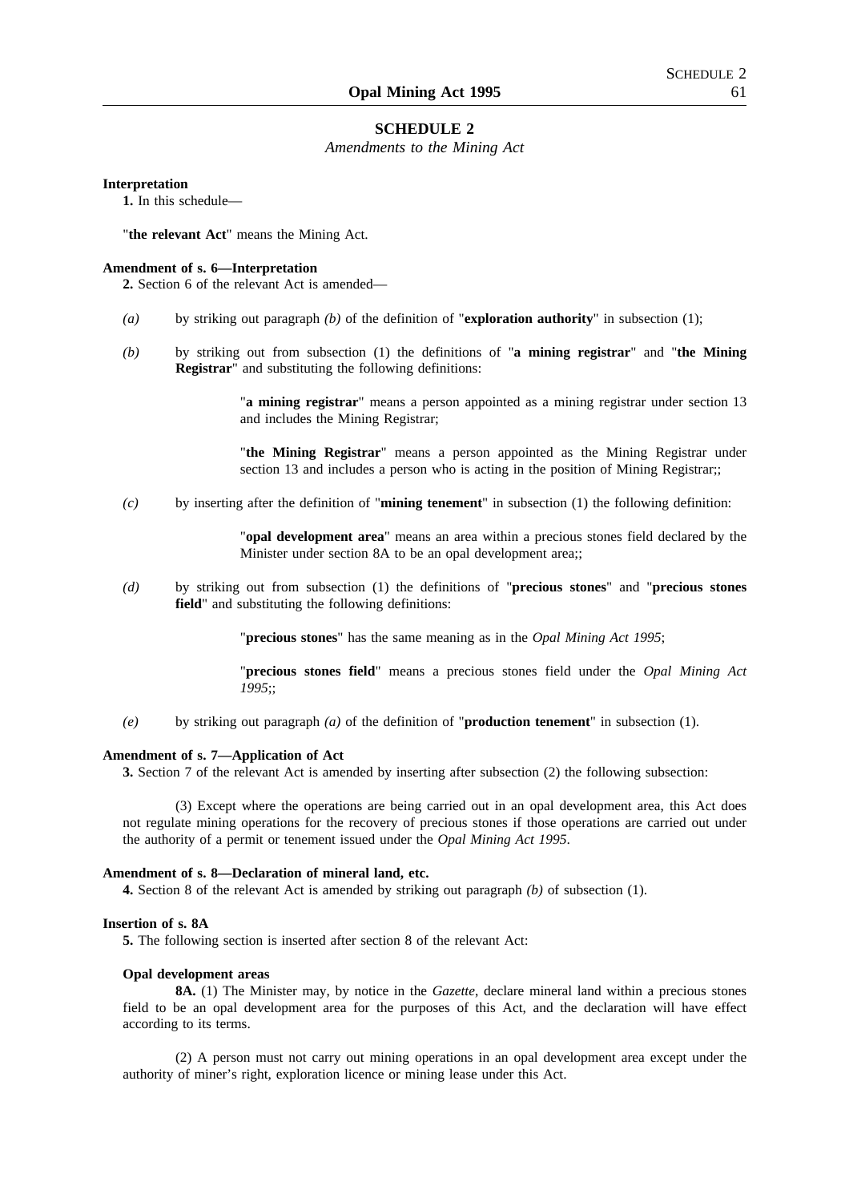## SCHEDULE 2

*Amendments to the Mining Act*

**Interpretation**

**1.** In this schedule—

"**the relevant Act**" means the Mining Act.

**Amendment of s. 6—Interpretation**

**2.** Section 6 of the relevant Act is amended—

*(a)* by striking out paragraph *(b)* of the definition of "**exploration authority**" in subsection (1);

*(b)* by striking out from subsection (1) the definitions of "**a mining registrar**" and "**the Mining Registrar**" and substituting the following definitions:

> "**a mining registrar**" means a person appointed as a mining registrar under section 13 and includes the Mining Registrar;
>
> "**the Mining Registrar**" means a person appointed as the Mining Registrar under section 13 and includes a person who is acting in the position of Mining Registrar;;

*(c)* by inserting after the definition of "**mining tenement**" in subsection (1) the following definition:

> "**opal development area**" means an area within a precious stones field declared by the Minister under section 8A to be an opal development area;;

*(d)* by striking out from subsection (1) the definitions of "**precious stones**" and "**precious stones field**" and substituting the following definitions:

> "**precious stones**" has the same meaning as in the *Opal Mining Act 1995*;
>
> "**precious stones field**" means a precious stones field under the *Opal Mining Act 1995*;;

*(e)* by striking out paragraph *(a)* of the definition of "**production tenement**" in subsection (1).

**Amendment of s. 7—Application of Act**

**3.** Section 7 of the relevant Act is amended by inserting after subsection (2) the following subsection:

> (3) Except where the operations are being carried out in an opal development area, this Act does not regulate mining operations for the recovery of precious stones if those operations are carried out under the authority of a permit or tenement issued under the *Opal Mining Act 1995*.

**Amendment of s. 8—Declaration of mineral land, etc.**

**4.** Section 8 of the relevant Act is amended by striking out paragraph *(b)* of subsection (1).

**Insertion of s. 8A**

**5.** The following section is inserted after section 8 of the relevant Act:

> **Opal development areas**
>
> **8A.** (1) The Minister may, by notice in the *Gazette*, declare mineral land within a precious stones field to be an opal development area for the purposes of this Act, and the declaration will have effect according to its terms.
>
> (2) A person must not carry out mining operations in an opal development area except under the authority of miner's right, exploration licence or mining lease under this Act.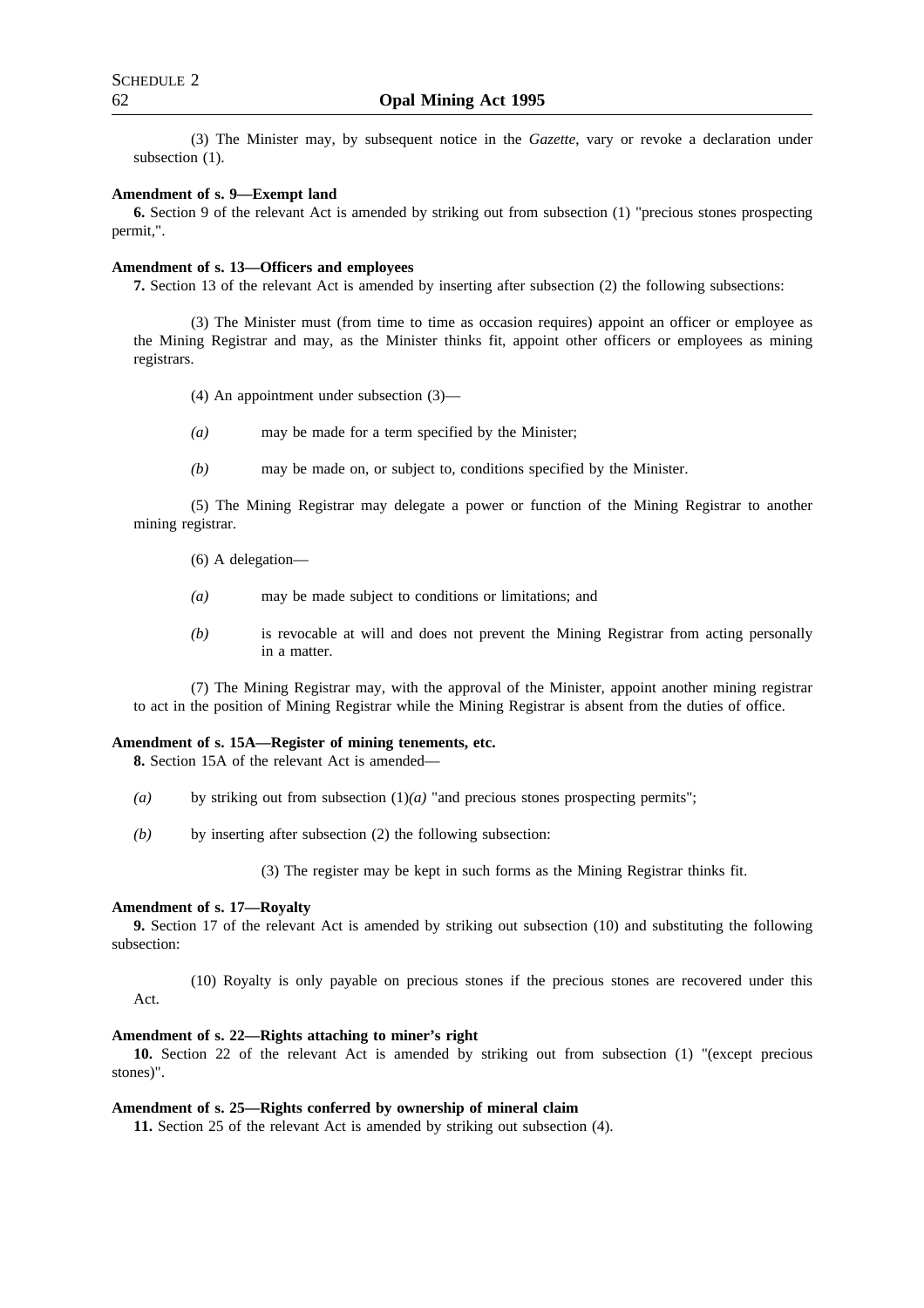(3) The Minister may, by subsequent notice in the *Gazette*, vary or revoke a declaration under subsection (1).

**Amendment of s. 9—Exempt land**

**6.** Section 9 of the relevant Act is amended by striking out from subsection (1) "precious stones prospecting permit,".

**Amendment of s. 13—Officers and employees**

**7.** Section 13 of the relevant Act is amended by inserting after subsection (2) the following subsections:

(3) The Minister must (from time to time as occasion requires) appoint an officer or employee as the Mining Registrar and may, as the Minister thinks fit, appoint other officers or employees as mining registrars.

(4) An appointment under subsection (3)—

*(a)* may be made for a term specified by the Minister;

*(b)* may be made on, or subject to, conditions specified by the Minister.

(5) The Mining Registrar may delegate a power or function of the Mining Registrar to another mining registrar.

(6) A delegation—

*(a)* may be made subject to conditions or limitations; and

*(b)* is revocable at will and does not prevent the Mining Registrar from acting personally in a matter.

(7) The Mining Registrar may, with the approval of the Minister, appoint another mining registrar to act in the position of Mining Registrar while the Mining Registrar is absent from the duties of office.

**Amendment of s. 15A—Register of mining tenements, etc.**

**8.** Section 15A of the relevant Act is amended—

*(a)* by striking out from subsection (1)*(a)* "and precious stones prospecting permits";

*(b)* by inserting after subsection (2) the following subsection:

(3) The register may be kept in such forms as the Mining Registrar thinks fit.

**Amendment of s. 17—Royalty**

**9.** Section 17 of the relevant Act is amended by striking out subsection (10) and substituting the following subsection:

(10) Royalty is only payable on precious stones if the precious stones are recovered under this Act.

**Amendment of s. 22—Rights attaching to miner's right**

**10.** Section 22 of the relevant Act is amended by striking out from subsection (1) "(except precious stones)".

**Amendment of s. 25—Rights conferred by ownership of mineral claim**

**11.** Section 25 of the relevant Act is amended by striking out subsection (4).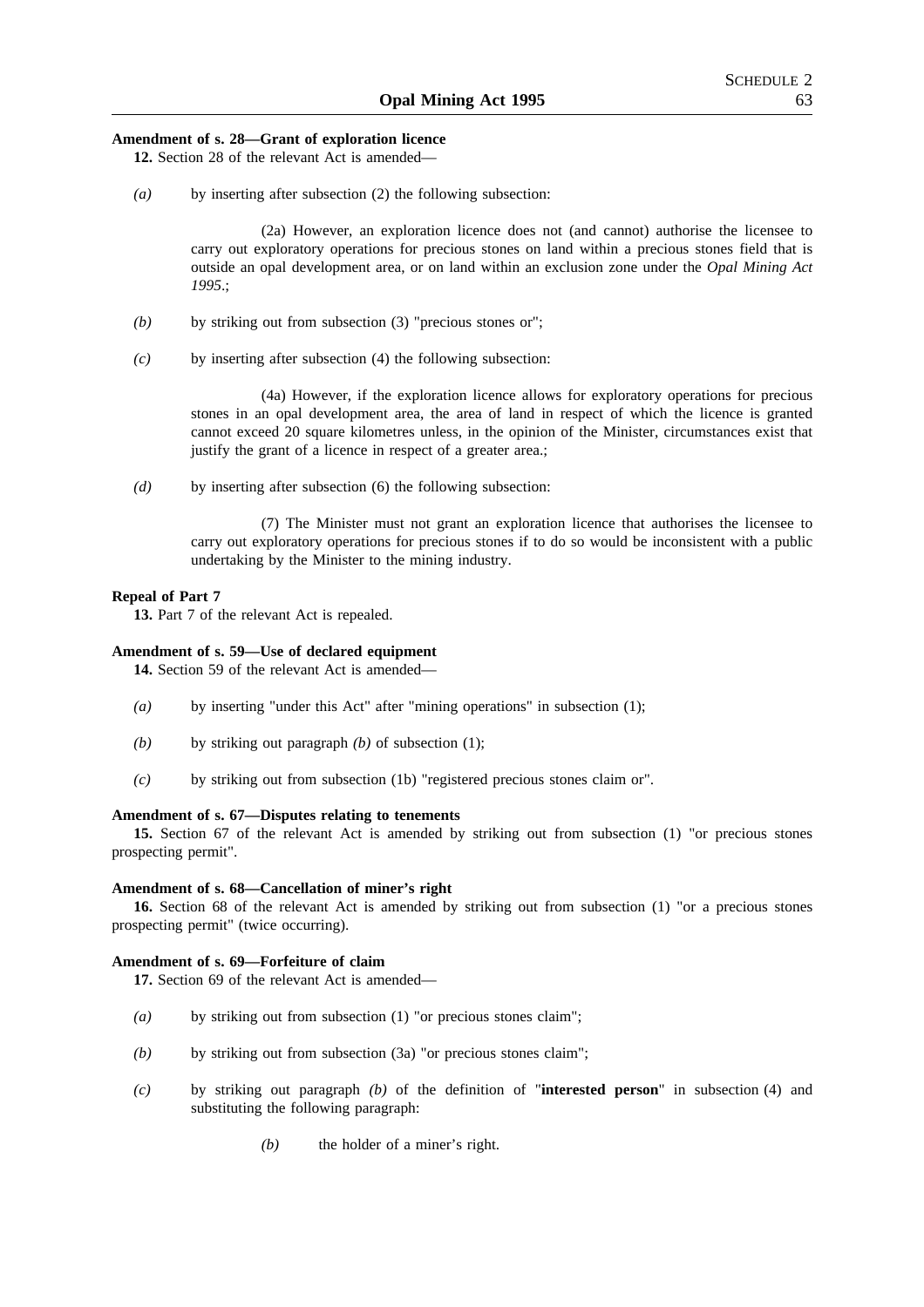**Amendment of s. 28—Grant of exploration licence**

**12.** Section 28 of the relevant Act is amended—

*(a)* by inserting after subsection (2) the following subsection:

> (2a) However, an exploration licence does not (and cannot) authorise the licensee to carry out exploratory operations for precious stones on land within a precious stones field that is outside an opal development area, or on land within an exclusion zone under the *Opal Mining Act 1995*.;

*(b)* by striking out from subsection (3) "precious stones or";

*(c)* by inserting after subsection (4) the following subsection:

> (4a) However, if the exploration licence allows for exploratory operations for precious stones in an opal development area, the area of land in respect of which the licence is granted cannot exceed 20 square kilometres unless, in the opinion of the Minister, circumstances exist that justify the grant of a licence in respect of a greater area.;

*(d)* by inserting after subsection (6) the following subsection:

> (7) The Minister must not grant an exploration licence that authorises the licensee to carry out exploratory operations for precious stones if to do so would be inconsistent with a public undertaking by the Minister to the mining industry.

**Repeal of Part 7**

**13.** Part 7 of the relevant Act is repealed.

**Amendment of s. 59—Use of declared equipment**

**14.** Section 59 of the relevant Act is amended—

*(a)* by inserting "under this Act" after "mining operations" in subsection (1);

*(b)* by striking out paragraph *(b)* of subsection (1);

*(c)* by striking out from subsection (1b) "registered precious stones claim or".

**Amendment of s. 67—Disputes relating to tenements**

**15.** Section 67 of the relevant Act is amended by striking out from subsection (1) "or precious stones prospecting permit".

**Amendment of s. 68—Cancellation of miner's right**

**16.** Section 68 of the relevant Act is amended by striking out from subsection (1) "or a precious stones prospecting permit" (twice occurring).

**Amendment of s. 69—Forfeiture of claim**

**17.** Section 69 of the relevant Act is amended—

*(a)* by striking out from subsection (1) "or precious stones claim";

*(b)* by striking out from subsection (3a) "or precious stones claim";

*(c)* by striking out paragraph *(b)* of the definition of "**interested person**" in subsection (4) and substituting the following paragraph:

> *(b)* the holder of a miner's right.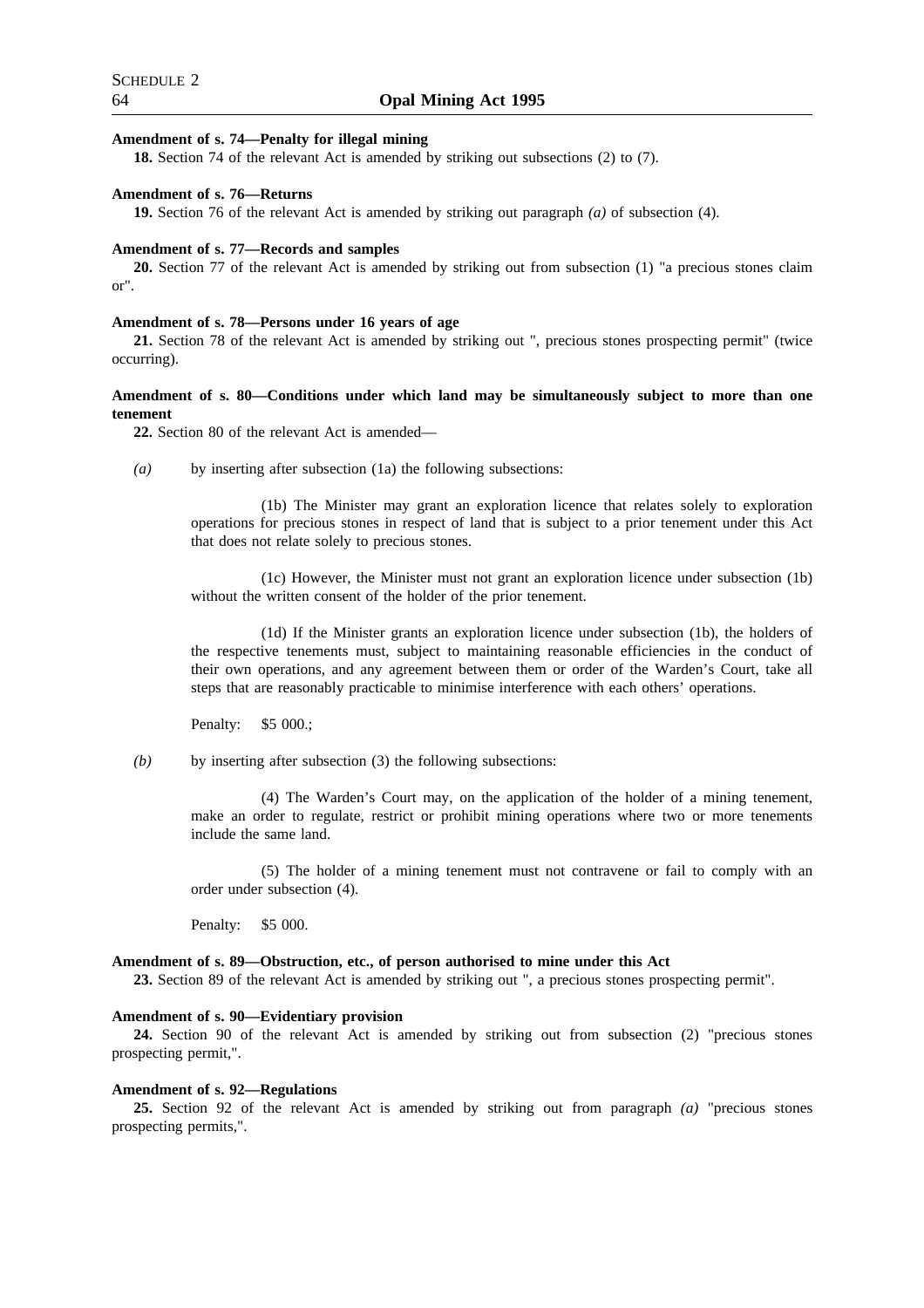**Amendment of s. 74—Penalty for illegal mining**

**18.** Section 74 of the relevant Act is amended by striking out subsections (2) to (7).

**Amendment of s. 76—Returns**

**19.** Section 76 of the relevant Act is amended by striking out paragraph *(a)* of subsection (4).

**Amendment of s. 77—Records and samples**

**20.** Section 77 of the relevant Act is amended by striking out from subsection (1) "a precious stones claim or".

**Amendment of s. 78—Persons under 16 years of age**

**21.** Section 78 of the relevant Act is amended by striking out ", precious stones prospecting permit" (twice occurring).

**Amendment of s. 80—Conditions under which land may be simultaneously subject to more than one tenement**

**22.** Section 80 of the relevant Act is amended—

*(a)* by inserting after subsection (1a) the following subsections:

(1b) The Minister may grant an exploration licence that relates solely to exploration operations for precious stones in respect of land that is subject to a prior tenement under this Act that does not relate solely to precious stones.

(1c) However, the Minister must not grant an exploration licence under subsection (1b) without the written consent of the holder of the prior tenement.

(1d) If the Minister grants an exploration licence under subsection (1b), the holders of the respective tenements must, subject to maintaining reasonable efficiencies in the conduct of their own operations, and any agreement between them or order of the Warden's Court, take all steps that are reasonably practicable to minimise interference with each others' operations.

Penalty: $5 000.;

*(b)* by inserting after subsection (3) the following subsections:

(4) The Warden's Court may, on the application of the holder of a mining tenement, make an order to regulate, restrict or prohibit mining operations where two or more tenements include the same land.

(5) The holder of a mining tenement must not contravene or fail to comply with an order under subsection (4).

Penalty: $5 000.

**Amendment of s. 89—Obstruction, etc., of person authorised to mine under this Act**

**23.** Section 89 of the relevant Act is amended by striking out ", a precious stones prospecting permit".

**Amendment of s. 90—Evidentiary provision**

**24.** Section 90 of the relevant Act is amended by striking out from subsection (2) "precious stones prospecting permit,".

**Amendment of s. 92—Regulations**

**25.** Section 92 of the relevant Act is amended by striking out from paragraph *(a)* "precious stones prospecting permits,".